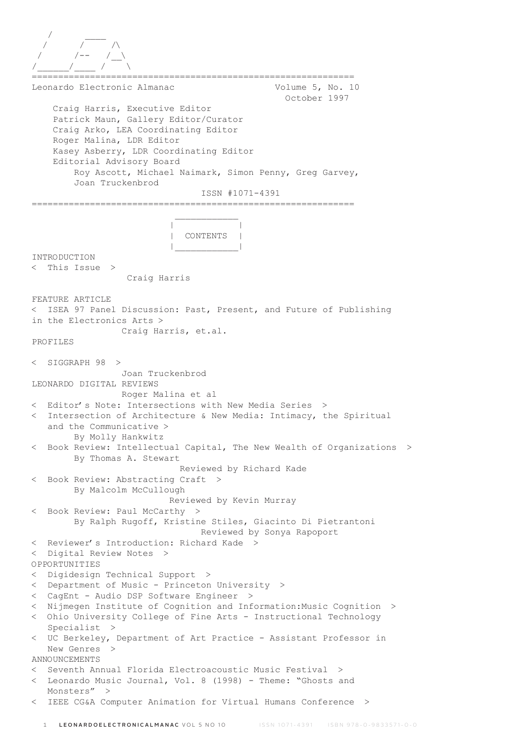```
   /       ____
  /       /     /\
 /       /--   /__\
/______/____  /    \
```

============================================================

Leonardo Electronic Almanac — Volume 5, No. 10 — October 1997

Craig Harris, Executive Editor
Patrick Maun, Gallery Editor/Curator
Craig Arko, LEA Coordinating Editor
Roger Malina, LDR Editor
Kasey Asberry, LDR Coordinating Editor
Editorial Advisory Board
Roy Ascott, Michael Naimark, Simon Penny, Greg Garvey, Joan Truckenbrod

ISSN #1071-4391

============================================================

## CONTENTS

INTRODUCTION

< This Issue >
Craig Harris

FEATURE ARTICLE

< ISEA 97 Panel Discussion: Past, Present, and Future of Publishing in the Electronics Arts >
Craig Harris, et.al.

PROFILES

< SIGGRAPH 98 >
Joan Truckenbrod

LEONARDO DIGITAL REVIEWS
Roger Malina et al

< Editor's Note: Intersections with New Media Series >

< Intersection of Architecture & New Media: Intimacy, the Spiritual and the Communicative >
By Molly Hankwitz

< Book Review: Intellectual Capital, The New Wealth of Organizations >
By Thomas A. Stewart
Reviewed by Richard Kade

< Book Review: Abstracting Craft >
By Malcolm McCullough
Reviewed by Kevin Murray

< Book Review: Paul McCarthy >
By Ralph Rugoff, Kristine Stiles, Giacinto Di Pietrantoni
Reviewed by Sonya Rapoport

< Reviewer's Introduction: Richard Kade >

< Digital Review Notes >

OPPORTUNITIES

< Digidesign Technical Support >
< Department of Music - Princeton University >
< CagEnt - Audio DSP Software Engineer >
< Nijmegen Institute of Cognition and Information:Music Cognition >
< Ohio University College of Fine Arts - Instructional Technology Specialist >
< UC Berkeley, Department of Art Practice - Assistant Professor in New Genres >

ANNOUNCEMENTS

< Seventh Annual Florida Electroacoustic Music Festival >
< Leonardo Music Journal, Vol. 8 (1998) - Theme: "Ghosts and Monsters" >
< IEEE CG&A Computer Animation for Virtual Humans Conference >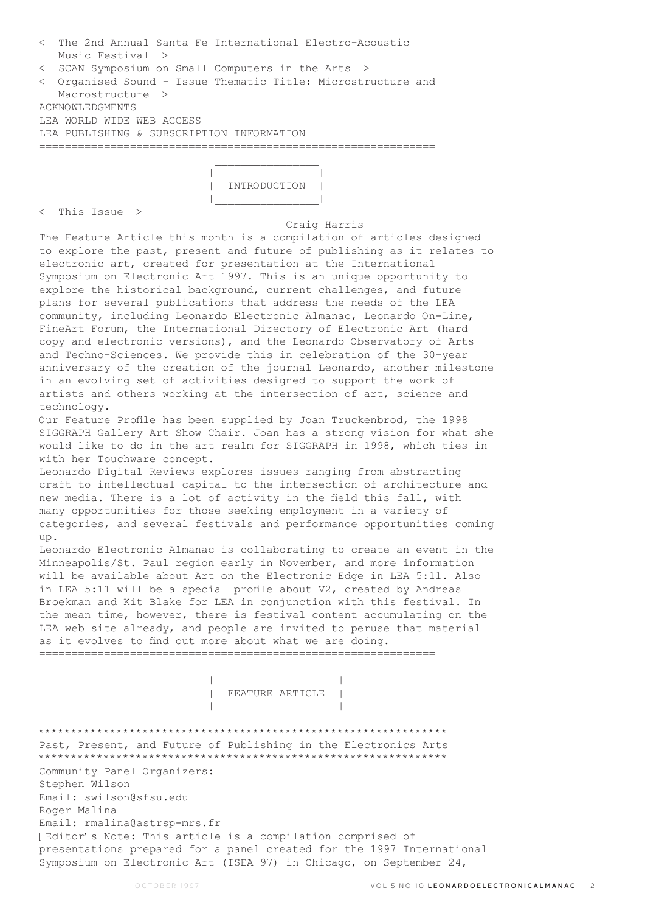< The 2nd Annual Santa Fe International Electro-Acoustic Music Festival >

< SCAN Symposium on Small Computers in the Arts >

< Organised Sound - Issue Thematic Title: Microstructure and Macrostructure >

ACKNOWLEDGMENTS

LEA WORLD WIDE WEB ACCESS

LEA PUBLISHING & SUBSCRIPTION INFORMATION

---

## INTRODUCTION

< This Issue >

Craig Harris

The Feature Article this month is a compilation of articles designed to explore the past, present and future of publishing as it relates to electronic art, created for presentation at the International Symposium on Electronic Art 1997. This is an unique opportunity to explore the historical background, current challenges, and future plans for several publications that address the needs of the LEA community, including Leonardo Electronic Almanac, Leonardo On-Line, FineArt Forum, the International Directory of Electronic Art (hard copy and electronic versions), and the Leonardo Observatory of Arts and Techno-Sciences. We provide this in celebration of the 30-year anniversary of the creation of the journal Leonardo, another milestone in an evolving set of activities designed to support the work of artists and others working at the intersection of art, science and technology.

Our Feature Profile has been supplied by Joan Truckenbrod, the 1998 SIGGRAPH Gallery Art Show Chair. Joan has a strong vision for what she would like to do in the art realm for SIGGRAPH in 1998, which ties in with her Touchware concept.

Leonardo Digital Reviews explores issues ranging from abstracting craft to intellectual capital to the intersection of architecture and new media. There is a lot of activity in the field this fall, with many opportunities for those seeking employment in a variety of categories, and several festivals and performance opportunities coming up.

Leonardo Electronic Almanac is collaborating to create an event in the Minneapolis/St. Paul region early in November, and more information will be available about Art on the Electronic Edge in LEA 5:11. Also in LEA 5:11 will be a special profile about V2, created by Andreas Broekman and Kit Blake for LEA in conjunction with this festival. In the mean time, however, there is festival content accumulating on the LEA web site already, and people are invited to peruse that material as it evolves to find out more about what we are doing.

---

## FEATURE ARTICLE

### Past, Present, and Future of Publishing in the Electronics Arts

Community Panel Organizers:
Stephen Wilson
Email: swilson@sfsu.edu
Roger Malina
Email: rmalina@astrsp-mrs.fr

[ Editor's Note: This article is a compilation comprised of presentations prepared for a panel created for the 1997 International Symposium on Electronic Art (ISEA 97) in Chicago, on September 24,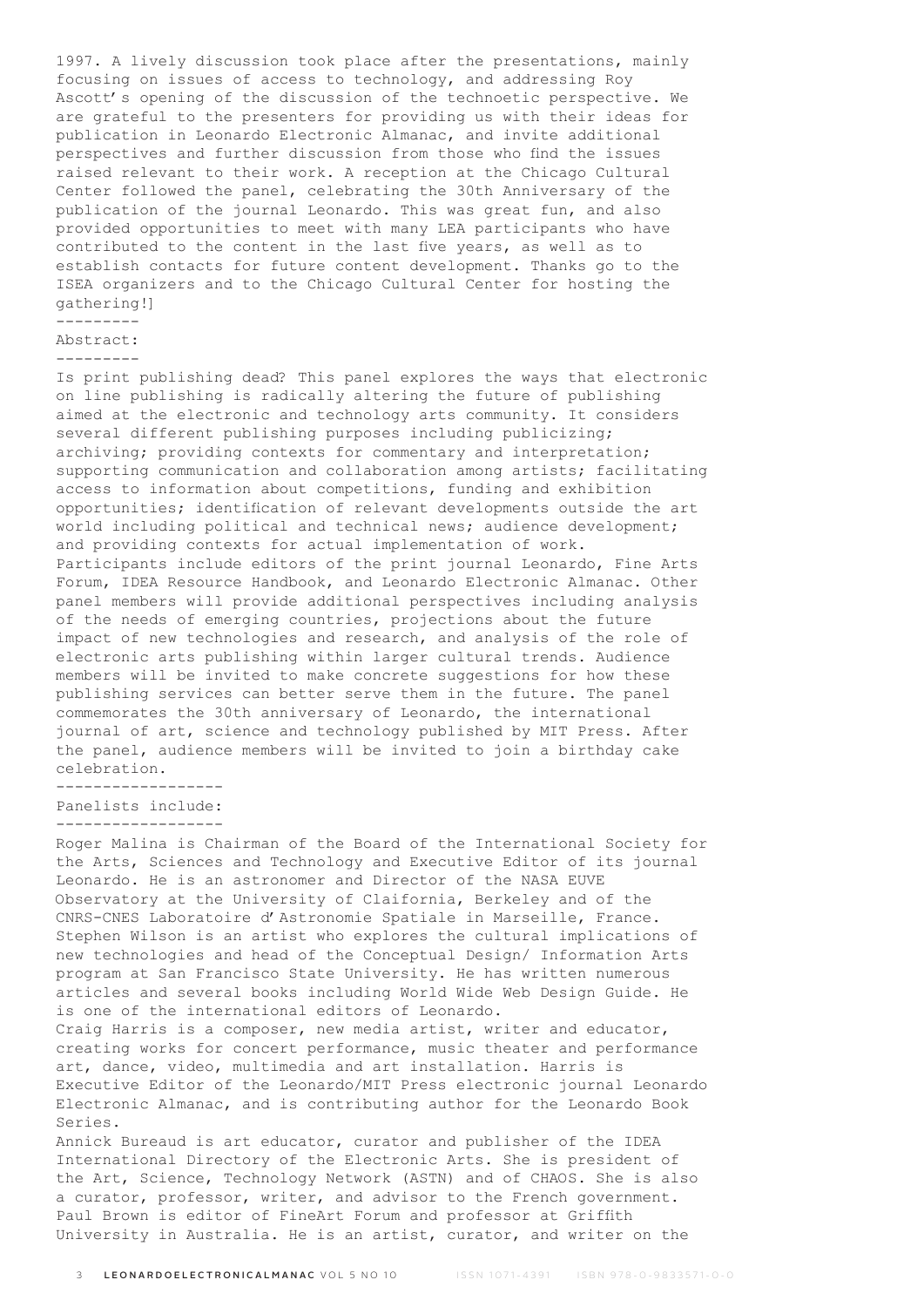1997. A lively discussion took place after the presentations, mainly focusing on issues of access to technology, and addressing Roy Ascott's opening of the discussion of the technoetic perspective. We are grateful to the presenters for providing us with their ideas for publication in Leonardo Electronic Almanac, and invite additional perspectives and further discussion from those who find the issues raised relevant to their work. A reception at the Chicago Cultural Center followed the panel, celebrating the 30th Anniversary of the publication of the journal Leonardo. This was great fun, and also provided opportunities to meet with many LEA participants who have contributed to the content in the last five years, as well as to establish contacts for future content development. Thanks go to the ISEA organizers and to the Chicago Cultural Center for hosting the gathering!]

---------

Abstract:

---------

Is print publishing dead? This panel explores the ways that electronic on line publishing is radically altering the future of publishing aimed at the electronic and technology arts community. It considers several different publishing purposes including publicizing; archiving; providing contexts for commentary and interpretation; supporting communication and collaboration among artists; facilitating access to information about competitions, funding and exhibition opportunities; identification of relevant developments outside the art world including political and technical news; audience development; and providing contexts for actual implementation of work. Participants include editors of the print journal Leonardo, Fine Arts Forum, IDEA Resource Handbook, and Leonardo Electronic Almanac. Other panel members will provide additional perspectives including analysis of the needs of emerging countries, projections about the future impact of new technologies and research, and analysis of the role of electronic arts publishing within larger cultural trends. Audience members will be invited to make concrete suggestions for how these publishing services can better serve them in the future. The panel commemorates the 30th anniversary of Leonardo, the international journal of art, science and technology published by MIT Press. After the panel, audience members will be invited to join a birthday cake celebration.

------------------

Panelists include:

------------------

Roger Malina is Chairman of the Board of the International Society for the Arts, Sciences and Technology and Executive Editor of its journal Leonardo. He is an astronomer and Director of the NASA EUVE Observatory at the University of Claifornia, Berkeley and of the CNRS-CNES Laboratoire d'Astronomie Spatiale in Marseille, France.

Stephen Wilson is an artist who explores the cultural implications of new technologies and head of the Conceptual Design/ Information Arts program at San Francisco State University. He has written numerous articles and several books including World Wide Web Design Guide. He is one of the international editors of Leonardo.

Craig Harris is a composer, new media artist, writer and educator, creating works for concert performance, music theater and performance art, dance, video, multimedia and art installation. Harris is Executive Editor of the Leonardo/MIT Press electronic journal Leonardo Electronic Almanac, and is contributing author for the Leonardo Book Series.

Annick Bureaud is art educator, curator and publisher of the IDEA International Directory of the Electronic Arts. She is president of the Art, Science, Technology Network (ASTN) and of CHAOS. She is also a curator, professor, writer, and advisor to the French government.

Paul Brown is editor of FineArt Forum and professor at Griffith University in Australia. He is an artist, curator, and writer on the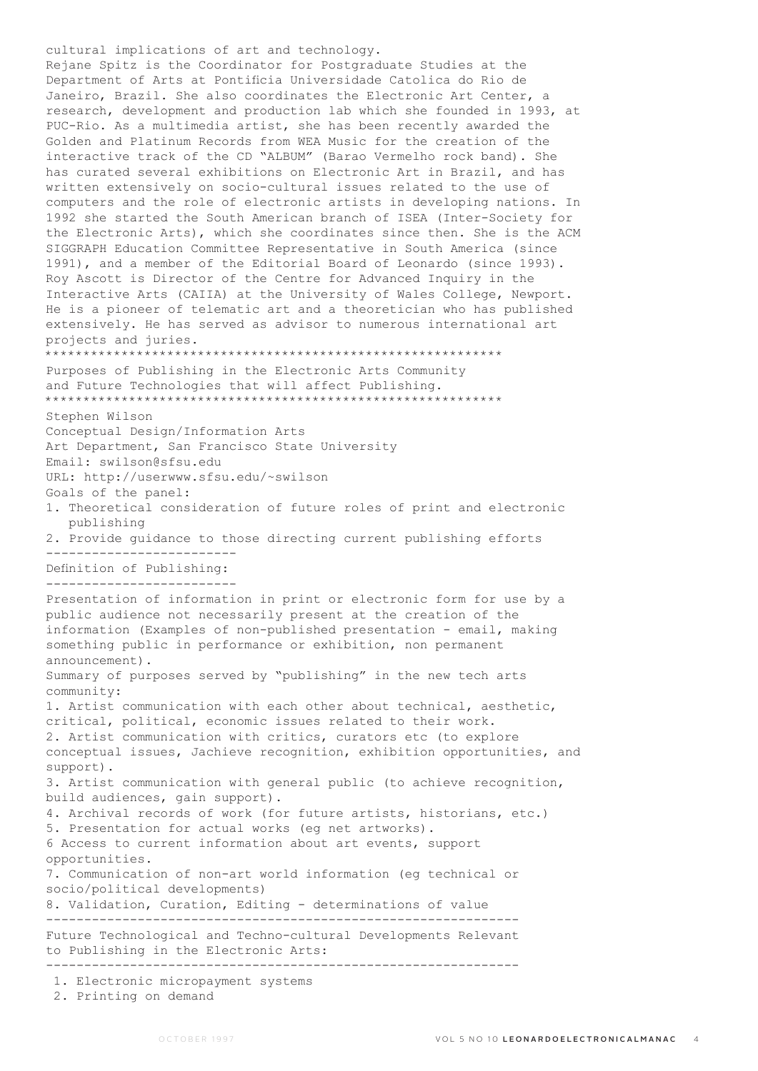cultural implications of art and technology.

Rejane Spitz is the Coordinator for Postgraduate Studies at the Department of Arts at Pontificia Universidade Catolica do Rio de Janeiro, Brazil. She also coordinates the Electronic Art Center, a research, development and production lab which she founded in 1993, at PUC-Rio. As a multimedia artist, she has been recently awarded the Golden and Platinum Records from WEA Music for the creation of the interactive track of the CD "ALBUM" (Barao Vermelho rock band). She has curated several exhibitions on Electronic Art in Brazil, and has written extensively on socio-cultural issues related to the use of computers and the role of electronic artists in developing nations. In 1992 she started the South American branch of ISEA (Inter-Society for the Electronic Arts), which she coordinates since then. She is the ACM SIGGRAPH Education Committee Representative in South America (since 1991), and a member of the Editorial Board of Leonardo (since 1993).

Roy Ascott is Director of the Centre for Advanced Inquiry in the Interactive Arts (CAIIA) at the University of Wales College, Newport. He is a pioneer of telematic art and a theoretician who has published extensively. He has served as advisor to numerous international art projects and juries.

************************************************************

Purposes of Publishing in the Electronic Arts Community and Future Technologies that will affect Publishing.

************************************************************

Stephen Wilson
Conceptual Design/Information Arts
Art Department, San Francisco State University
Email: swilson@sfsu.edu
URL: http://userwww.sfsu.edu/~swilson

Goals of the panel:

1. Theoretical consideration of future roles of print and electronic publishing
2. Provide guidance to those directing current publishing efforts

------------------------

Definition of Publishing:

------------------------

Presentation of information in print or electronic form for use by a public audience not necessarily present at the creation of the information (Examples of non-published presentation - email, making something public in performance or exhibition, non permanent announcement).

Summary of purposes served by "publishing" in the new tech arts community:

1. Artist communication with each other about technical, aesthetic, critical, political, economic issues related to their work.
2. Artist communication with critics, curators etc (to explore conceptual issues, Jachieve recognition, exhibition opportunities, and support).
3. Artist communication with general public (to achieve recognition, build audiences, gain support).
4. Archival records of work (for future artists, historians, etc.)
5. Presentation for actual works (eg net artworks).
6 Access to current information about art events, support opportunities.
7. Communication of non-art world information (eg technical or socio/political developments)
8. Validation, Curation, Editing - determinations of value

------------------------------------------------------------

Future Technological and Techno-cultural Developments Relevant to Publishing in the Electronic Arts:

------------------------------------------------------------

1. Electronic micropayment systems
2. Printing on demand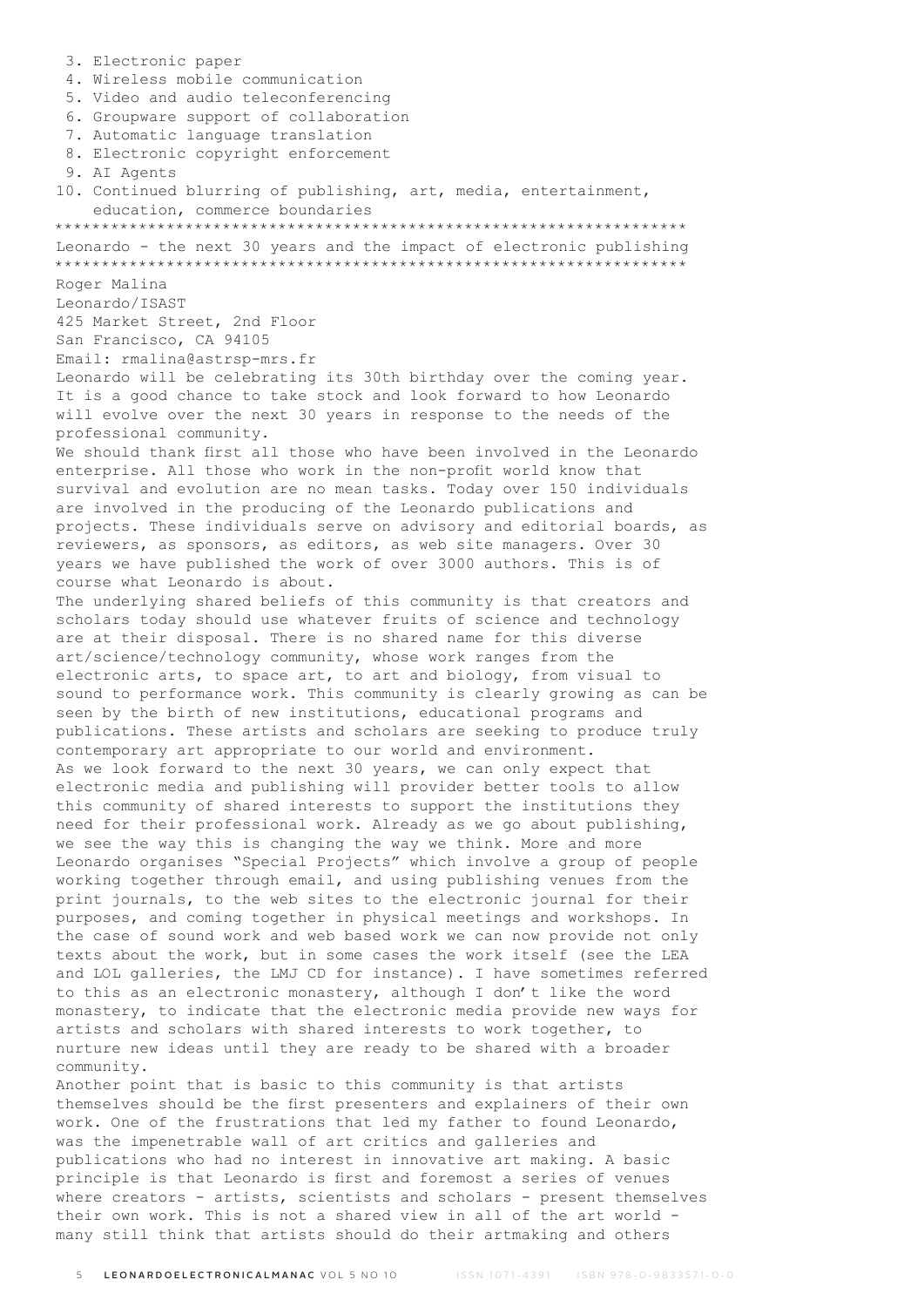3. Electronic paper
4. Wireless mobile communication
5. Video and audio teleconferencing
6. Groupware support of collaboration
7. Automatic language translation
8. Electronic copyright enforcement
9. AI Agents
10. Continued blurring of publishing, art, media, entertainment, education, commerce boundaries

******************************************************************

## Leonardo - the next 30 years and the impact of electronic publishing

******************************************************************

Roger Malina
Leonardo/ISAST
425 Market Street, 2nd Floor
San Francisco, CA 94105
Email: rmalina@astrsp-mrs.fr

Leonardo will be celebrating its 30th birthday over the coming year. It is a good chance to take stock and look forward to how Leonardo will evolve over the next 30 years in response to the needs of the professional community.

We should thank first all those who have been involved in the Leonardo enterprise. All those who work in the non-profit world know that survival and evolution are no mean tasks. Today over 150 individuals are involved in the producing of the Leonardo publications and projects. These individuals serve on advisory and editorial boards, as reviewers, as sponsors, as editors, as web site managers. Over 30 years we have published the work of over 3000 authors. This is of course what Leonardo is about.

The underlying shared beliefs of this community is that creators and scholars today should use whatever fruits of science and technology are at their disposal. There is no shared name for this diverse art/science/technology community, whose work ranges from the electronic arts, to space art, to art and biology, from visual to sound to performance work. This community is clearly growing as can be seen by the birth of new institutions, educational programs and publications. These artists and scholars are seeking to produce truly contemporary art appropriate to our world and environment.

As we look forward to the next 30 years, we can only expect that electronic media and publishing will provider better tools to allow this community of shared interests to support the institutions they need for their professional work. Already as we go about publishing, we see the way this is changing the way we think. More and more Leonardo organises "Special Projects" which involve a group of people working together through email, and using publishing venues from the print journals, to the web sites to the electronic journal for their purposes, and coming together in physical meetings and workshops. In the case of sound work and web based work we can now provide not only texts about the work, but in some cases the work itself (see the LEA and LOL galleries, the LMJ CD for instance). I have sometimes referred to this as an electronic monastery, although I don't like the word monastery, to indicate that the electronic media provide new ways for artists and scholars with shared interests to work together, to nurture new ideas until they are ready to be shared with a broader community.

Another point that is basic to this community is that artists themselves should be the first presenters and explainers of their own work. One of the frustrations that led my father to found Leonardo, was the impenetrable wall of art critics and galleries and publications who had no interest in innovative art making. A basic principle is that Leonardo is first and foremost a series of venues where creators - artists, scientists and scholars - present themselves their own work. This is not a shared view in all of the art world - many still think that artists should do their artmaking and others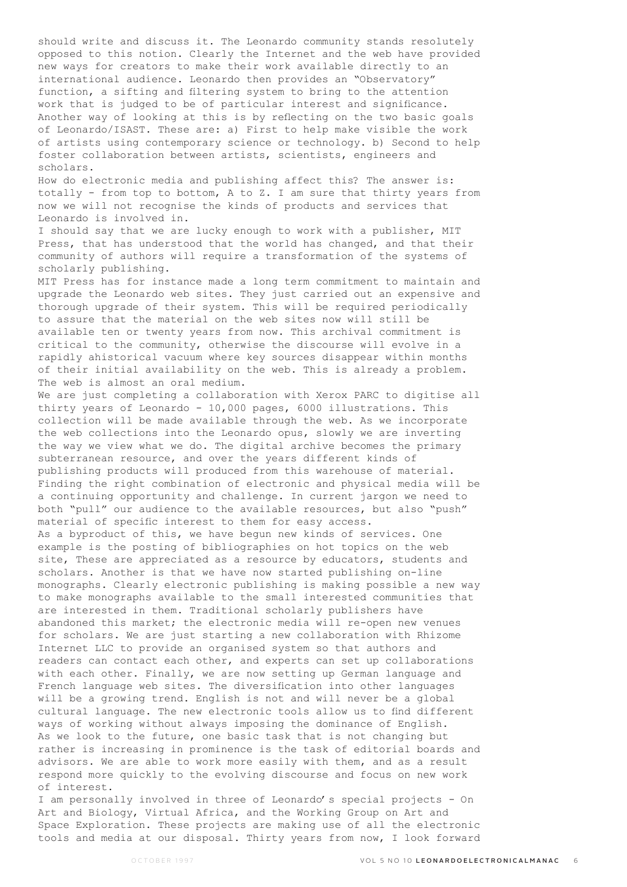should write and discuss it. The Leonardo community stands resolutely opposed to this notion. Clearly the Internet and the web have provided new ways for creators to make their work available directly to an international audience. Leonardo then provides an "Observatory" function, a sifting and filtering system to bring to the attention work that is judged to be of particular interest and significance. Another way of looking at this is by reflecting on the two basic goals of Leonardo/ISAST. These are: a) First to help make visible the work of artists using contemporary science or technology. b) Second to help foster collaboration between artists, scientists, engineers and scholars.

How do electronic media and publishing affect this? The answer is: totally - from top to bottom, A to Z. I am sure that thirty years from now we will not recognise the kinds of products and services that Leonardo is involved in.

I should say that we are lucky enough to work with a publisher, MIT Press, that has understood that the world has changed, and that their community of authors will require a transformation of the systems of scholarly publishing.

MIT Press has for instance made a long term commitment to maintain and upgrade the Leonardo web sites. They just carried out an expensive and thorough upgrade of their system. This will be required periodically to assure that the material on the web sites now will still be available ten or twenty years from now. This archival commitment is critical to the community, otherwise the discourse will evolve in a rapidly ahistorical vacuum where key sources disappear within months of their initial availability on the web. This is already a problem. The web is almost an oral medium.

We are just completing a collaboration with Xerox PARC to digitise all thirty years of Leonardo - 10,000 pages, 6000 illustrations. This collection will be made available through the web. As we incorporate the web collections into the Leonardo opus, slowly we are inverting the way we view what we do. The digital archive becomes the primary subterranean resource, and over the years different kinds of publishing products will produced from this warehouse of material. Finding the right combination of electronic and physical media will be a continuing opportunity and challenge. In current jargon we need to both "pull" our audience to the available resources, but also "push" material of specific interest to them for easy access.

As a byproduct of this, we have begun new kinds of services. One example is the posting of bibliographies on hot topics on the web site, These are appreciated as a resource by educators, students and scholars. Another is that we have now started publishing on-line monographs. Clearly electronic publishing is making possible a new way to make monographs available to the small interested communities that are interested in them. Traditional scholarly publishers have abandoned this market; the electronic media will re-open new venues for scholars. We are just starting a new collaboration with Rhizome Internet LLC to provide an organised system so that authors and readers can contact each other, and experts can set up collaborations with each other. Finally, we are now setting up German language and French language web sites. The diversification into other languages will be a growing trend. English is not and will never be a global cultural language. The new electronic tools allow us to find different ways of working without always imposing the dominance of English.

As we look to the future, one basic task that is not changing but rather is increasing in prominence is the task of editorial boards and advisors. We are able to work more easily with them, and as a result respond more quickly to the evolving discourse and focus on new work of interest.

I am personally involved in three of Leonardo's special projects - On Art and Biology, Virtual Africa, and the Working Group on Art and Space Exploration. These projects are making use of all the electronic tools and media at our disposal. Thirty years from now, I look forward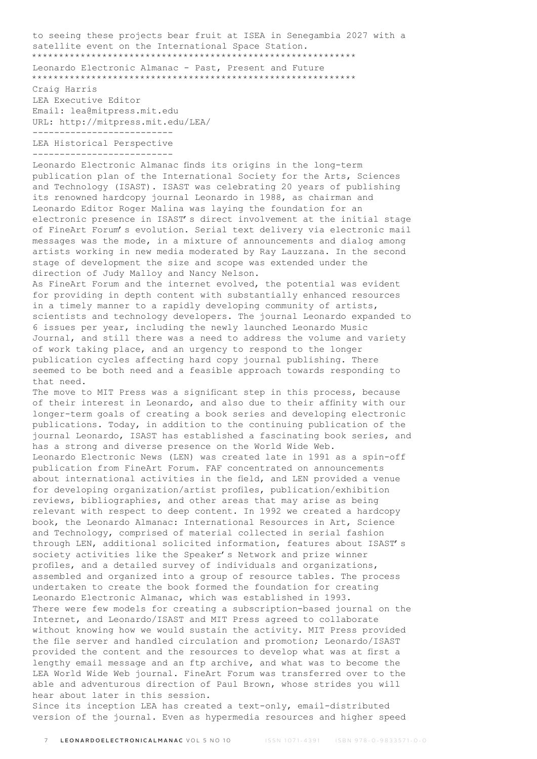to seeing these projects bear fruit at ISEA in Senegambia 2027 with a satellite event on the International Space Station.

************************************************************

## Leonardo Electronic Almanac - Past, Present and Future

************************************************************

Craig Harris
LEA Executive Editor
Email: lea@mitpress.mit.edu
URL: http://mitpress.mit.edu/LEA/

--------------------------

### LEA Historical Perspective

--------------------------

Leonardo Electronic Almanac finds its origins in the long-term publication plan of the International Society for the Arts, Sciences and Technology (ISAST). ISAST was celebrating 20 years of publishing its renowned hardcopy journal Leonardo in 1988, as chairman and Leonardo Editor Roger Malina was laying the foundation for an electronic presence in ISAST's direct involvement at the initial stage of FineArt Forum's evolution. Serial text delivery via electronic mail messages was the mode, in a mixture of announcements and dialog among artists working in new media moderated by Ray Lauzzana. In the second stage of development the size and scope was extended under the direction of Judy Malloy and Nancy Nelson.

As FineArt Forum and the internet evolved, the potential was evident for providing in depth content with substantially enhanced resources in a timely manner to a rapidly developing community of artists, scientists and technology developers. The journal Leonardo expanded to 6 issues per year, including the newly launched Leonardo Music Journal, and still there was a need to address the volume and variety of work taking place, and an urgency to respond to the longer publication cycles affecting hard copy journal publishing. There seemed to be both need and a feasible approach towards responding to that need.

The move to MIT Press was a significant step in this process, because of their interest in Leonardo, and also due to their affinity with our longer-term goals of creating a book series and developing electronic publications. Today, in addition to the continuing publication of the journal Leonardo, ISAST has established a fascinating book series, and has a strong and diverse presence on the World Wide Web.

Leonardo Electronic News (LEN) was created late in 1991 as a spin-off publication from FineArt Forum. FAF concentrated on announcements about international activities in the field, and LEN provided a venue for developing organization/artist profiles, publication/exhibition reviews, bibliographies, and other areas that may arise as being relevant with respect to deep content. In 1992 we created a hardcopy book, the Leonardo Almanac: International Resources in Art, Science and Technology, comprised of material collected in serial fashion through LEN, additional solicited information, features about ISAST's society activities like the Speaker's Network and prize winner profiles, and a detailed survey of individuals and organizations, assembled and organized into a group of resource tables. The process undertaken to create the book formed the foundation for creating Leonardo Electronic Almanac, which was established in 1993.

There were few models for creating a subscription-based journal on the Internet, and Leonardo/ISAST and MIT Press agreed to collaborate without knowing how we would sustain the activity. MIT Press provided the file server and handled circulation and promotion; Leonardo/ISAST provided the content and the resources to develop what was at first a lengthy email message and an ftp archive, and what was to become the LEA World Wide Web journal. FineArt Forum was transferred over to the able and adventurous direction of Paul Brown, whose strides you will hear about later in this session.

Since its inception LEA has created a text-only, email-distributed version of the journal. Even as hypermedia resources and higher speed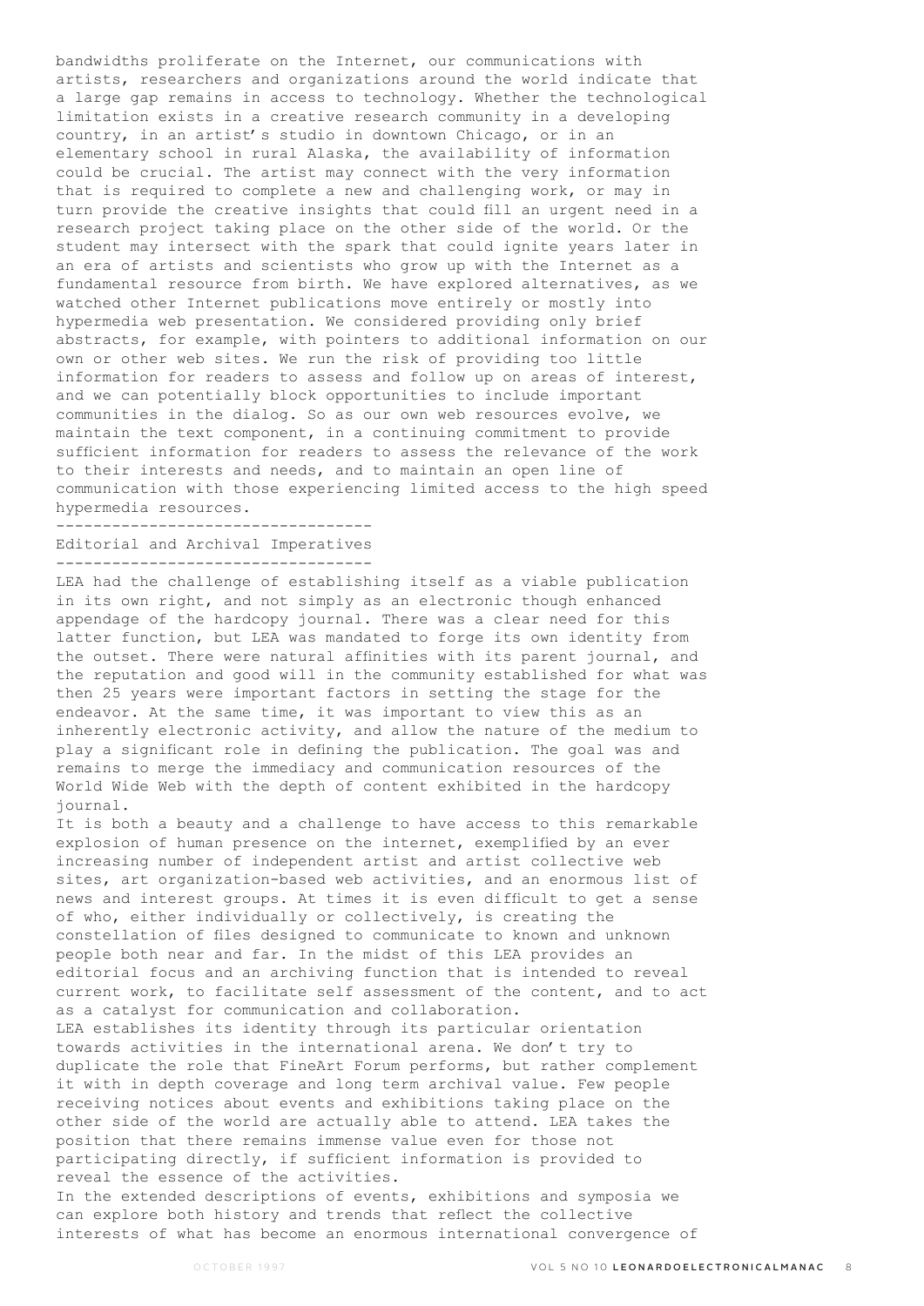bandwidths proliferate on the Internet, our communications with artists, researchers and organizations around the world indicate that a large gap remains in access to technology. Whether the technological limitation exists in a creative research community in a developing country, in an artist's studio in downtown Chicago, or in an elementary school in rural Alaska, the availability of information could be crucial. The artist may connect with the very information that is required to complete a new and challenging work, or may in turn provide the creative insights that could fill an urgent need in a research project taking place on the other side of the world. Or the student may intersect with the spark that could ignite years later in an era of artists and scientists who grow up with the Internet as a fundamental resource from birth. We have explored alternatives, as we watched other Internet publications move entirely or mostly into hypermedia web presentation. We considered providing only brief abstracts, for example, with pointers to additional information on our own or other web sites. We run the risk of providing too little information for readers to assess and follow up on areas of interest, and we can potentially block opportunities to include important communities in the dialog. So as our own web resources evolve, we maintain the text component, in a continuing commitment to provide sufficient information for readers to assess the relevance of the work to their interests and needs, and to maintain an open line of communication with those experiencing limited access to the high speed hypermedia resources.

## Editorial and Archival Imperatives

LEA had the challenge of establishing itself as a viable publication in its own right, and not simply as an electronic though enhanced appendage of the hardcopy journal. There was a clear need for this latter function, but LEA was mandated to forge its own identity from the outset. There were natural affinities with its parent journal, and the reputation and good will in the community established for what was then 25 years were important factors in setting the stage for the endeavor. At the same time, it was important to view this as an inherently electronic activity, and allow the nature of the medium to play a significant role in defining the publication. The goal was and remains to merge the immediacy and communication resources of the World Wide Web with the depth of content exhibited in the hardcopy journal.

It is both a beauty and a challenge to have access to this remarkable explosion of human presence on the internet, exemplified by an ever increasing number of independent artist and artist collective web sites, art organization-based web activities, and an enormous list of news and interest groups. At times it is even difficult to get a sense of who, either individually or collectively, is creating the constellation of files designed to communicate to known and unknown people both near and far. In the midst of this LEA provides an editorial focus and an archiving function that is intended to reveal current work, to facilitate self assessment of the content, and to act as a catalyst for communication and collaboration.

LEA establishes its identity through its particular orientation towards activities in the international arena. We don't try to duplicate the role that FineArt Forum performs, but rather complement it with in depth coverage and long term archival value. Few people receiving notices about events and exhibitions taking place on the other side of the world are actually able to attend. LEA takes the position that there remains immense value even for those not participating directly, if sufficient information is provided to reveal the essence of the activities.

In the extended descriptions of events, exhibitions and symposia we can explore both history and trends that reflect the collective interests of what has become an enormous international convergence of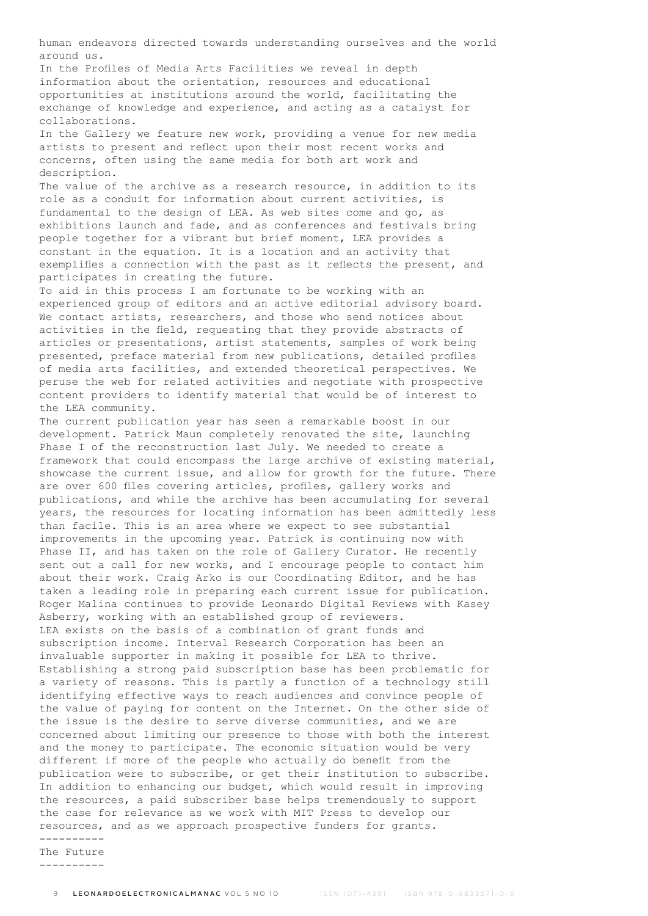human endeavors directed towards understanding ourselves and the world around us.

In the Profiles of Media Arts Facilities we reveal in depth information about the orientation, resources and educational opportunities at institutions around the world, facilitating the exchange of knowledge and experience, and acting as a catalyst for collaborations.

In the Gallery we feature new work, providing a venue for new media artists to present and reflect upon their most recent works and concerns, often using the same media for both art work and description.

The value of the archive as a research resource, in addition to its role as a conduit for information about current activities, is fundamental to the design of LEA. As web sites come and go, as exhibitions launch and fade, and as conferences and festivals bring people together for a vibrant but brief moment, LEA provides a constant in the equation. It is a location and an activity that exemplifies a connection with the past as it reflects the present, and participates in creating the future.

To aid in this process I am fortunate to be working with an experienced group of editors and an active editorial advisory board. We contact artists, researchers, and those who send notices about activities in the field, requesting that they provide abstracts of articles or presentations, artist statements, samples of work being presented, preface material from new publications, detailed profiles of media arts facilities, and extended theoretical perspectives. We peruse the web for related activities and negotiate with prospective content providers to identify material that would be of interest to the LEA community.

The current publication year has seen a remarkable boost in our development. Patrick Maun completely renovated the site, launching Phase I of the reconstruction last July. We needed to create a framework that could encompass the large archive of existing material, showcase the current issue, and allow for growth for the future. There are over 600 files covering articles, profiles, gallery works and publications, and while the archive has been accumulating for several years, the resources for locating information has been admittedly less than facile. This is an area where we expect to see substantial improvements in the upcoming year. Patrick is continuing now with Phase II, and has taken on the role of Gallery Curator. He recently sent out a call for new works, and I encourage people to contact him about their work. Craig Arko is our Coordinating Editor, and he has taken a leading role in preparing each current issue for publication. Roger Malina continues to provide Leonardo Digital Reviews with Kasey Asberry, working with an established group of reviewers.

LEA exists on the basis of a combination of grant funds and subscription income. Interval Research Corporation has been an invaluable supporter in making it possible for LEA to thrive. Establishing a strong paid subscription base has been problematic for a variety of reasons. This is partly a function of a technology still identifying effective ways to reach audiences and convince people of the value of paying for content on the Internet. On the other side of the issue is the desire to serve diverse communities, and we are concerned about limiting our presence to those with both the interest and the money to participate. The economic situation would be very different if more of the people who actually do benefit from the publication were to subscribe, or get their institution to subscribe. In addition to enhancing our budget, which would result in improving the resources, a paid subscriber base helps tremendously to support the case for relevance as we work with MIT Press to develop our resources, and as we approach prospective funders for grants.

----------
The Future
----------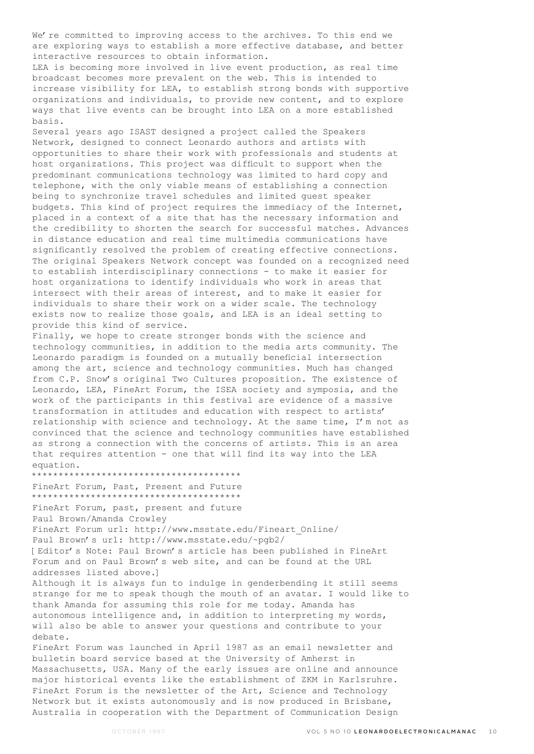We're committed to improving access to the archives. To this end we are exploring ways to establish a more effective database, and better interactive resources to obtain information.

LEA is becoming more involved in live event production, as real time broadcast becomes more prevalent on the web. This is intended to increase visibility for LEA, to establish strong bonds with supportive organizations and individuals, to provide new content, and to explore ways that live events can be brought into LEA on a more established basis.

Several years ago ISAST designed a project called the Speakers Network, designed to connect Leonardo authors and artists with opportunities to share their work with professionals and students at host organizations. This project was difficult to support when the predominant communications technology was limited to hard copy and telephone, with the only viable means of establishing a connection being to synchronize travel schedules and limited guest speaker budgets. This kind of project requires the immediacy of the Internet, placed in a context of a site that has the necessary information and the credibility to shorten the search for successful matches. Advances in distance education and real time multimedia communications have significantly resolved the problem of creating effective connections. The original Speakers Network concept was founded on a recognized need to establish interdisciplinary connections - to make it easier for host organizations to identify individuals who work in areas that intersect with their areas of interest, and to make it easier for individuals to share their work on a wider scale. The technology exists now to realize those goals, and LEA is an ideal setting to provide this kind of service.

Finally, we hope to create stronger bonds with the science and technology communities, in addition to the media arts community. The Leonardo paradigm is founded on a mutually beneficial intersection among the art, science and technology communities. Much has changed from C.P. Snow's original Two Cultures proposition. The existence of Leonardo, LEA, FineArt Forum, the ISEA society and symposia, and the work of the participants in this festival are evidence of a massive transformation in attitudes and education with respect to artists' relationship with science and technology. At the same time, I'm not as convinced that the science and technology communities have established as strong a connection with the concerns of artists. This is an area that requires attention - one that will find its way into the LEA equation.

****************************************

## FineArt Forum, Past, Present and Future

****************************************

FineArt Forum, past, present and future

Paul Brown/Amanda Crowley

FineArt Forum url: http://www.msstate.edu/Fineart_Online/

Paul Brown's url: http://www.msstate.edu/~pgb2/

[Editor's Note: Paul Brown's article has been published in FineArt Forum and on Paul Brown's web site, and can be found at the URL addresses listed above.]

Although it is always fun to indulge in genderbending it still seems strange for me to speak though the mouth of an avatar. I would like to thank Amanda for assuming this role for me today. Amanda has autonomous intelligence and, in addition to interpreting my words, will also be able to answer your questions and contribute to your debate.

FineArt Forum was launched in April 1987 as an email newsletter and bulletin board service based at the University of Amherst in Massachusetts, USA. Many of the early issues are online and announce major historical events like the establishment of ZKM in Karlsruhre. FineArt Forum is the newsletter of the Art, Science and Technology Network but it exists autonomously and is now produced in Brisbane, Australia in cooperation with the Department of Communication Design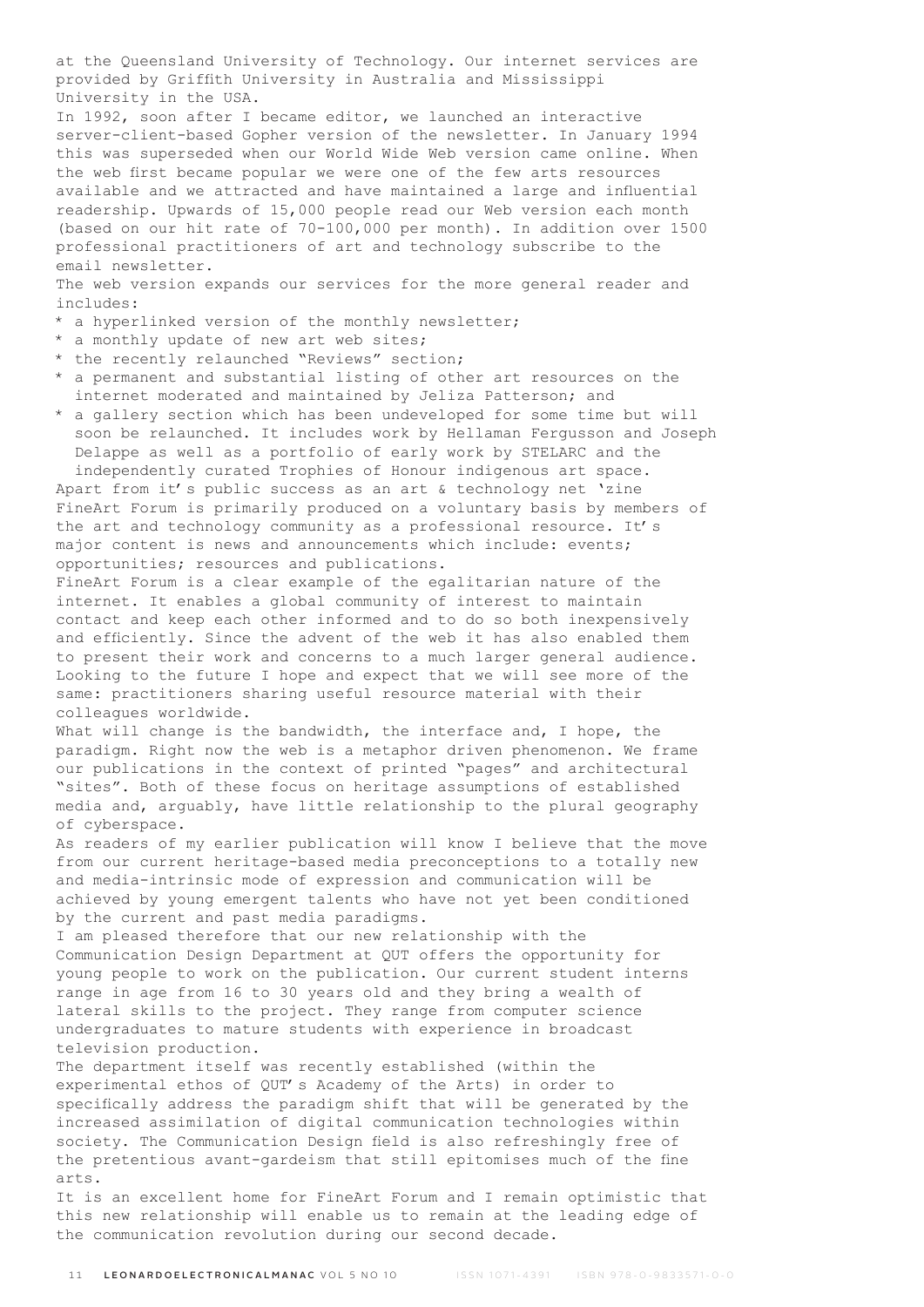at the Queensland University of Technology. Our internet services are provided by Griffith University in Australia and Mississippi University in the USA.

In 1992, soon after I became editor, we launched an interactive server-client-based Gopher version of the newsletter. In January 1994 this was superseded when our World Wide Web version came online. When the web first became popular we were one of the few arts resources available and we attracted and have maintained a large and influential readership. Upwards of 15,000 people read our Web version each month (based on our hit rate of 70-100,000 per month). In addition over 1500 professional practitioners of art and technology subscribe to the email newsletter.

The web version expands our services for the more general reader and includes:

* a hyperlinked version of the monthly newsletter;
* a monthly update of new art web sites;
* the recently relaunched "Reviews" section;
* a permanent and substantial listing of other art resources on the internet moderated and maintained by Jeliza Patterson; and
* a gallery section which has been undeveloped for some time but will soon be relaunched. It includes work by Hellaman Fergusson and Joseph Delappe as well as a portfolio of early work by STELARC and the independently curated Trophies of Honour indigenous art space.

Apart from it's public success as an art & technology net 'zine FineArt Forum is primarily produced on a voluntary basis by members of the art and technology community as a professional resource. It's major content is news and announcements which include: events; opportunities; resources and publications.

FineArt Forum is a clear example of the egalitarian nature of the internet. It enables a global community of interest to maintain contact and keep each other informed and to do so both inexpensively and efficiently. Since the advent of the web it has also enabled them to present their work and concerns to a much larger general audience. Looking to the future I hope and expect that we will see more of the same: practitioners sharing useful resource material with their colleagues worldwide.

What will change is the bandwidth, the interface and, I hope, the paradigm. Right now the web is a metaphor driven phenomenon. We frame our publications in the context of printed "pages" and architectural "sites". Both of these focus on heritage assumptions of established media and, arguably, have little relationship to the plural geography of cyberspace.

As readers of my earlier publication will know I believe that the move from our current heritage-based media preconceptions to a totally new and media-intrinsic mode of expression and communication will be achieved by young emergent talents who have not yet been conditioned by the current and past media paradigms.

I am pleased therefore that our new relationship with the Communication Design Department at QUT offers the opportunity for young people to work on the publication. Our current student interns range in age from 16 to 30 years old and they bring a wealth of lateral skills to the project. They range from computer science undergraduates to mature students with experience in broadcast television production.

The department itself was recently established (within the experimental ethos of QUT's Academy of the Arts) in order to specifically address the paradigm shift that will be generated by the increased assimilation of digital communication technologies within society. The Communication Design field is also refreshingly free of the pretentious avant-gardeism that still epitomises much of the fine arts.

It is an excellent home for FineArt Forum and I remain optimistic that this new relationship will enable us to remain at the leading edge of the communication revolution during our second decade.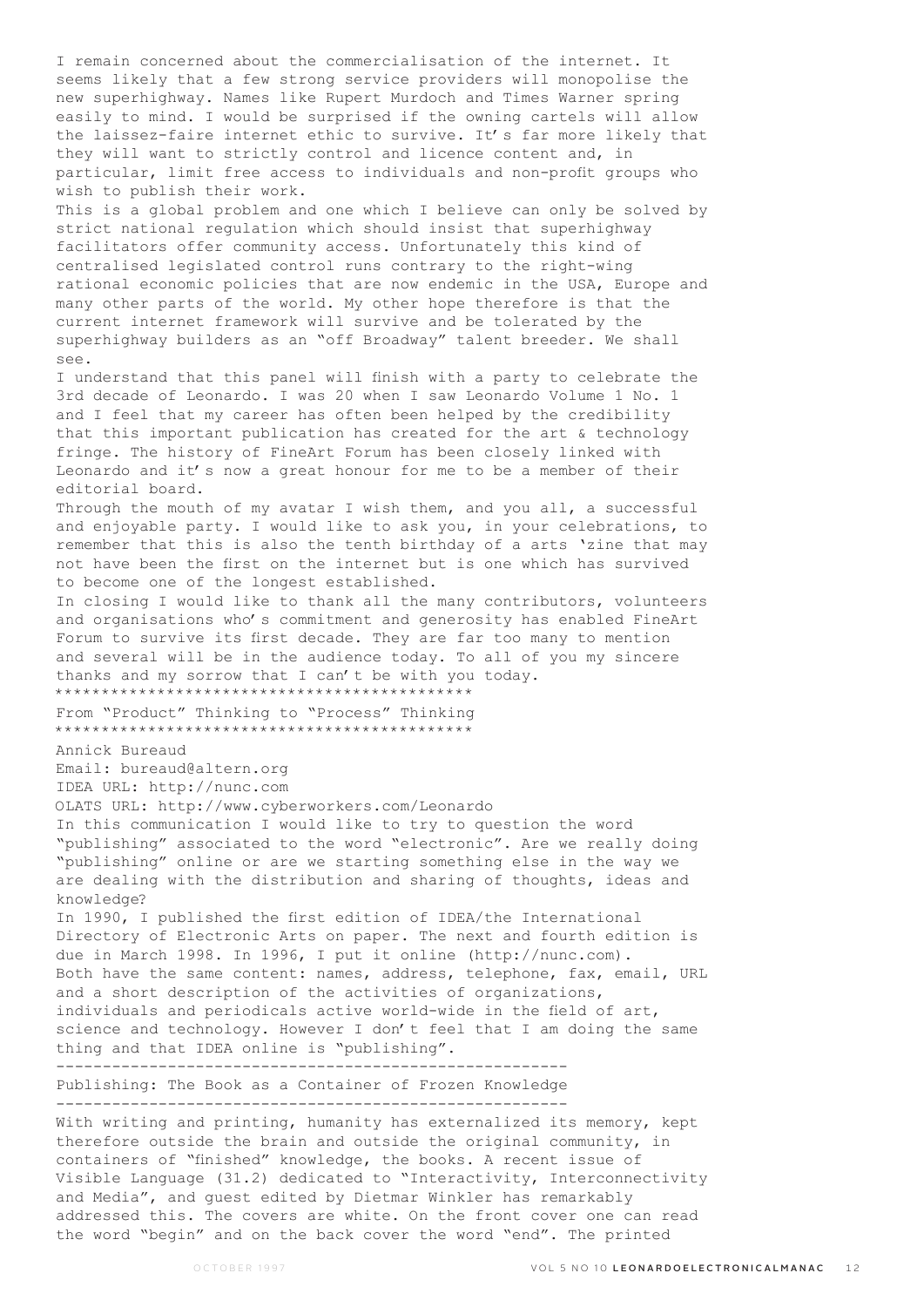I remain concerned about the commercialisation of the internet. It seems likely that a few strong service providers will monopolise the new superhighway. Names like Rupert Murdoch and Times Warner spring easily to mind. I would be surprised if the owning cartels will allow the laissez-faire internet ethic to survive. It's far more likely that they will want to strictly control and licence content and, in particular, limit free access to individuals and non-profit groups who wish to publish their work.

This is a global problem and one which I believe can only be solved by strict national regulation which should insist that superhighway facilitators offer community access. Unfortunately this kind of centralised legislated control runs contrary to the right-wing rational economic policies that are now endemic in the USA, Europe and many other parts of the world. My other hope therefore is that the current internet framework will survive and be tolerated by the superhighway builders as an "off Broadway" talent breeder. We shall see.

I understand that this panel will finish with a party to celebrate the 3rd decade of Leonardo. I was 20 when I saw Leonardo Volume 1 No. 1 and I feel that my career has often been helped by the credibility that this important publication has created for the art & technology fringe. The history of FineArt Forum has been closely linked with Leonardo and it's now a great honour for me to be a member of their editorial board.

Through the mouth of my avatar I wish them, and you all, a successful and enjoyable party. I would like to ask you, in your celebrations, to remember that this is also the tenth birthday of a arts 'zine that may not have been the first on the internet but is one which has survived to become one of the longest established.

In closing I would like to thank all the many contributors, volunteers and organisations who's commitment and generosity has enabled FineArt Forum to survive its first decade. They are far too many to mention and several will be in the audience today. To all of you my sincere thanks and my sorrow that I can't be with you today.

*******************************************

## From "Product" Thinking to "Process" Thinking

*******************************************

Annick Bureaud
Email: bureaud@altern.org
IDEA URL: http://nunc.com
OLATS URL: http://www.cyberworkers.com/Leonardo

In this communication I would like to try to question the word "publishing" associated to the word "electronic". Are we really doing "publishing" online or are we starting something else in the way we are dealing with the distribution and sharing of thoughts, ideas and knowledge?

In 1990, I published the first edition of IDEA/the International Directory of Electronic Arts on paper. The next and fourth edition is due in March 1998. In 1996, I put it online (http://nunc.com). Both have the same content: names, address, telephone, fax, email, URL and a short description of the activities of organizations, individuals and periodicals active world-wide in the field of art, science and technology. However I don't feel that I am doing the same thing and that IDEA online is "publishing".

-------------------------------------------------------

### Publishing: The Book as a Container of Frozen Knowledge

-------------------------------------------------------

With writing and printing, humanity has externalized its memory, kept therefore outside the brain and outside the original community, in containers of "finished" knowledge, the books. A recent issue of Visible Language (31.2) dedicated to "Interactivity, Interconnectivity and Media", and guest edited by Dietmar Winkler has remarkably addressed this. The covers are white. On the front cover one can read the word "begin" and on the back cover the word "end". The printed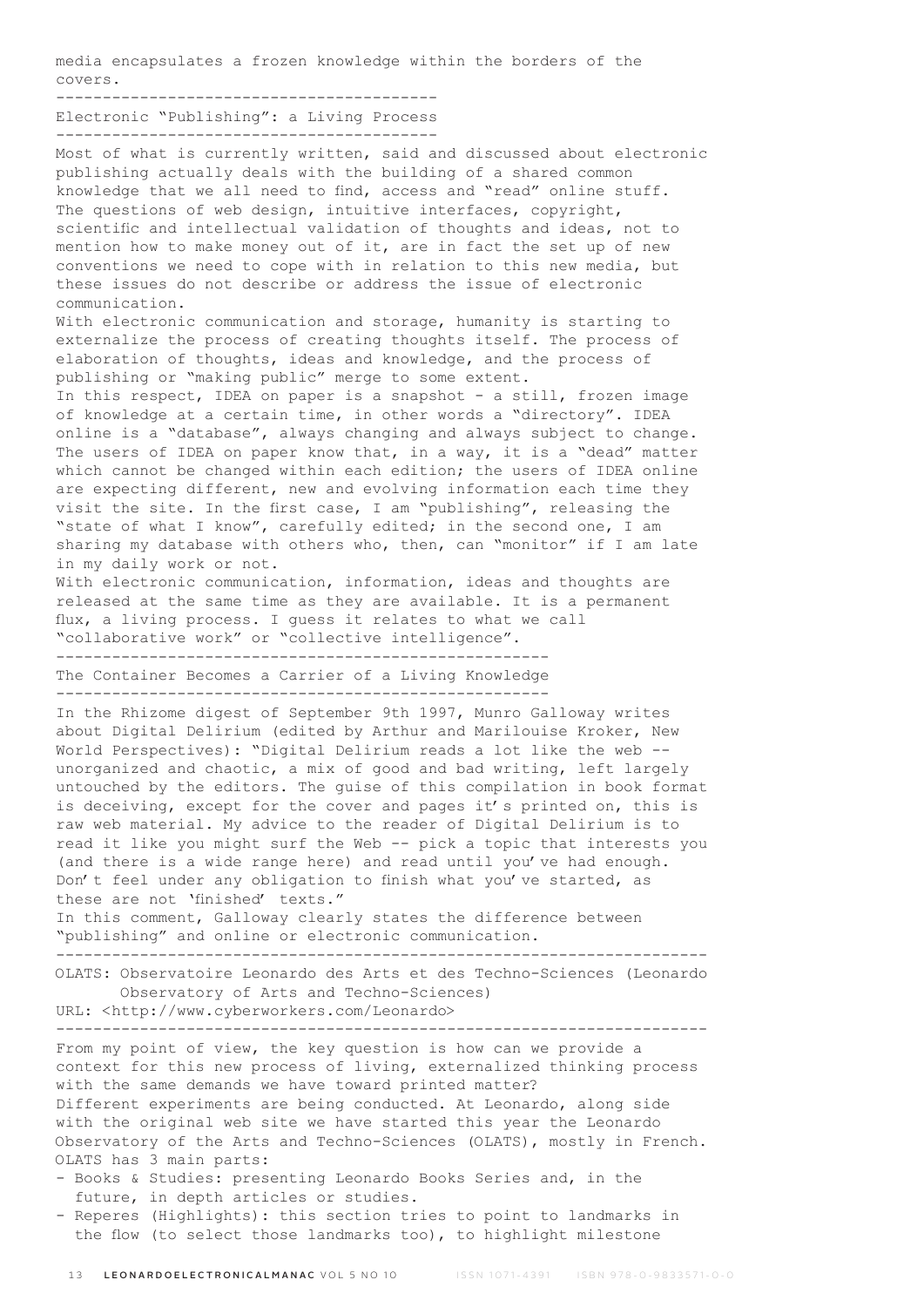media encapsulates a frozen knowledge within the borders of the covers.

## Electronic "Publishing": a Living Process

Most of what is currently written, said and discussed about electronic publishing actually deals with the building of a shared common knowledge that we all need to find, access and "read" online stuff. The questions of web design, intuitive interfaces, copyright, scientific and intellectual validation of thoughts and ideas, not to mention how to make money out of it, are in fact the set up of new conventions we need to cope with in relation to this new media, but these issues do not describe or address the issue of electronic communication.

With electronic communication and storage, humanity is starting to externalize the process of creating thoughts itself. The process of elaboration of thoughts, ideas and knowledge, and the process of publishing or "making public" merge to some extent.

In this respect, IDEA on paper is a snapshot - a still, frozen image of knowledge at a certain time, in other words a "directory". IDEA online is a "database", always changing and always subject to change. The users of IDEA on paper know that, in a way, it is a "dead" matter which cannot be changed within each edition; the users of IDEA online are expecting different, new and evolving information each time they visit the site. In the first case, I am "publishing", releasing the "state of what I know", carefully edited; in the second one, I am sharing my database with others who, then, can "monitor" if I am late in my daily work or not.

With electronic communication, information, ideas and thoughts are released at the same time as they are available. It is a permanent flux, a living process. I guess it relates to what we call "collaborative work" or "collective intelligence".

## The Container Becomes a Carrier of a Living Knowledge

In the Rhizome digest of September 9th 1997, Munro Galloway writes about Digital Delirium (edited by Arthur and Marilouise Kroker, New World Perspectives): "Digital Delirium reads a lot like the web -- unorganized and chaotic, a mix of good and bad writing, left largely untouched by the editors. The guise of this compilation in book format is deceiving, except for the cover and pages it's printed on, this is raw web material. My advice to the reader of Digital Delirium is to read it like you might surf the Web -- pick a topic that interests you (and there is a wide range here) and read until you've had enough. Don't feel under any obligation to finish what you've started, as these are not 'finished' texts."

In this comment, Galloway clearly states the difference between "publishing" and online or electronic communication.

---

OLATS: Observatoire Leonardo des Arts et des Techno-Sciences (Leonardo Observatory of Arts and Techno-Sciences)
URL: <http://www.cyberworkers.com/Leonardo>

---

From my point of view, the key question is how can we provide a context for this new process of living, externalized thinking process with the same demands we have toward printed matter?

Different experiments are being conducted. At Leonardo, along side with the original web site we have started this year the Leonardo Observatory of the Arts and Techno-Sciences (OLATS), mostly in French. OLATS has 3 main parts:

- Books & Studies: presenting Leonardo Books Series and, in the future, in depth articles or studies.
- Reperes (Highlights): this section tries to point to landmarks in the flow (to select those landmarks too), to highlight milestone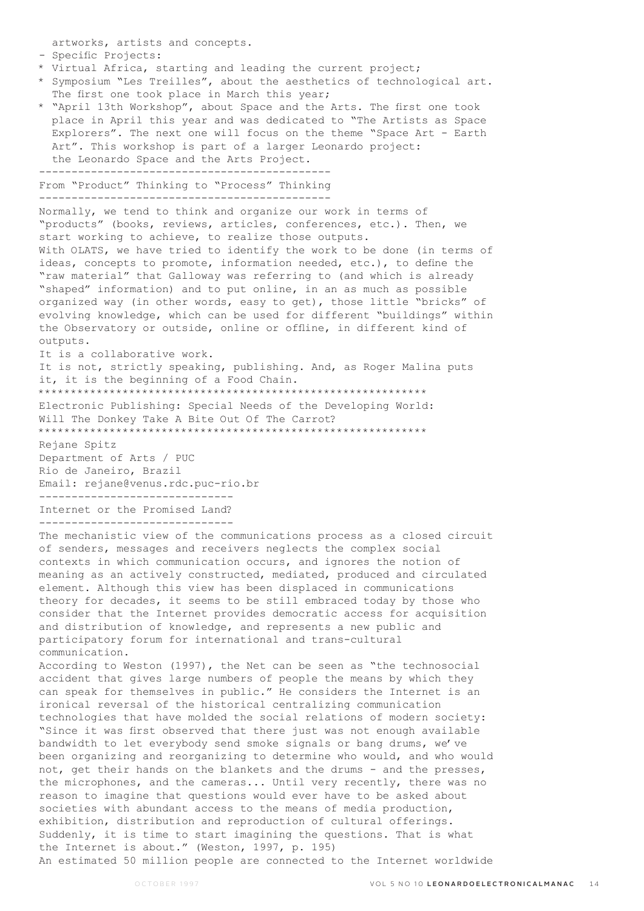artworks, artists and concepts.

- Specific Projects:
  * Virtual Africa, starting and leading the current project;
  * Symposium "Les Treilles", about the aesthetics of technological art. The first one took place in March this year;
  * "April 13th Workshop", about Space and the Arts. The first one took place in April this year and was dedicated to "The Artists as Space Explorers". The next one will focus on the theme "Space Art - Earth Art". This workshop is part of a larger Leonardo project: the Leonardo Space and the Arts Project.

### From "Product" Thinking to "Process" Thinking

Normally, we tend to think and organize our work in terms of "products" (books, reviews, articles, conferences, etc.). Then, we start working to achieve, to realize those outputs.

With OLATS, we have tried to identify the work to be done (in terms of ideas, concepts to promote, information needed, etc.), to define the "raw material" that Galloway was referring to (and which is already "shaped" information) and to put online, in an as much as possible organized way (in other words, easy to get), those little "bricks" of evolving knowledge, which can be used for different "buildings" within the Observatory or outside, online or offline, in different kind of outputs.

It is a collaborative work.

It is not, strictly speaking, publishing. And, as Roger Malina puts it, it is the beginning of a Food Chain.

## Electronic Publishing: Special Needs of the Developing World: Will The Donkey Take A Bite Out Of The Carrot?

Rejane Spitz
Department of Arts / PUC
Rio de Janeiro, Brazil
Email: rejane@venus.rdc.puc-rio.br

### Internet or the Promised Land?

The mechanistic view of the communications process as a closed circuit of senders, messages and receivers neglects the complex social contexts in which communication occurs, and ignores the notion of meaning as an actively constructed, mediated, produced and circulated element. Although this view has been displaced in communications theory for decades, it seems to be still embraced today by those who consider that the Internet provides democratic access for acquisition and distribution of knowledge, and represents a new public and participatory forum for international and trans-cultural communication.

According to Weston (1997), the Net can be seen as "the technosocial accident that gives large numbers of people the means by which they can speak for themselves in public." He considers the Internet is an ironical reversal of the historical centralizing communication technologies that have molded the social relations of modern society: "Since it was first observed that there just was not enough available bandwidth to let everybody send smoke signals or bang drums, we've been organizing and reorganizing to determine who would, and who would not, get their hands on the blankets and the drums - and the presses, the microphones, and the cameras... Until very recently, there was no reason to imagine that questions would ever have to be asked about societies with abundant access to the means of media production, exhibition, distribution and reproduction of cultural offerings. Suddenly, it is time to start imagining the questions. That is what the Internet is about." (Weston, 1997, p. 195)

An estimated 50 million people are connected to the Internet worldwide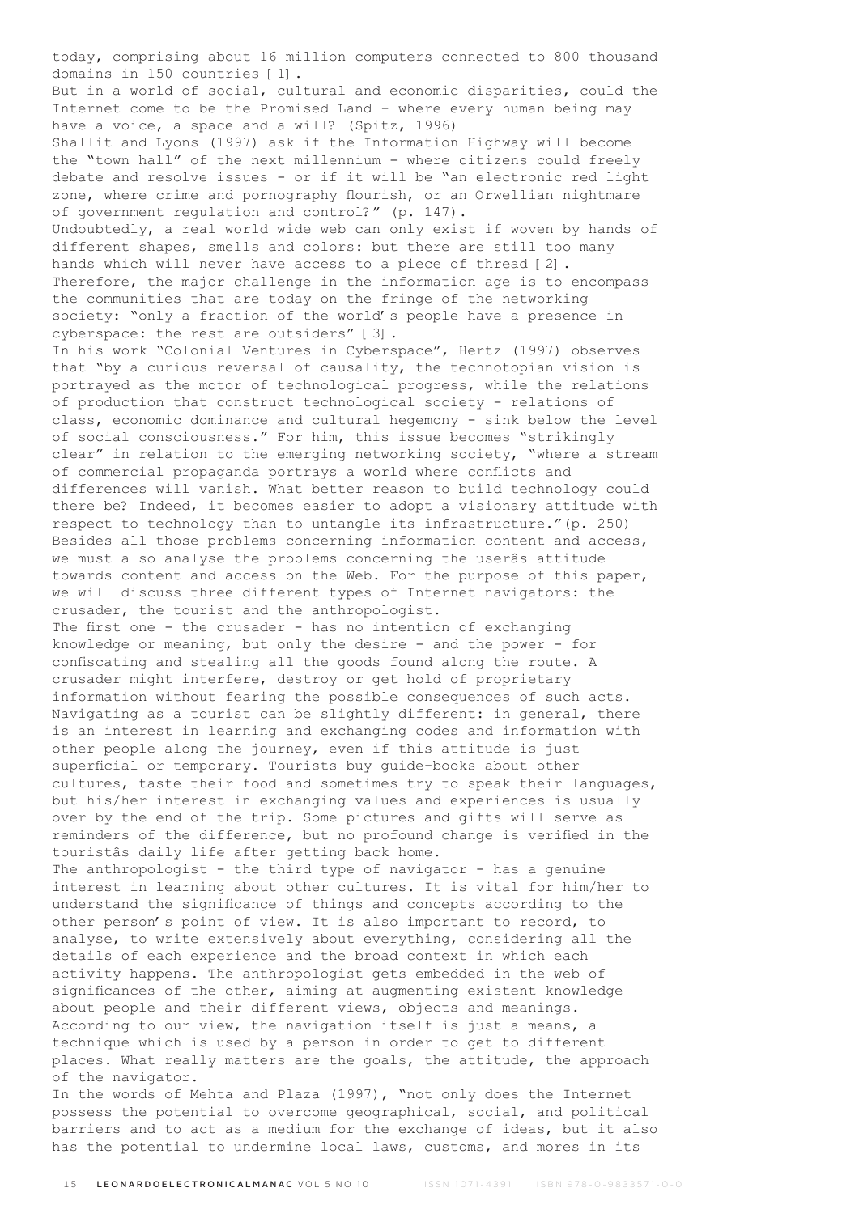today, comprising about 16 million computers connected to 800 thousand domains in 150 countries [1].

But in a world of social, cultural and economic disparities, could the Internet come to be the Promised Land - where every human being may have a voice, a space and a will? (Spitz, 1996)

Shallit and Lyons (1997) ask if the Information Highway will become the "town hall" of the next millennium - where citizens could freely debate and resolve issues - or if it will be "an electronic red light zone, where crime and pornography flourish, or an Orwellian nightmare of government regulation and control?" (p. 147).

Undoubtedly, a real world wide web can only exist if woven by hands of different shapes, smells and colors: but there are still too many hands which will never have access to a piece of thread [2].

Therefore, the major challenge in the information age is to encompass the communities that are today on the fringe of the networking society: "only a fraction of the world's people have a presence in cyberspace: the rest are outsiders" [3].

In his work "Colonial Ventures in Cyberspace", Hertz (1997) observes that "by a curious reversal of causality, the technotopian vision is portrayed as the motor of technological progress, while the relations of production that construct technological society - relations of class, economic dominance and cultural hegemony - sink below the level of social consciousness." For him, this issue becomes "strikingly clear" in relation to the emerging networking society, "where a stream of commercial propaganda portrays a world where conflicts and differences will vanish. What better reason to build technology could there be? Indeed, it becomes easier to adopt a visionary attitude with respect to technology than to untangle its infrastructure."(p. 250)

Besides all those problems concerning information content and access, we must also analyse the problems concerning the userâs attitude towards content and access on the Web. For the purpose of this paper, we will discuss three different types of Internet navigators: the crusader, the tourist and the anthropologist.

The first one - the crusader - has no intention of exchanging knowledge or meaning, but only the desire - and the power - for confiscating and stealing all the goods found along the route. A crusader might interfere, destroy or get hold of proprietary information without fearing the possible consequences of such acts.

Navigating as a tourist can be slightly different: in general, there is an interest in learning and exchanging codes and information with other people along the journey, even if this attitude is just superficial or temporary. Tourists buy guide-books about other cultures, taste their food and sometimes try to speak their languages, but his/her interest in exchanging values and experiences is usually over by the end of the trip. Some pictures and gifts will serve as reminders of the difference, but no profound change is verified in the touristâs daily life after getting back home.

The anthropologist - the third type of navigator - has a genuine interest in learning about other cultures. It is vital for him/her to understand the significance of things and concepts according to the other person's point of view. It is also important to record, to analyse, to write extensively about everything, considering all the details of each experience and the broad context in which each activity happens. The anthropologist gets embedded in the web of significances of the other, aiming at augmenting existent knowledge about people and their different views, objects and meanings.

According to our view, the navigation itself is just a means, a technique which is used by a person in order to get to different places. What really matters are the goals, the attitude, the approach of the navigator.

In the words of Mehta and Plaza (1997), "not only does the Internet possess the potential to overcome geographical, social, and political barriers and to act as a medium for the exchange of ideas, but it also has the potential to undermine local laws, customs, and mores in its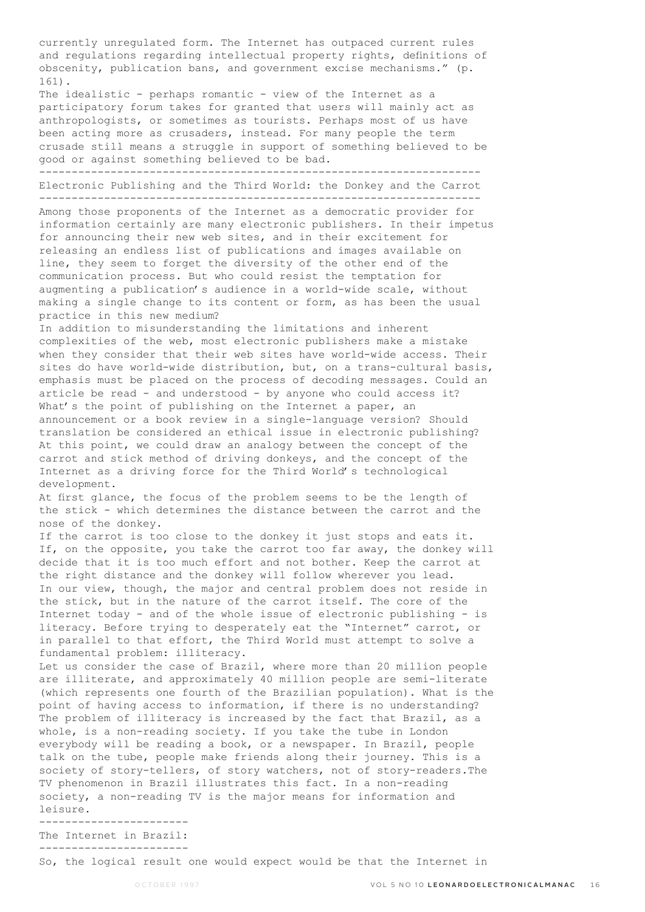currently unregulated form. The Internet has outpaced current rules and regulations regarding intellectual property rights, definitions of obscenity, publication bans, and government excise mechanisms." (p. 161).

The idealistic - perhaps romantic - view of the Internet as a participatory forum takes for granted that users will mainly act as anthropologists, or sometimes as tourists. Perhaps most of us have been acting more as crusaders, instead. For many people the term crusade still means a struggle in support of something believed to be good or against something believed to be bad.

## Electronic Publishing and the Third World: the Donkey and the Carrot

Among those proponents of the Internet as a democratic provider for information certainly are many electronic publishers. In their impetus for announcing their new web sites, and in their excitement for releasing an endless list of publications and images available on line, they seem to forget the diversity of the other end of the communication process. But who could resist the temptation for augmenting a publication's audience in a world-wide scale, without making a single change to its content or form, as has been the usual practice in this new medium?

In addition to misunderstanding the limitations and inherent complexities of the web, most electronic publishers make a mistake when they consider that their web sites have world-wide access. Their sites do have world-wide distribution, but, on a trans-cultural basis, emphasis must be placed on the process of decoding messages. Could an article be read - and understood - by anyone who could access it? What's the point of publishing on the Internet a paper, an announcement or a book review in a single-language version? Should translation be considered an ethical issue in electronic publishing? At this point, we could draw an analogy between the concept of the carrot and stick method of driving donkeys, and the concept of the Internet as a driving force for the Third World's technological development.

At first glance, the focus of the problem seems to be the length of the stick - which determines the distance between the carrot and the nose of the donkey.

If the carrot is too close to the donkey it just stops and eats it. If, on the opposite, you take the carrot too far away, the donkey will decide that it is too much effort and not bother. Keep the carrot at the right distance and the donkey will follow wherever you lead.

In our view, though, the major and central problem does not reside in the stick, but in the nature of the carrot itself. The core of the Internet today - and of the whole issue of electronic publishing - is literacy. Before trying to desperately eat the "Internet" carrot, or in parallel to that effort, the Third World must attempt to solve a fundamental problem: illiteracy.

Let us consider the case of Brazil, where more than 20 million people are illiterate, and approximately 40 million people are semi-literate (which represents one fourth of the Brazilian population). What is the point of having access to information, if there is no understanding? The problem of illiteracy is increased by the fact that Brazil, as a whole, is a non-reading society. If you take the tube in London everybody will be reading a book, or a newspaper. In Brazil, people talk on the tube, people make friends along their journey. This is a society of story-tellers, of story watchers, not of story-readers.The TV phenomenon in Brazil illustrates this fact. In a non-reading society, a non-reading TV is the major means for information and leisure.

## The Internet in Brazil:

So, the logical result one would expect would be that the Internet in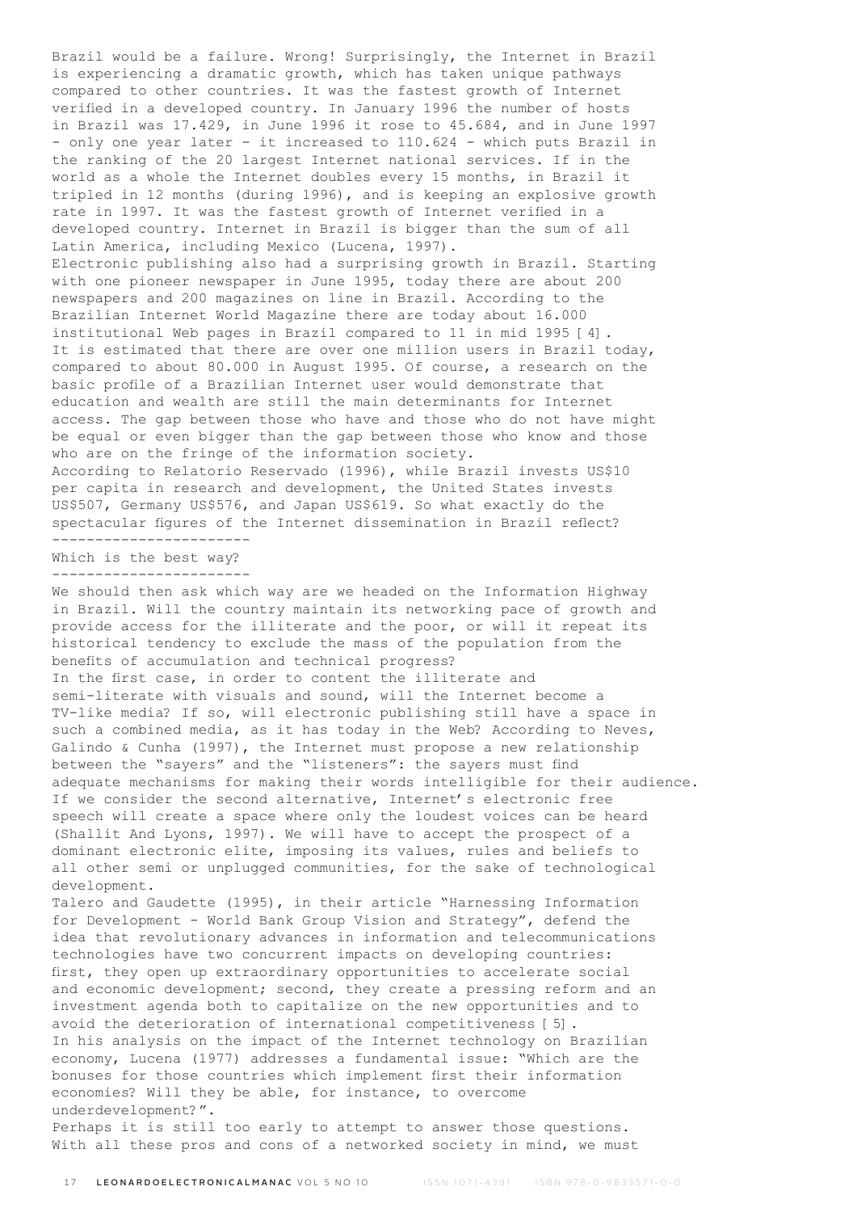Brazil would be a failure. Wrong! Surprisingly, the Internet in Brazil is experiencing a dramatic growth, which has taken unique pathways compared to other countries. It was the fastest growth of Internet verified in a developed country. In January 1996 the number of hosts in Brazil was 17.429, in June 1996 it rose to 45.684, and in June 1997 - only one year later - it increased to 110.624 - which puts Brazil in the ranking of the 20 largest Internet national services. If in the world as a whole the Internet doubles every 15 months, in Brazil it tripled in 12 months (during 1996), and is keeping an explosive growth rate in 1997. It was the fastest growth of Internet verified in a developed country. Internet in Brazil is bigger than the sum of all Latin America, including Mexico (Lucena, 1997).

Electronic publishing also had a surprising growth in Brazil. Starting with one pioneer newspaper in June 1995, today there are about 200 newspapers and 200 magazines on line in Brazil. According to the Brazilian Internet World Magazine there are today about 16.000 institutional Web pages in Brazil compared to 11 in mid 1995 [4]. It is estimated that there are over one million users in Brazil today, compared to about 80.000 in August 1995. Of course, a research on the basic profile of a Brazilian Internet user would demonstrate that education and wealth are still the main determinants for Internet access. The gap between those who have and those who do not have might be equal or even bigger than the gap between those who know and those who are on the fringe of the information society.

According to Relatorio Reservado (1996), while Brazil invests US$10 per capita in research and development, the United States invests US$507, Germany US$576, and Japan US$619. So what exactly do the spectacular figures of the Internet dissemination in Brazil reflect?

## Which is the best way?

We should then ask which way are we headed on the Information Highway in Brazil. Will the country maintain its networking pace of growth and provide access for the illiterate and the poor, or will it repeat its historical tendency to exclude the mass of the population from the benefits of accumulation and technical progress?

In the first case, in order to content the illiterate and semi-literate with visuals and sound, will the Internet become a TV-like media? If so, will electronic publishing still have a space in such a combined media, as it has today in the Web? According to Neves, Galindo & Cunha (1997), the Internet must propose a new relationship between the "sayers" and the "listeners": the sayers must find adequate mechanisms for making their words intelligible for their audience. If we consider the second alternative, Internet's electronic free speech will create a space where only the loudest voices can be heard (Shallit And Lyons, 1997). We will have to accept the prospect of a dominant electronic elite, imposing its values, rules and beliefs to all other semi or unplugged communities, for the sake of technological development.

Talero and Gaudette (1995), in their article "Harnessing Information for Development - World Bank Group Vision and Strategy", defend the idea that revolutionary advances in information and telecommunications technologies have two concurrent impacts on developing countries: first, they open up extraordinary opportunities to accelerate social and economic development; second, they create a pressing reform and an investment agenda both to capitalize on the new opportunities and to avoid the deterioration of international competitiveness [5].

In his analysis on the impact of the Internet technology on Brazilian economy, Lucena (1977) addresses a fundamental issue: "Which are the bonuses for those countries which implement first their information economies? Will they be able, for instance, to overcome underdevelopment?".

Perhaps it is still too early to attempt to answer those questions. With all these pros and cons of a networked society in mind, we must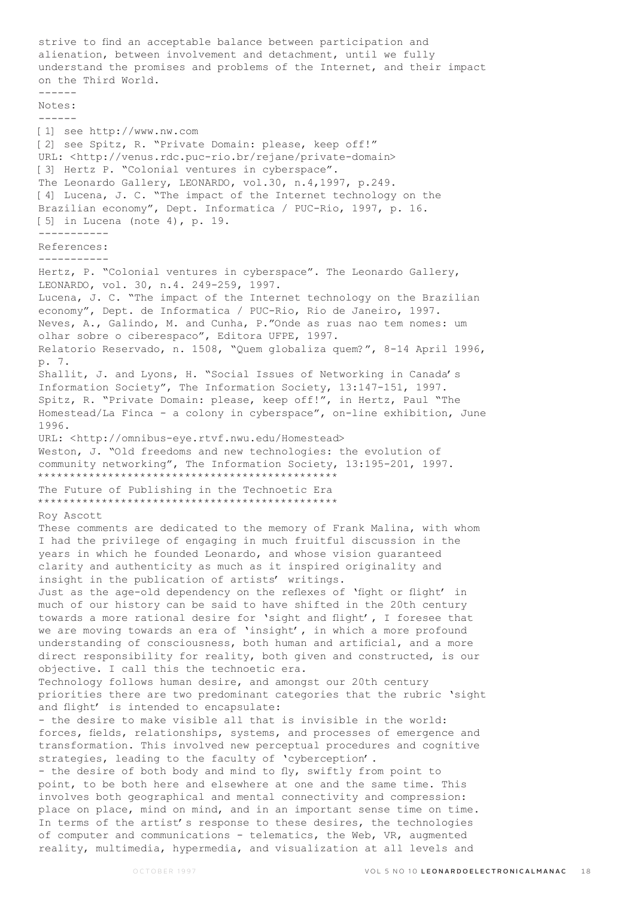strive to find an acceptable balance between participation and alienation, between involvement and detachment, until we fully understand the promises and problems of the Internet, and their impact on the Third World.

------

Notes:

------

[1] see http://www.nw.com

[2] see Spitz, R. "Private Domain: please, keep off!" URL: <http://venus.rdc.puc-rio.br/rejane/private-domain>

[3] Hertz P. "Colonial ventures in cyberspace". The Leonardo Gallery, LEONARDO, vol.30, n.4,1997, p.249.

[4] Lucena, J. C. "The impact of the Internet technology on the Brazilian economy", Dept. Informatica / PUC-Rio, 1997, p. 16.

[5] in Lucena (note 4), p. 19.

-----------

References:

-----------

Hertz, P. "Colonial ventures in cyberspace". The Leonardo Gallery, LEONARDO, vol. 30, n.4. 249-259, 1997.

Lucena, J. C. "The impact of the Internet technology on the Brazilian economy", Dept. de Informatica / PUC-Rio, Rio de Janeiro, 1997.

Neves, A., Galindo, M. and Cunha, P."Onde as ruas nao tem nomes: um olhar sobre o ciberespaco", Editora UFPE, 1997.

Relatorio Reservado, n. 1508, "Quem globaliza quem?", 8-14 April 1996, p. 7.

Shallit, J. and Lyons, H. "Social Issues of Networking in Canada's Information Society", The Information Society, 13:147-151, 1997.

Spitz, R. "Private Domain: please, keep off!", in Hertz, Paul "The Homestead/La Finca - a colony in cyberspace", on-line exhibition, June 1996. URL: <http://omnibus-eye.rtvf.nwu.edu/Homestead>

Weston, J. "Old freedoms and new technologies: the evolution of community networking", The Information Society, 13:195-201, 1997.

## The Future of Publishing in the Technoetic Era

Roy Ascott

These comments are dedicated to the memory of Frank Malina, with whom I had the privilege of engaging in much fruitful discussion in the years in which he founded Leonardo, and whose vision guaranteed clarity and authenticity as much as it inspired originality and insight in the publication of artists' writings.

Just as the age-old dependency on the reflexes of 'fight or flight' in much of our history can be said to have shifted in the 20th century towards a more rational desire for 'sight and flight', I foresee that we are moving towards an era of 'insight', in which a more profound understanding of consciousness, both human and artificial, and a more direct responsibility for reality, both given and constructed, is our objective. I call this the technoetic era.

Technology follows human desire, and amongst our 20th century priorities there are two predominant categories that the rubric 'sight and flight' is intended to encapsulate:

- the desire to make visible all that is invisible in the world: forces, fields, relationships, systems, and processes of emergence and transformation. This involved new perceptual procedures and cognitive strategies, leading to the faculty of 'cyberception'.
- the desire of both body and mind to fly, swiftly from point to point, to be both here and elsewhere at one and the same time. This involves both geographical and mental connectivity and compression: place on place, mind on mind, and in an important sense time on time.

In terms of the artist's response to these desires, the technologies of computer and communications - telematics, the Web, VR, augmented reality, multimedia, hypermedia, and visualization at all levels and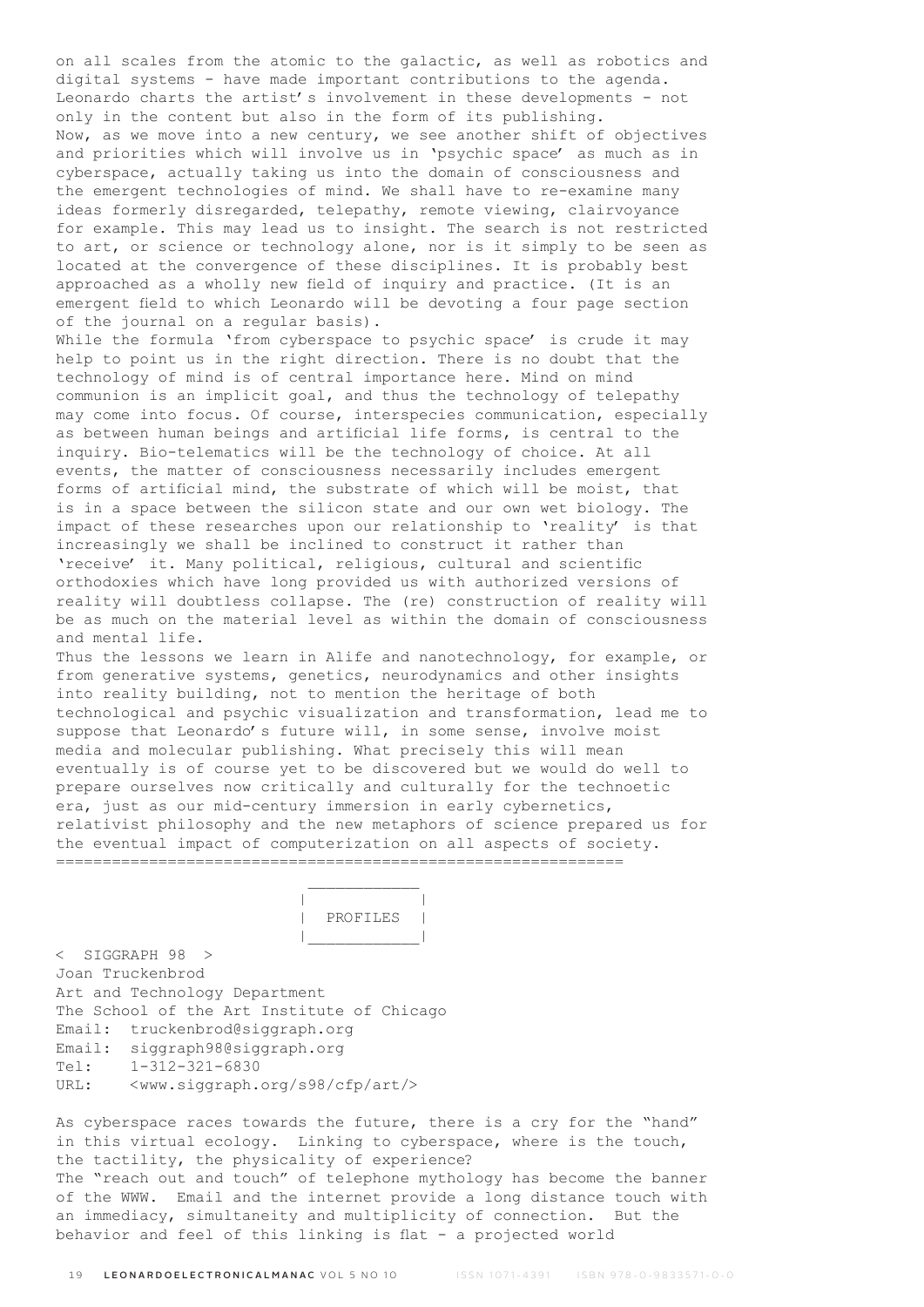on all scales from the atomic to the galactic, as well as robotics and digital systems - have made important contributions to the agenda. Leonardo charts the artist's involvement in these developments - not only in the content but also in the form of its publishing.

Now, as we move into a new century, we see another shift of objectives and priorities which will involve us in 'psychic space' as much as in cyberspace, actually taking us into the domain of consciousness and the emergent technologies of mind. We shall have to re-examine many ideas formerly disregarded, telepathy, remote viewing, clairvoyance for example. This may lead us to insight. The search is not restricted to art, or science or technology alone, nor is it simply to be seen as located at the convergence of these disciplines. It is probably best approached as a wholly new field of inquiry and practice. (It is an emergent field to which Leonardo will be devoting a four page section of the journal on a regular basis).

While the formula 'from cyberspace to psychic space' is crude it may help to point us in the right direction. There is no doubt that the technology of mind is of central importance here. Mind on mind communion is an implicit goal, and thus the technology of telepathy may come into focus. Of course, interspecies communication, especially as between human beings and artificial life forms, is central to the inquiry. Bio-telematics will be the technology of choice. At all events, the matter of consciousness necessarily includes emergent forms of artificial mind, the substrate of which will be moist, that is in a space between the silicon state and our own wet biology. The impact of these researches upon our relationship to 'reality' is that increasingly we shall be inclined to construct it rather than 'receive' it. Many political, religious, cultural and scientific orthodoxies which have long provided us with authorized versions of reality will doubtless collapse. The (re) construction of reality will be as much on the material level as within the domain of consciousness and mental life.

Thus the lessons we learn in Alife and nanotechnology, for example, or from generative systems, genetics, neurodynamics and other insights into reality building, not to mention the heritage of both technological and psychic visualization and transformation, lead me to suppose that Leonardo's future will, in some sense, involve moist media and molecular publishing. What precisely this will mean eventually is of course yet to be discovered but we would do well to prepare ourselves now critically and culturally for the technoetic era, just as our mid-century immersion in early cybernetics, relativist philosophy and the new metaphors of science prepared us for the eventual impact of computerization on all aspects of society.

---

## PROFILES

< SIGGRAPH 98 >

Joan Truckenbrod
Art and Technology Department
The School of the Art Institute of Chicago
Email: truckenbrod@siggraph.org
Email: siggraph98@siggraph.org
Tel: 1-312-321-6830
URL: <www.siggraph.org/s98/cfp/art/>

As cyberspace races towards the future, there is a cry for the "hand" in this virtual ecology. Linking to cyberspace, where is the touch, the tactility, the physicality of experience?

The "reach out and touch" of telephone mythology has become the banner of the WWW. Email and the internet provide a long distance touch with an immediacy, simultaneity and multiplicity of connection. But the behavior and feel of this linking is flat - a projected world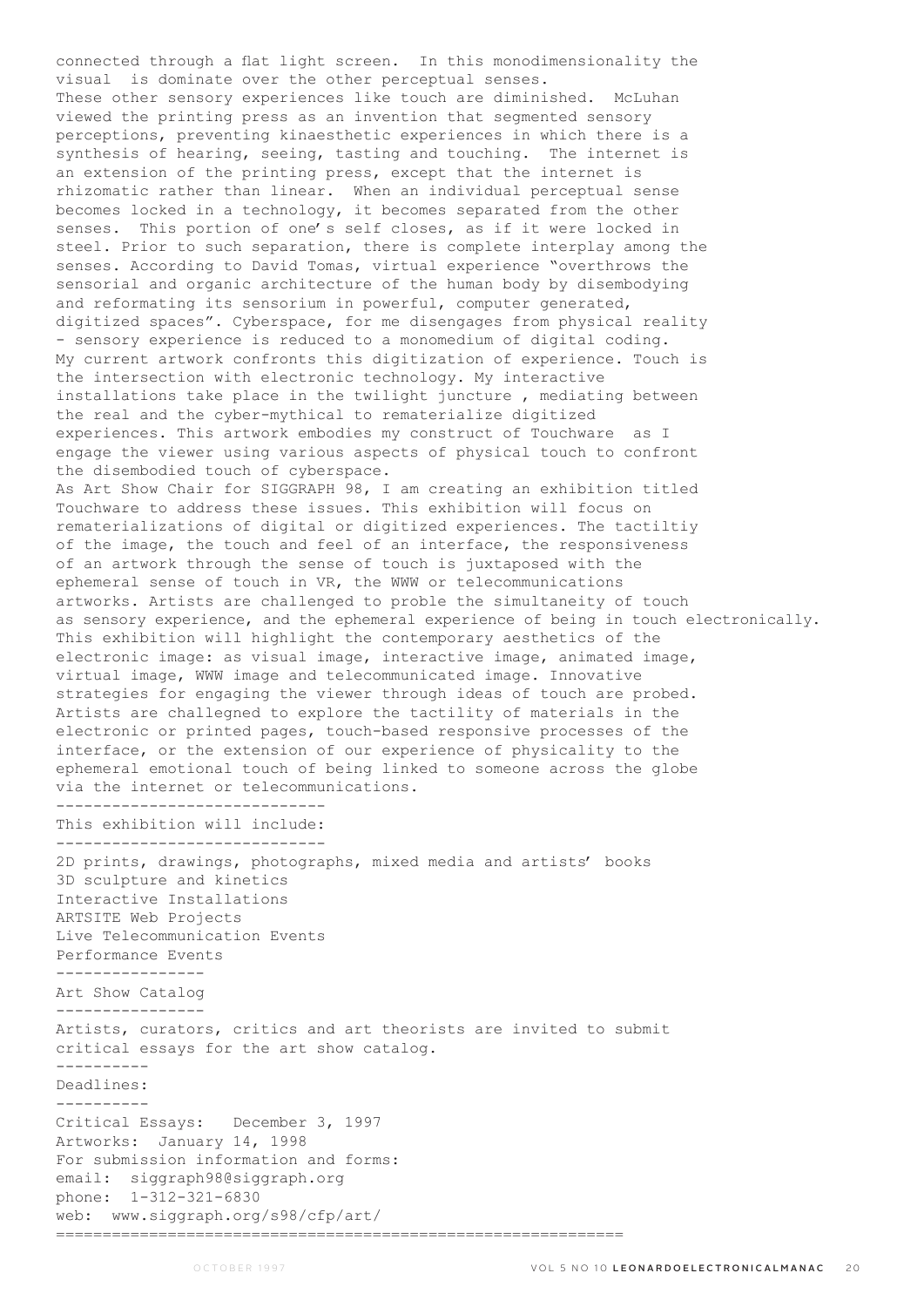connected through a flat light screen. In this monodimensionality the visual is dominate over the other perceptual senses.
These other sensory experiences like touch are diminished. McLuhan viewed the printing press as an invention that segmented sensory perceptions, preventing kinaesthetic experiences in which there is a synthesis of hearing, seeing, tasting and touching. The internet is an extension of the printing press, except that the internet is rhizomatic rather than linear. When an individual perceptual sense becomes locked in a technology, it becomes separated from the other senses. This portion of one's self closes, as if it were locked in steel. Prior to such separation, there is complete interplay among the senses. According to David Tomas, virtual experience "overthrows the sensorial and organic architecture of the human body by disembodying and reformating its sensorium in powerful, computer generated, digitized spaces". Cyberspace, for me disengages from physical reality - sensory experience is reduced to a monomedium of digital coding.
My current artwork confronts this digitization of experience. Touch is the intersection with electronic technology. My interactive installations take place in the twilight juncture , mediating between the real and the cyber-mythical to rematerialize digitized experiences. This artwork embodies my construct of Touchware as I engage the viewer using various aspects of physical touch to confront the disembodied touch of cyberspace.
As Art Show Chair for SIGGRAPH 98, I am creating an exhibition titled Touchware to address these issues. This exhibition will focus on rematerializations of digital or digitized experiences. The tactiltiy of the image, the touch and feel of an interface, the responsiveness of an artwork through the sense of touch is juxtaposed with the ephemeral sense of touch in VR, the WWW or telecommunications artworks. Artists are challenged to proble the simultaneity of touch as sensory experience, and the ephemeral experience of being in touch electronically. This exhibition will highlight the contemporary aesthetics of the electronic image: as visual image, interactive image, animated image, virtual image, WWW image and telecommunicated image. Innovative strategies for engaging the viewer through ideas of touch are probed. Artists are challegned to explore the tactility of materials in the electronic or printed pages, touch-based responsive processes of the interface, or the extension of our experience of physicality to the ephemeral emotional touch of being linked to someone across the globe via the internet or telecommunications.

-----------------------------

This exhibition will include:

-----------------------------

2D prints, drawings, photographs, mixed media and artists' books
3D sculpture and kinetics
Interactive Installations
ARTSITE Web Projects
Live Telecommunication Events
Performance Events

----------------

Art Show Catalog

----------------

Artists, curators, critics and art theorists are invited to submit critical essays for the art show catalog.

----------

Deadlines:

----------

Critical Essays: December 3, 1997
Artworks: January 14, 1998
For submission information and forms:
email: siggraph98@siggraph.org
phone: 1-312-321-6830
web: www.siggraph.org/s98/cfp/art/

==============================================================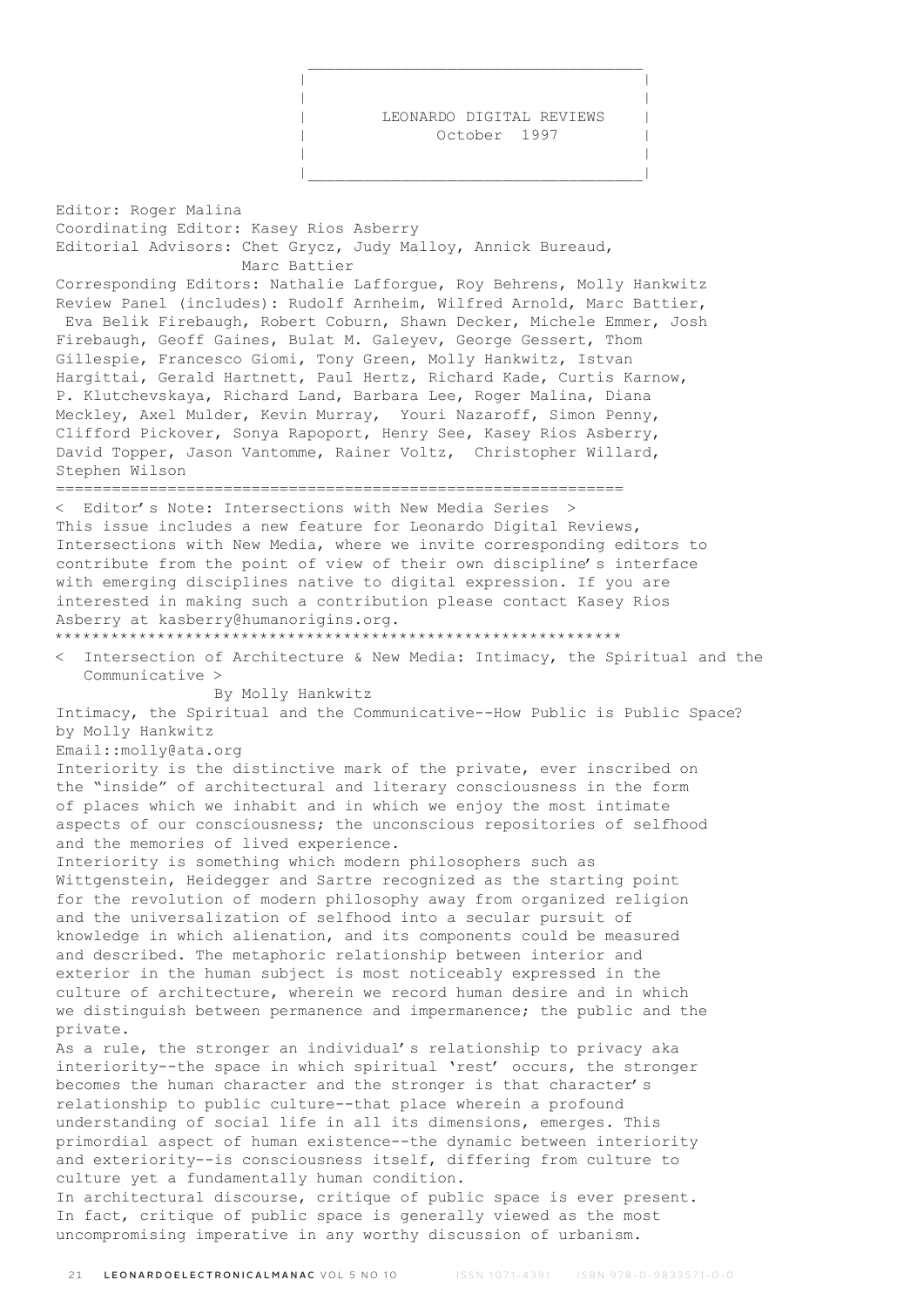# LEONARDO DIGITAL REVIEWS
## October 1997

Editor: Roger Malina
Coordinating Editor: Kasey Rios Asberry
Editorial Advisors: Chet Grycz, Judy Malloy, Annick Bureaud, Marc Battier
Corresponding Editors: Nathalie Lafforgue, Roy Behrens, Molly Hankwitz
Review Panel (includes): Rudolf Arnheim, Wilfred Arnold, Marc Battier, Eva Belik Firebaugh, Robert Coburn, Shawn Decker, Michele Emmer, Josh Firebaugh, Geoff Gaines, Bulat M. Galeyev, George Gessert, Thom Gillespie, Francesco Giomi, Tony Green, Molly Hankwitz, Istvan Hargittai, Gerald Hartnett, Paul Hertz, Richard Kade, Curtis Karnow, P. Klutchevskaya, Richard Land, Barbara Lee, Roger Malina, Diana Meckley, Axel Mulder, Kevin Murray, Youri Nazaroff, Simon Penny, Clifford Pickover, Sonya Rapoport, Henry See, Kasey Rios Asberry, David Topper, Jason Vantomme, Rainer Voltz, Christopher Willard, Stephen Wilson

---

< Editor's Note: Intersections with New Media Series >

This issue includes a new feature for Leonardo Digital Reviews, Intersections with New Media, where we invite corresponding editors to contribute from the point of view of their own discipline's interface with emerging disciplines native to digital expression. If you are interested in making such a contribution please contact Kasey Rios Asberry at kasberry@humanorigins.org.

---

< Intersection of Architecture & New Media: Intimacy, the Spiritual and the Communicative >

By Molly Hankwitz

Intimacy, the Spiritual and the Communicative--How Public is Public Space?
by Molly Hankwitz
Email::molly@ata.org

Interiority is the distinctive mark of the private, ever inscribed on the "inside" of architectural and literary consciousness in the form of places which we inhabit and in which we enjoy the most intimate aspects of our consciousness; the unconscious repositories of selfhood and the memories of lived experience.

Interiority is something which modern philosophers such as Wittgenstein, Heidegger and Sartre recognized as the starting point for the revolution of modern philosophy away from organized religion and the universalization of selfhood into a secular pursuit of knowledge in which alienation, and its components could be measured and described. The metaphoric relationship between interior and exterior in the human subject is most noticeably expressed in the culture of architecture, wherein we record human desire and in which we distinguish between permanence and impermanence; the public and the private.

As a rule, the stronger an individual's relationship to privacy aka interiority--the space in which spiritual 'rest' occurs, the stronger becomes the human character and the stronger is that character's relationship to public culture--that place wherein a profound understanding of social life in all its dimensions, emerges. This primordial aspect of human existence--the dynamic between interiority and exteriority--is consciousness itself, differing from culture to culture yet a fundamentally human condition.

In architectural discourse, critique of public space is ever present. In fact, critique of public space is generally viewed as the most uncompromising imperative in any worthy discussion of urbanism.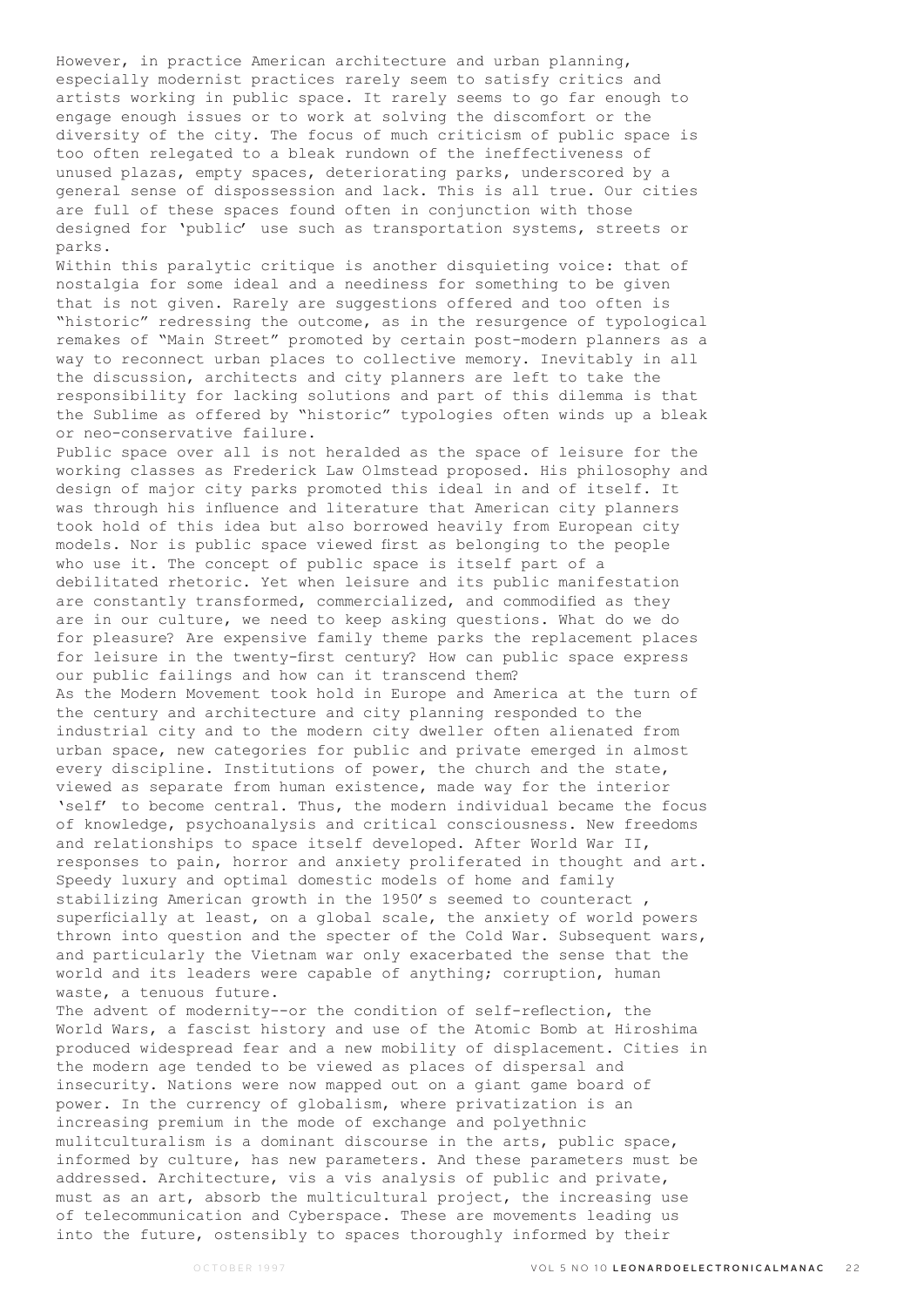However, in practice American architecture and urban planning, especially modernist practices rarely seem to satisfy critics and artists working in public space. It rarely seems to go far enough to engage enough issues or to work at solving the discomfort or the diversity of the city. The focus of much criticism of public space is too often relegated to a bleak rundown of the ineffectiveness of unused plazas, empty spaces, deteriorating parks, underscored by a general sense of dispossession and lack. This is all true. Our cities are full of these spaces found often in conjunction with those designed for 'public' use such as transportation systems, streets or parks.

Within this paralytic critique is another disquieting voice: that of nostalgia for some ideal and a neediness for something to be given that is not given. Rarely are suggestions offered and too often is "historic" redressing the outcome, as in the resurgence of typological remakes of "Main Street" promoted by certain post-modern planners as a way to reconnect urban places to collective memory. Inevitably in all the discussion, architects and city planners are left to take the responsibility for lacking solutions and part of this dilemma is that the Sublime as offered by "historic" typologies often winds up a bleak or neo-conservative failure.

Public space over all is not heralded as the space of leisure for the working classes as Frederick Law Olmstead proposed. His philosophy and design of major city parks promoted this ideal in and of itself. It was through his influence and literature that American city planners took hold of this idea but also borrowed heavily from European city models. Nor is public space viewed first as belonging to the people who use it. The concept of public space is itself part of a debilitated rhetoric. Yet when leisure and its public manifestation are constantly transformed, commercialized, and commodified as they are in our culture, we need to keep asking questions. What do we do for pleasure? Are expensive family theme parks the replacement places for leisure in the twenty-first century? How can public space express our public failings and how can it transcend them?

As the Modern Movement took hold in Europe and America at the turn of the century and architecture and city planning responded to the industrial city and to the modern city dweller often alienated from urban space, new categories for public and private emerged in almost every discipline. Institutions of power, the church and the state, viewed as separate from human existence, made way for the interior 'self' to become central. Thus, the modern individual became the focus of knowledge, psychoanalysis and critical consciousness. New freedoms and relationships to space itself developed. After World War II, responses to pain, horror and anxiety proliferated in thought and art. Speedy luxury and optimal domestic models of home and family stabilizing American growth in the 1950's seemed to counteract , superficially at least, on a global scale, the anxiety of world powers thrown into question and the specter of the Cold War. Subsequent wars, and particularly the Vietnam war only exacerbated the sense that the world and its leaders were capable of anything; corruption, human waste, a tenuous future.

The advent of modernity--or the condition of self-reflection, the World Wars, a fascist history and use of the Atomic Bomb at Hiroshima produced widespread fear and a new mobility of displacement. Cities in the modern age tended to be viewed as places of dispersal and insecurity. Nations were now mapped out on a giant game board of power. In the currency of globalism, where privatization is an increasing premium in the mode of exchange and polyethnic mulitculturalism is a dominant discourse in the arts, public space, informed by culture, has new parameters. And these parameters must be addressed. Architecture, vis a vis analysis of public and private, must as an art, absorb the multicultural project, the increasing use of telecommunication and Cyberspace. These are movements leading us into the future, ostensibly to spaces thoroughly informed by their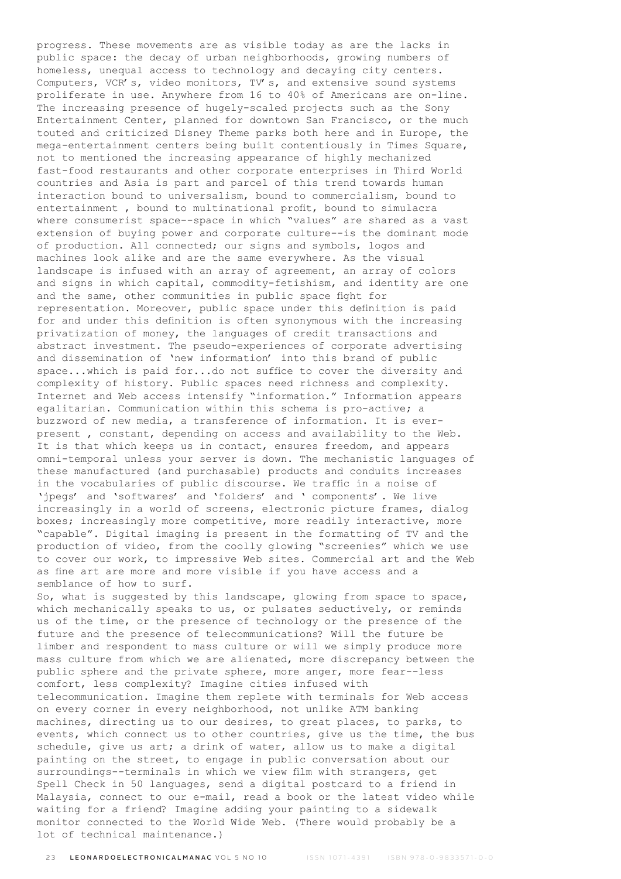progress. These movements are as visible today as are the lacks in public space: the decay of urban neighborhoods, growing numbers of homeless, unequal access to technology and decaying city centers. Computers, VCR's, video monitors, TV's, and extensive sound systems proliferate in use. Anywhere from 16 to 40% of Americans are on-line. The increasing presence of hugely-scaled projects such as the Sony Entertainment Center, planned for downtown San Francisco, or the much touted and criticized Disney Theme parks both here and in Europe, the mega-entertainment centers being built contentiously in Times Square, not to mentioned the increasing appearance of highly mechanized fast-food restaurants and other corporate enterprises in Third World countries and Asia is part and parcel of this trend towards human interaction bound to universalism, bound to commercialism, bound to entertainment , bound to multinational profit, bound to simulacra where consumerist space--space in which "values" are shared as a vast extension of buying power and corporate culture--is the dominant mode of production. All connected; our signs and symbols, logos and machines look alike and are the same everywhere. As the visual landscape is infused with an array of agreement, an array of colors and signs in which capital, commodity-fetishism, and identity are one and the same, other communities in public space fight for representation. Moreover, public space under this definition is paid for and under this definition is often synonymous with the increasing privatization of money, the languages of credit transactions and abstract investment. The pseudo-experiences of corporate advertising and dissemination of 'new information' into this brand of public space...which is paid for...do not suffice to cover the diversity and complexity of history. Public spaces need richness and complexity. Internet and Web access intensify "information." Information appears egalitarian. Communication within this schema is pro-active; a buzzword of new media, a transference of information. It is ever-present , constant, depending on access and availability to the Web. It is that which keeps us in contact, ensures freedom, and appears omni-temporal unless your server is down. The mechanistic languages of these manufactured (and purchasable) products and conduits increases in the vocabularies of public discourse. We traffic in a noise of 'jpegs' and 'softwares' and 'folders' and ' components'. We live increasingly in a world of screens, electronic picture frames, dialog boxes; increasingly more competitive, more readily interactive, more "capable". Digital imaging is present in the formatting of TV and the production of video, from the coolly glowing "screenies" which we use to cover our work, to impressive Web sites. Commercial art and the Web as fine art are more and more visible if you have access and a semblance of how to surf.

So, what is suggested by this landscape, glowing from space to space, which mechanically speaks to us, or pulsates seductively, or reminds us of the time, or the presence of technology or the presence of the future and the presence of telecommunications? Will the future be limber and respondent to mass culture or will we simply produce more mass culture from which we are alienated, more discrepancy between the public sphere and the private sphere, more anger, more fear--less comfort, less complexity? Imagine cities infused with telecommunication. Imagine them replete with terminals for Web access on every corner in every neighborhood, not unlike ATM banking machines, directing us to our desires, to great places, to parks, to events, which connect us to other countries, give us the time, the bus schedule, give us art; a drink of water, allow us to make a digital painting on the street, to engage in public conversation about our surroundings--terminals in which we view film with strangers, get Spell Check in 50 languages, send a digital postcard to a friend in Malaysia, connect to our e-mail, read a book or the latest video while waiting for a friend? Imagine adding your painting to a sidewalk monitor connected to the World Wide Web. (There would probably be a lot of technical maintenance.)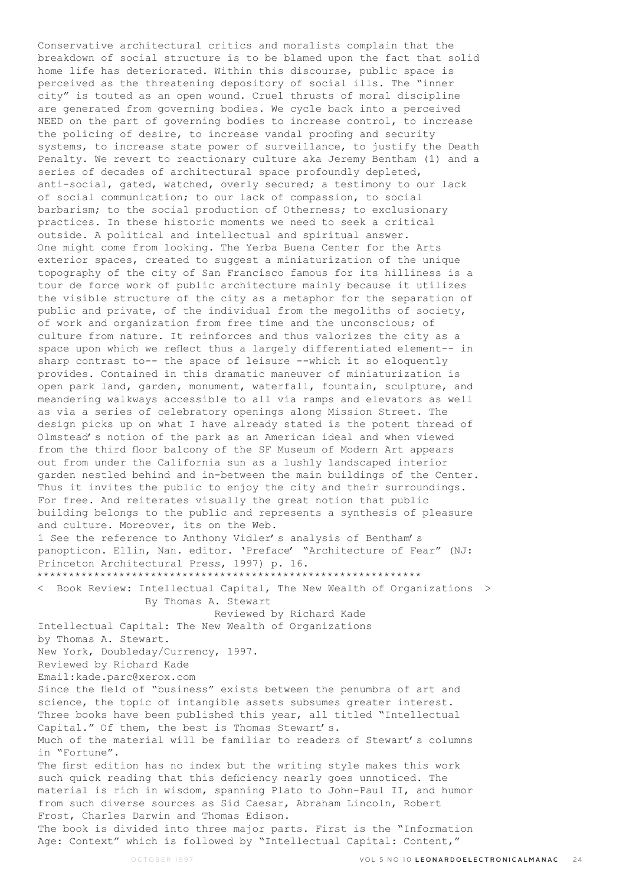Conservative architectural critics and moralists complain that the breakdown of social structure is to be blamed upon the fact that solid home life has deteriorated. Within this discourse, public space is perceived as the threatening depository of social ills. The "inner city" is touted as an open wound. Cruel thrusts of moral discipline are generated from governing bodies. We cycle back into a perceived NEED on the part of governing bodies to increase control, to increase the policing of desire, to increase vandal proofing and security systems, to increase state power of surveillance, to justify the Death Penalty. We revert to reactionary culture aka Jeremy Bentham (1) and a series of decades of architectural space profoundly depleted, anti-social, gated, watched, overly secured; a testimony to our lack of social communication; to our lack of compassion, to social barbarism; to the social production of Otherness; to exclusionary practices. In these historic moments we need to seek a critical outside. A political and intellectual and spiritual answer.

One might come from looking. The Yerba Buena Center for the Arts exterior spaces, created to suggest a miniaturization of the unique topography of the city of San Francisco famous for its hilliness is a tour de force work of public architecture mainly because it utilizes the visible structure of the city as a metaphor for the separation of public and private, of the individual from the megoliths of society, of work and organization from free time and the unconscious; of culture from nature. It reinforces and thus valorizes the city as a space upon which we reflect thus a largely differentiated element-- in sharp contrast to-- the space of leisure --which it so eloquently provides. Contained in this dramatic maneuver of miniaturization is open park land, garden, monument, waterfall, fountain, sculpture, and meandering walkways accessible to all via ramps and elevators as well as via a series of celebratory openings along Mission Street. The design picks up on what I have already stated is the potent thread of Olmstead's notion of the park as an American ideal and when viewed from the third floor balcony of the SF Museum of Modern Art appears out from under the California sun as a lushly landscaped interior garden nestled behind and in-between the main buildings of the Center. Thus it invites the public to enjoy the city and their surroundings. For free. And reiterates visually the great notion that public building belongs to the public and represents a synthesis of pleasure and culture. Moreover, its on the Web.

1 See the reference to Anthony Vidler's analysis of Bentham's panopticon. Ellin, Nan. editor. 'Preface' "Architecture of Fear" (NJ: Princeton Architectural Press, 1997) p. 16.

*************************************************************

## < Book Review: Intellectual Capital, The New Wealth of Organizations > By Thomas A. Stewart

Reviewed by Richard Kade

Intellectual Capital: The New Wealth of Organizations
by Thomas A. Stewart.
New York, Doubleday/Currency, 1997.
Reviewed by Richard Kade
Email:kade.parc@xerox.com

Since the field of "business" exists between the penumbra of art and science, the topic of intangible assets subsumes greater interest. Three books have been published this year, all titled "Intellectual Capital." Of them, the best is Thomas Stewart's.

Much of the material will be familiar to readers of Stewart's columns in "Fortune".

The first edition has no index but the writing style makes this work such quick reading that this deficiency nearly goes unnoticed. The material is rich in wisdom, spanning Plato to John-Paul II, and humor from such diverse sources as Sid Caesar, Abraham Lincoln, Robert Frost, Charles Darwin and Thomas Edison.

The book is divided into three major parts. First is the "Information Age: Context" which is followed by "Intellectual Capital: Content,"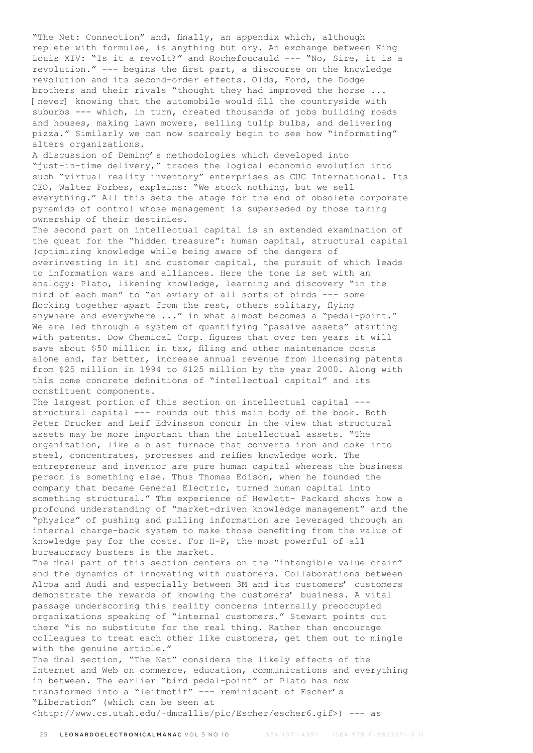"The Net: Connection" and, finally, an appendix which, although replete with formulae, is anything but dry. An exchange between King Louis XIV: "Is it a revolt?" and Rochefoucauld --- "No, Sire, it is a revolution." --- begins the first part, a discourse on the knowledge revolution and its second-order effects. Olds, Ford, the Dodge brothers and their rivals "thought they had improved the horse ... [never] knowing that the automobile would fill the countryside with suburbs --- which, in turn, created thousands of jobs building roads and houses, making lawn mowers, selling tulip bulbs, and delivering pizza." Similarly we can now scarcely begin to see how "informating" alters organizations.

A discussion of Deming's methodologies which developed into "just-in-time delivery," traces the logical economic evolution into such "virtual reality inventory" enterprises as CUC International. Its CEO, Walter Forbes, explains: "We stock nothing, but we sell everything." All this sets the stage for the end of obsolete corporate pyramids of control whose management is superseded by those taking ownership of their destinies.

The second part on intellectual capital is an extended examination of the quest for the "hidden treasure": human capital, structural capital (optimizing knowledge while being aware of the dangers of overinvesting in it) and customer capital, the pursuit of which leads to information wars and alliances. Here the tone is set with an analogy: Plato, likening knowledge, learning and discovery "in the mind of each man" to "an aviary of all sorts of birds --- some flocking together apart from the rest, others solitary, flying anywhere and everywhere ..." in what almost becomes a "pedal-point." We are led through a system of quantifying "passive assets" starting with patents. Dow Chemical Corp. figures that over ten years it will save about $50 million in tax, filing and other maintenance costs alone and, far better, increase annual revenue from licensing patents from $25 million in 1994 to $125 million by the year 2000. Along with this come concrete definitions of "intellectual capital" and its constituent components.

The largest portion of this section on intellectual capital --- structural capital --- rounds out this main body of the book. Both Peter Drucker and Leif Edvinsson concur in the view that structural assets may be more important than the intellectual assets. "The organization, like a blast furnace that converts iron and coke into steel, concentrates, processes and reifies knowledge work. The entrepreneur and inventor are pure human capital whereas the business person is something else. Thus Thomas Edison, when he founded the company that became General Electric, turned human capital into something structural." The experience of Hewlett- Packard shows how a profound understanding of "market-driven knowledge management" and the "physics" of pushing and pulling information are leveraged through an internal charge-back system to make those benefiting from the value of knowledge pay for the costs. For H-P, the most powerful of all bureaucracy busters is the market.

The final part of this section centers on the "intangible value chain" and the dynamics of innovating with customers. Collaborations between Alcoa and Audi and especially between 3M and its customers' customers demonstrate the rewards of knowing the customers' business. A vital passage underscoring this reality concerns internally preoccupied organizations speaking of "internal customers." Stewart points out there "is no substitute for the real thing. Rather than encourage colleagues to treat each other like customers, get them out to mingle with the genuine article."

The final section, "The Net" considers the likely effects of the Internet and Web on commerce, education, communications and everything in between. The earlier "bird pedal-point" of Plato has now transformed into a "leitmotif" --- reminiscent of Escher's "Liberation" (which can be seen at <http://www.cs.utah.edu/~dmcallis/pic/Escher/escher6.gif>) --- as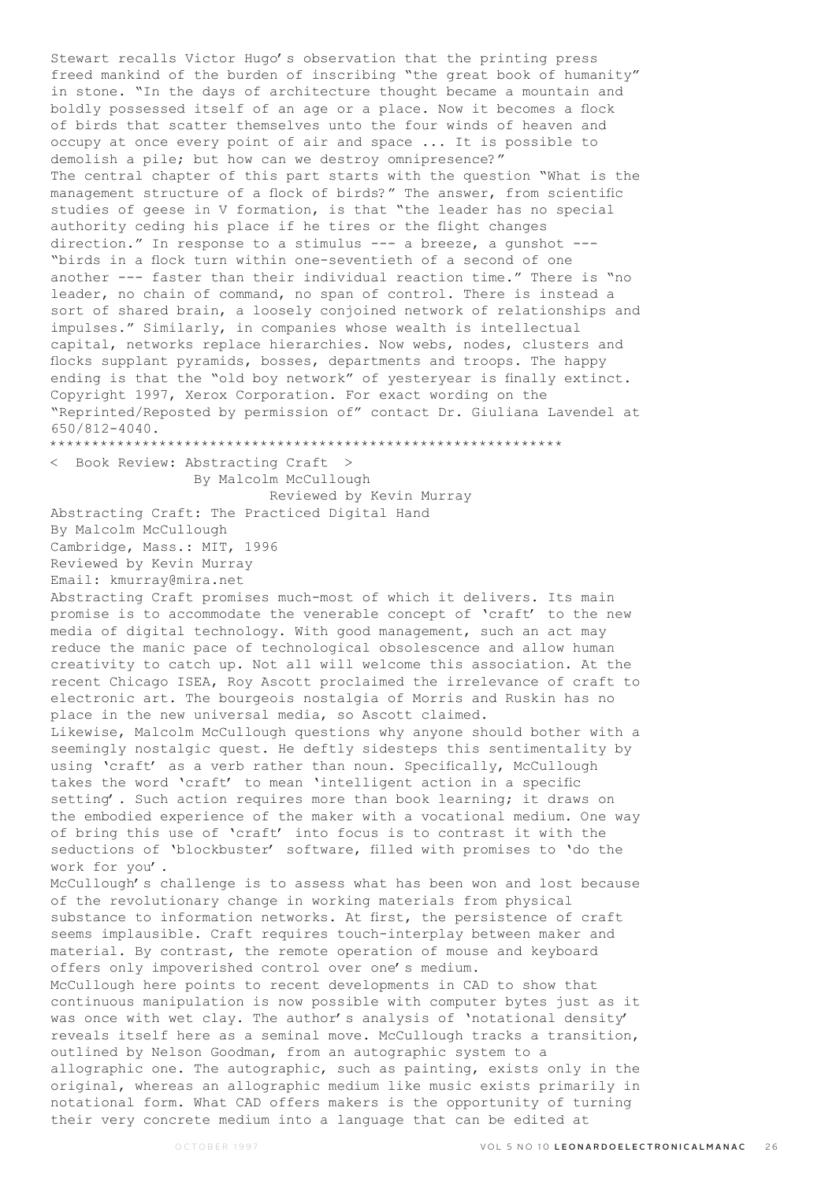Stewart recalls Victor Hugo's observation that the printing press freed mankind of the burden of inscribing "the great book of humanity" in stone. "In the days of architecture thought became a mountain and boldly possessed itself of an age or a place. Now it becomes a flock of birds that scatter themselves unto the four winds of heaven and occupy at once every point of air and space ... It is possible to demolish a pile; but how can we destroy omnipresence?"

The central chapter of this part starts with the question "What is the management structure of a flock of birds?" The answer, from scientific studies of geese in V formation, is that "the leader has no special authority ceding his place if he tires or the flight changes direction." In response to a stimulus --- a breeze, a gunshot --- "birds in a flock turn within one-seventieth of a second of one another --- faster than their individual reaction time." There is "no leader, no chain of command, no span of control. There is instead a sort of shared brain, a loosely conjoined network of relationships and impulses." Similarly, in companies whose wealth is intellectual capital, networks replace hierarchies. Now webs, nodes, clusters and flocks supplant pyramids, bosses, departments and troops. The happy ending is that the "old boy network" of yesteryear is finally extinct.

Copyright 1997, Xerox Corporation. For exact wording on the "Reprinted/Reposted by permission of" contact Dr. Giuliana Lavendel at 650/812-4040.

************************************************************

< Book Review: Abstracting Craft >

By Malcolm McCullough

Reviewed by Kevin Murray

Abstracting Craft: The Practiced Digital Hand
By Malcolm McCullough
Cambridge, Mass.: MIT, 1996
Reviewed by Kevin Murray
Email: kmurray@mira.net

Abstracting Craft promises much-most of which it delivers. Its main promise is to accommodate the venerable concept of 'craft' to the new media of digital technology. With good management, such an act may reduce the manic pace of technological obsolescence and allow human creativity to catch up. Not all will welcome this association. At the recent Chicago ISEA, Roy Ascott proclaimed the irrelevance of craft to electronic art. The bourgeois nostalgia of Morris and Ruskin has no place in the new universal media, so Ascott claimed.

Likewise, Malcolm McCullough questions why anyone should bother with a seemingly nostalgic quest. He deftly sidesteps this sentimentality by using 'craft' as a verb rather than noun. Specifically, McCullough takes the word 'craft' to mean 'intelligent action in a specific setting'. Such action requires more than book learning; it draws on the embodied experience of the maker with a vocational medium. One way of bring this use of 'craft' into focus is to contrast it with the seductions of 'blockbuster' software, filled with promises to 'do the work for you'.

McCullough's challenge is to assess what has been won and lost because of the revolutionary change in working materials from physical substance to information networks. At first, the persistence of craft seems implausible. Craft requires touch-interplay between maker and material. By contrast, the remote operation of mouse and keyboard offers only impoverished control over one's medium.

McCullough here points to recent developments in CAD to show that continuous manipulation is now possible with computer bytes just as it was once with wet clay. The author's analysis of 'notational density' reveals itself here as a seminal move. McCullough tracks a transition, outlined by Nelson Goodman, from an autographic system to a allographic one. The autographic, such as painting, exists only in the original, whereas an allographic medium like music exists primarily in notational form. What CAD offers makers is the opportunity of turning their very concrete medium into a language that can be edited at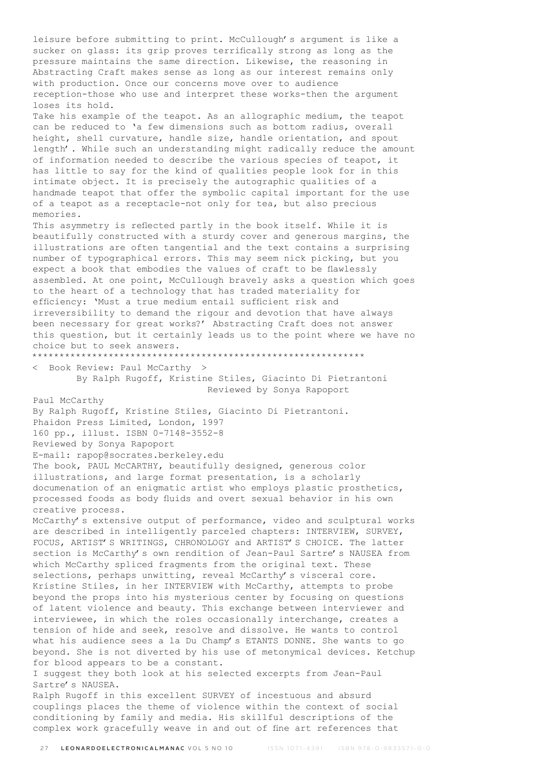leisure before submitting to print. McCullough's argument is like a sucker on glass: its grip proves terrifically strong as long as the pressure maintains the same direction. Likewise, the reasoning in Abstracting Craft makes sense as long as our interest remains only with production. Once our concerns move over to audience reception-those who use and interpret these works-then the argument loses its hold.

Take his example of the teapot. As an allographic medium, the teapot can be reduced to 'a few dimensions such as bottom radius, overall height, shell curvature, handle size, handle orientation, and spout length'. While such an understanding might radically reduce the amount of information needed to describe the various species of teapot, it has little to say for the kind of qualities people look for in this intimate object. It is precisely the autographic qualities of a handmade teapot that offer the symbolic capital important for the use of a teapot as a receptacle-not only for tea, but also precious memories.

This asymmetry is reflected partly in the book itself. While it is beautifully constructed with a sturdy cover and generous margins, the illustrations are often tangential and the text contains a surprising number of typographical errors. This may seem nick picking, but you expect a book that embodies the values of craft to be flawlessly assembled. At one point, McCullough bravely asks a question which goes to the heart of a technology that has traded materiality for efficiency: 'Must a true medium entail sufficient risk and irreversibility to demand the rigour and devotion that have always been necessary for great works?' Abstracting Craft does not answer this question, but it certainly leads us to the point where we have no choice but to seek answers.

************************************************************

< Book Review: Paul McCarthy >

By Ralph Rugoff, Kristine Stiles, Giacinto Di Pietrantoni

Reviewed by Sonya Rapoport

Paul McCarthy
By Ralph Rugoff, Kristine Stiles, Giacinto Di Pietrantoni.
Phaidon Press Limited, London, 1997
160 pp., illust. ISBN 0-7148-3552-8
Reviewed by Sonya Rapoport
E-mail: rapop@socrates.berkeley.edu

The book, PAUL McCARTHY, beautifully designed, generous color illustrations, and large format presentation, is a scholarly documenation of an enigmatic artist who employs plastic prosthetics, processed foods as body fluids and overt sexual behavior in his own creative process.

McCarthy's extensive output of performance, video and sculptural works are described in intelligently parceled chapters: INTERVIEW, SURVEY, FOCUS, ARTIST'S WRITINGS, CHRONOLOGY and ARTIST'S CHOICE. The latter section is McCarthy's own rendition of Jean-Paul Sartre's NAUSEA from which McCarthy spliced fragments from the original text. These selections, perhaps unwitting, reveal McCarthy's visceral core. Kristine Stiles, in her INTERVIEW with McCarthy, attempts to probe beyond the props into his mysterious center by focusing on questions of latent violence and beauty. This exchange between interviewer and interviewee, in which the roles occasionally interchange, creates a tension of hide and seek, resolve and dissolve. He wants to control what his audience sees a la Du Champ's ETANTS DONNE. She wants to go beyond. She is not diverted by his use of metonymical devices. Ketchup for blood appears to be a constant.

I suggest they both look at his selected excerpts from Jean-Paul Sartre's NAUSEA.

Ralph Rugoff in this excellent SURVEY of incestuous and absurd couplings places the theme of violence within the context of social conditioning by family and media. His skillful descriptions of the complex work gracefully weave in and out of fine art references that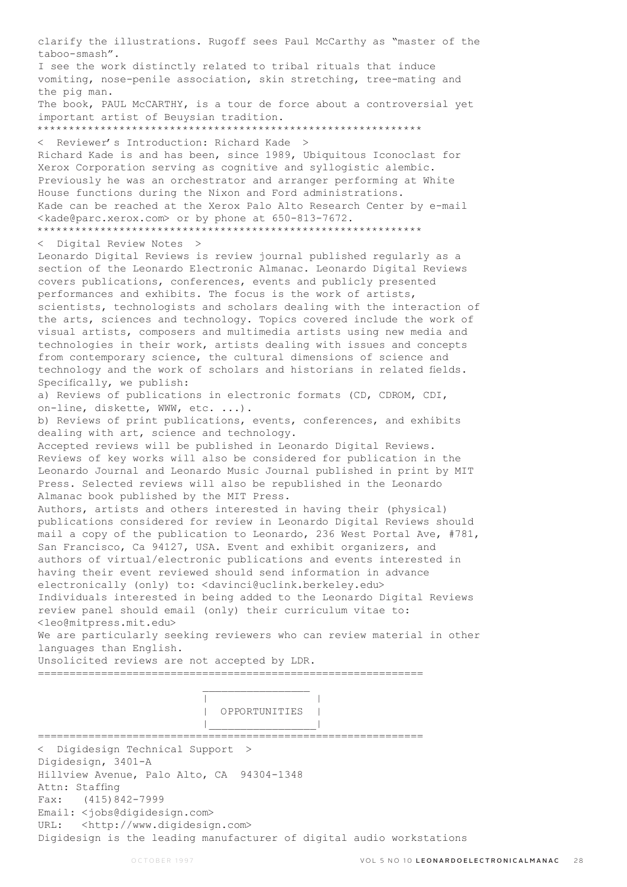clarify the illustrations. Rugoff sees Paul McCarthy as "master of the taboo-smash".

I see the work distinctly related to tribal rituals that induce vomiting, nose-penile association, skin stretching, tree-mating and the pig man.

The book, PAUL McCARTHY, is a tour de force about a controversial yet important artist of Beuysian tradition.

************************************************************

< Reviewer's Introduction: Richard Kade >

Richard Kade is and has been, since 1989, Ubiquitous Iconoclast for Xerox Corporation serving as cognitive and syllogistic alembic. Previously he was an orchestrator and arranger performing at White House functions during the Nixon and Ford administrations.

Kade can be reached at the Xerox Palo Alto Research Center by e-mail <kade@parc.xerox.com> or by phone at 650-813-7672.

************************************************************

< Digital Review Notes >

Leonardo Digital Reviews is review journal published regularly as a section of the Leonardo Electronic Almanac. Leonardo Digital Reviews covers publications, conferences, events and publicly presented performances and exhibits. The focus is the work of artists, scientists, technologists and scholars dealing with the interaction of the arts, sciences and technology. Topics covered include the work of visual artists, composers and multimedia artists using new media and technologies in their work, artists dealing with issues and concepts from contemporary science, the cultural dimensions of science and technology and the work of scholars and historians in related fields.

Specifically, we publish:

a) Reviews of publications in electronic formats (CD, CDROM, CDI, on-line, diskette, WWW, etc. ...).

b) Reviews of print publications, events, conferences, and exhibits dealing with art, science and technology.

Accepted reviews will be published in Leonardo Digital Reviews. Reviews of key works will also be considered for publication in the Leonardo Journal and Leonardo Music Journal published in print by MIT Press. Selected reviews will also be republished in the Leonardo Almanac book published by the MIT Press.

Authors, artists and others interested in having their (physical) publications considered for review in Leonardo Digital Reviews should mail a copy of the publication to Leonardo, 236 West Portal Ave, #781, San Francisco, Ca 94127, USA. Event and exhibit organizers, and authors of virtual/electronic publications and events interested in having their event reviewed should send information in advance electronically (only) to: <davinci@uclink.berkeley.edu>

Individuals interested in being added to the Leonardo Digital Reviews review panel should email (only) their curriculum vitae to: <leo@mitpress.mit.edu>

We are particularly seeking reviewers who can review material in other languages than English.

Unsolicited reviews are not accepted by LDR.

============================================================

# OPPORTUNITIES

============================================================

< Digidesign Technical Support >

Digidesign, 3401-A
Hillview Avenue, Palo Alto, CA 94304-1348
Attn: Staffing
Fax: (415)842-7999
Email: <jobs@digidesign.com>
URL: <http://www.digidesign.com>

Digidesign is the leading manufacturer of digital audio workstations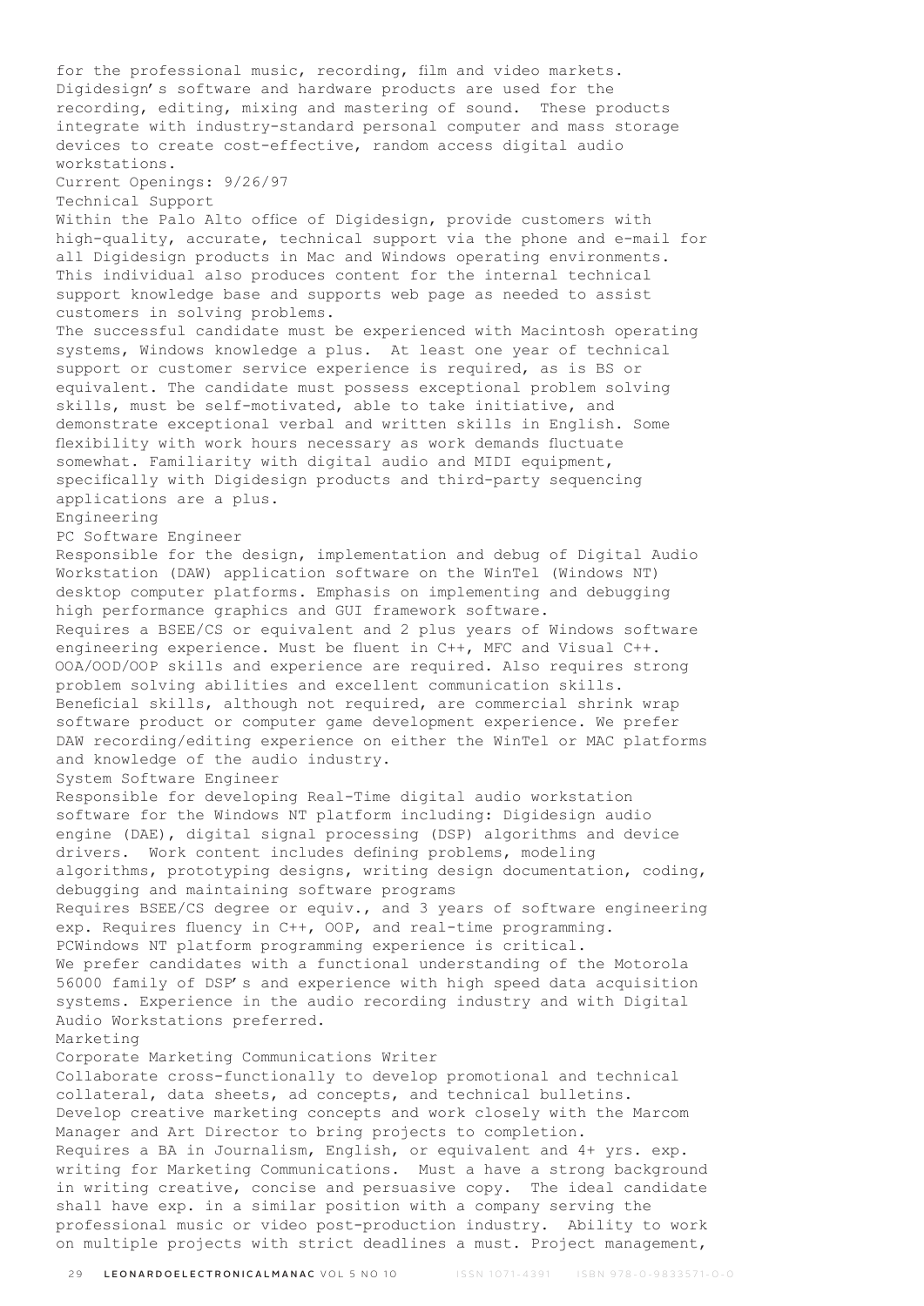for the professional music, recording, film and video markets. Digidesign's software and hardware products are used for the recording, editing, mixing and mastering of sound. These products integrate with industry-standard personal computer and mass storage devices to create cost-effective, random access digital audio workstations.

Current Openings: 9/26/97

Technical Support

Within the Palo Alto office of Digidesign, provide customers with high-quality, accurate, technical support via the phone and e-mail for all Digidesign products in Mac and Windows operating environments. This individual also produces content for the internal technical support knowledge base and supports web page as needed to assist customers in solving problems.

The successful candidate must be experienced with Macintosh operating systems, Windows knowledge a plus. At least one year of technical support or customer service experience is required, as is BS or equivalent. The candidate must possess exceptional problem solving skills, must be self-motivated, able to take initiative, and demonstrate exceptional verbal and written skills in English. Some flexibility with work hours necessary as work demands fluctuate somewhat. Familiarity with digital audio and MIDI equipment, specifically with Digidesign products and third-party sequencing applications are a plus.

Engineering

PC Software Engineer

Responsible for the design, implementation and debug of Digital Audio Workstation (DAW) application software on the WinTel (Windows NT) desktop computer platforms. Emphasis on implementing and debugging high performance graphics and GUI framework software.

Requires a BSEE/CS or equivalent and 2 plus years of Windows software engineering experience. Must be fluent in C++, MFC and Visual C++. OOA/OOD/OOP skills and experience are required. Also requires strong problem solving abilities and excellent communication skills. Beneficial skills, although not required, are commercial shrink wrap software product or computer game development experience. We prefer DAW recording/editing experience on either the WinTel or MAC platforms and knowledge of the audio industry.

System Software Engineer

Responsible for developing Real-Time digital audio workstation software for the Windows NT platform including: Digidesign audio engine (DAE), digital signal processing (DSP) algorithms and device drivers. Work content includes defining problems, modeling algorithms, prototyping designs, writing design documentation, coding, debugging and maintaining software programs

Requires BSEE/CS degree or equiv., and 3 years of software engineering exp. Requires fluency in C++, OOP, and real-time programming. PCWindows NT platform programming experience is critical.

We prefer candidates with a functional understanding of the Motorola 56000 family of DSP's and experience with high speed data acquisition systems. Experience in the audio recording industry and with Digital Audio Workstations preferred.

Marketing

Corporate Marketing Communications Writer

Collaborate cross-functionally to develop promotional and technical collateral, data sheets, ad concepts, and technical bulletins. Develop creative marketing concepts and work closely with the Marcom Manager and Art Director to bring projects to completion.

Requires a BA in Journalism, English, or equivalent and 4+ yrs. exp. writing for Marketing Communications. Must have a strong background in writing creative, concise and persuasive copy. The ideal candidate shall have exp. in a similar position with a company serving the professional music or video post-production industry. Ability to work on multiple projects with strict deadlines a must. Project management,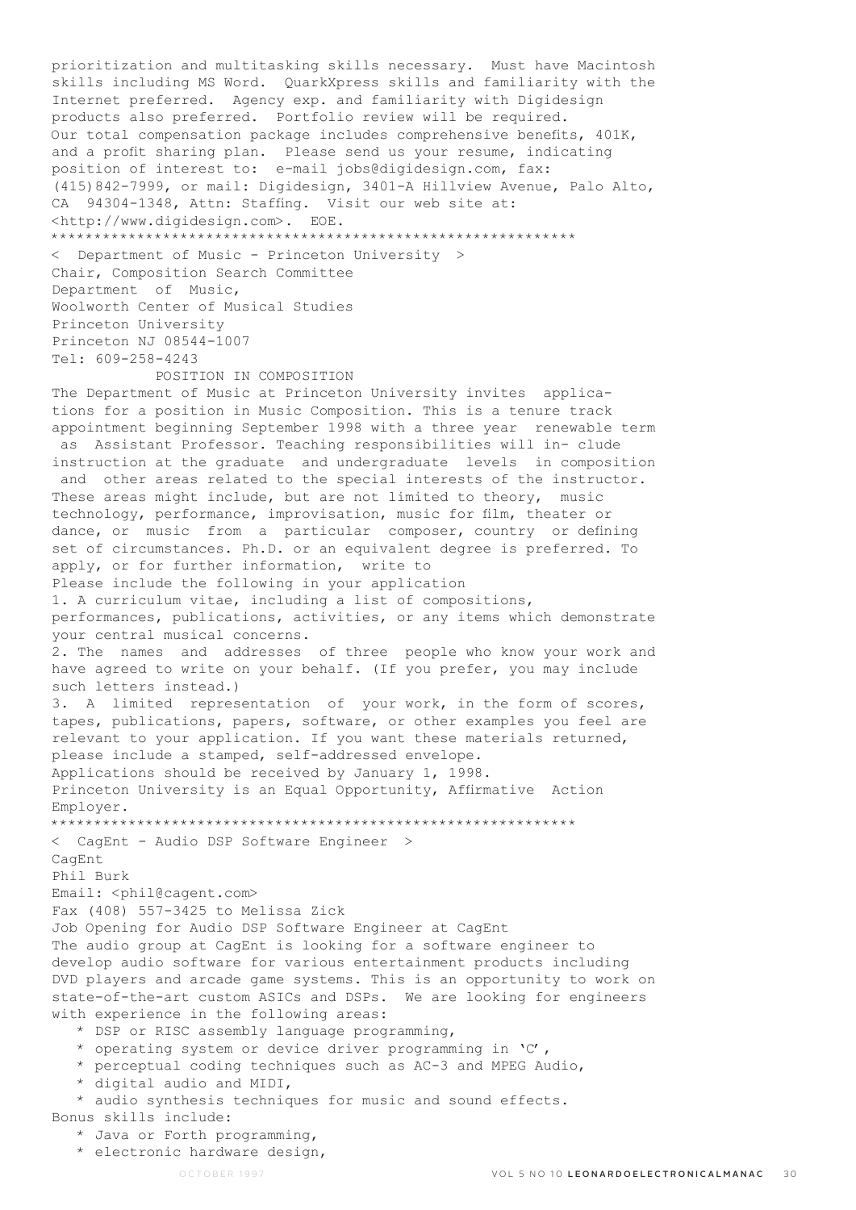prioritization and multitasking skills necessary. Must have Macintosh skills including MS Word. QuarkXpress skills and familiarity with the Internet preferred. Agency exp. and familiarity with Digidesign products also preferred. Portfolio review will be required. Our total compensation package includes comprehensive benefits, 401K, and a profit sharing plan. Please send us your resume, indicating position of interest to: e-mail jobs@digidesign.com, fax: (415)842-7999, or mail: Digidesign, 3401-A Hillview Avenue, Palo Alto, CA 94304-1348, Attn: Staffing. Visit our web site at: <http://www.digidesign.com>. EOE.

*************************************************************

< Department of Music - Princeton University >

Chair, Composition Search Committee
Department of Music,
Woolworth Center of Musical Studies
Princeton University
Princeton NJ 08544-1007
Tel: 609-258-4243

POSITION IN COMPOSITION

The Department of Music at Princeton University invites applications for a position in Music Composition. This is a tenure track appointment beginning September 1998 with a three year renewable term as Assistant Professor. Teaching responsibilities will in- clude instruction at the graduate and undergraduate levels in composition and other areas related to the special interests of the instructor. These areas might include, but are not limited to theory, music technology, performance, improvisation, music for film, theater or dance, or music from a particular composer, country or defining set of circumstances. Ph.D. or an equivalent degree is preferred. To apply, or for further information, write to

Please include the following in your application

1. A curriculum vitae, including a list of compositions, performances, publications, activities, or any items which demonstrate your central musical concerns.
2. The names and addresses of three people who know your work and have agreed to write on your behalf. (If you prefer, you may include such letters instead.)
3. A limited representation of your work, in the form of scores, tapes, publications, papers, software, or other examples you feel are relevant to your application. If you want these materials returned, please include a stamped, self-addressed envelope.

Applications should be received by January 1, 1998.

Princeton University is an Equal Opportunity, Affirmative Action Employer.

*************************************************************

< CagEnt - Audio DSP Software Engineer >

CagEnt
Phil Burk
Email: <phil@cagent.com>
Fax (408) 557-3425 to Melissa Zick

Job Opening for Audio DSP Software Engineer at CagEnt

The audio group at CagEnt is looking for a software engineer to develop audio software for various entertainment products including DVD players and arcade game systems. This is an opportunity to work on state-of-the-art custom ASICs and DSPs. We are looking for engineers with experience in the following areas:

* DSP or RISC assembly language programming,
* operating system or device driver programming in 'C',
* perceptual coding techniques such as AC-3 and MPEG Audio,
* digital audio and MIDI,
* audio synthesis techniques for music and sound effects.

Bonus skills include:

* Java or Forth programming,
* electronic hardware design,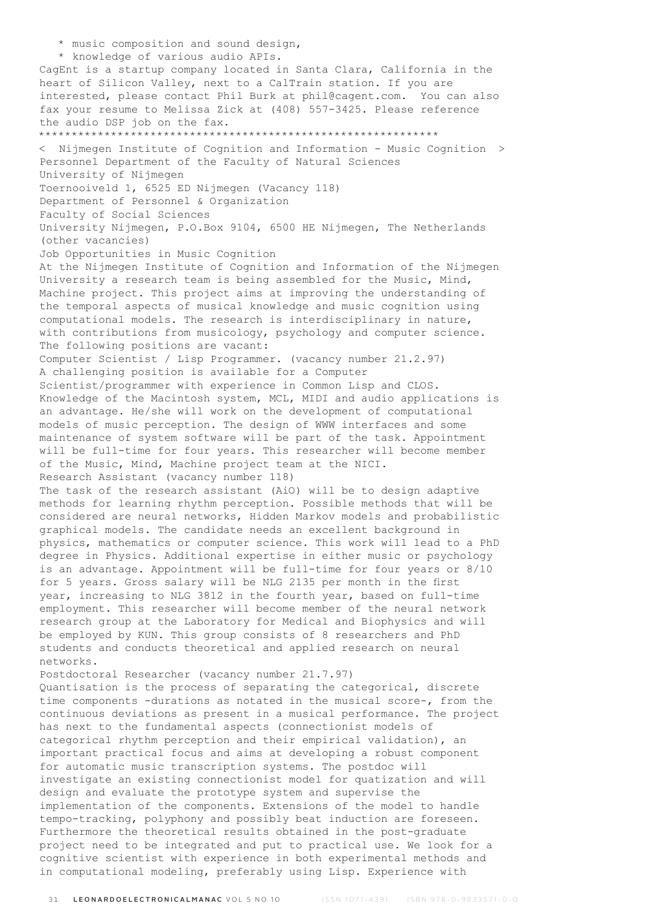* music composition and sound design,
* knowledge of various audio APIs.

CagEnt is a startup company located in Santa Clara, California in the heart of Silicon Valley, next to a CalTrain station. If you are interested, please contact Phil Burk at phil@cagent.com. You can also fax your resume to Melissa Zick at (408) 557-3425. Please reference the audio DSP job on the fax.

************************************************************

< Nijmegen Institute of Cognition and Information - Music Cognition >

Personnel Department of the Faculty of Natural Sciences
University of Nijmegen
Toernooiveld 1, 6525 ED Nijmegen (Vacancy 118)
Department of Personnel & Organization
Faculty of Social Sciences
University Nijmegen, P.O.Box 9104, 6500 HE Nijmegen, The Netherlands
(other vacancies)

Job Opportunities in Music Cognition

At the Nijmegen Institute of Cognition and Information of the Nijmegen University a research team is being assembled for the Music, Mind, Machine project. This project aims at improving the understanding of the temporal aspects of musical knowledge and music cognition using computational models. The research is interdisciplinary in nature, with contributions from musicology, psychology and computer science. The following positions are vacant:

Computer Scientist / Lisp Programmer. (vacancy number 21.2.97)

A challenging position is available for a Computer Scientist/programmer with experience in Common Lisp and CLOS. Knowledge of the Macintosh system, MCL, MIDI and audio applications is an advantage. He/she will work on the development of computational models of music perception. The design of WWW interfaces and some maintenance of system software will be part of the task. Appointment will be full-time for four years. This researcher will become member of the Music, Mind, Machine project team at the NICI.

Research Assistant (vacancy number 118)

The task of the research assistant (AiO) will be to design adaptive methods for learning rhythm perception. Possible methods that will be considered are neural networks, Hidden Markov models and probabilistic graphical models. The candidate needs an excellent background in physics, mathematics or computer science. This work will lead to a PhD degree in Physics. Additional expertise in either music or psychology is an advantage. Appointment will be full-time for four years or 8/10 for 5 years. Gross salary will be NLG 2135 per month in the first year, increasing to NLG 3812 in the fourth year, based on full-time employment. This researcher will become member of the neural network research group at the Laboratory for Medical and Biophysics and will be employed by KUN. This group consists of 8 researchers and PhD students and conducts theoretical and applied research on neural networks.

Postdoctoral Researcher (vacancy number 21.7.97)

Quantisation is the process of separating the categorical, discrete time components -durations as notated in the musical score-, from the continuous deviations as present in a musical performance. The project has next to the fundamental aspects (connectionist models of categorical rhythm perception and their empirical validation), an important practical focus and aims at developing a robust component for automatic music transcription systems. The postdoc will investigate an existing connectionist model for quatization and will design and evaluate the prototype system and supervise the implementation of the components. Extensions of the model to handle tempo-tracking, polyphony and possibly beat induction are foreseen. Furthermore the theoretical results obtained in the post-graduate project need to be integrated and put to practical use. We look for a cognitive scientist with experience in both experimental methods and in computational modeling, preferably using Lisp. Experience with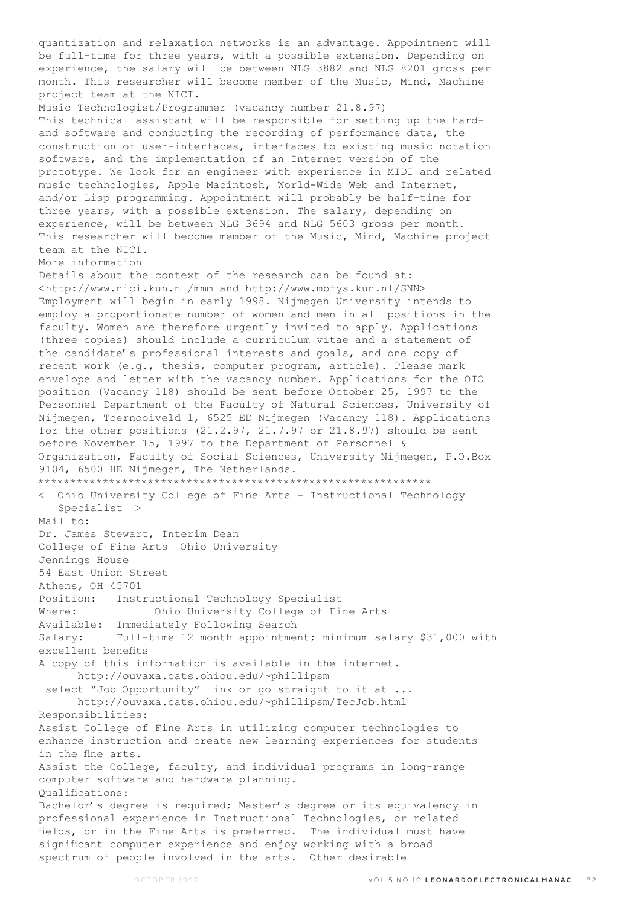quantization and relaxation networks is an advantage. Appointment will be full-time for three years, with a possible extension. Depending on experience, the salary will be between NLG 3882 and NLG 8201 gross per month. This researcher will become member of the Music, Mind, Machine project team at the NICI.

Music Technologist/Programmer (vacancy number 21.8.97)

This technical assistant will be responsible for setting up the hard- and software and conducting the recording of performance data, the construction of user-interfaces, interfaces to existing music notation software, and the implementation of an Internet version of the prototype. We look for an engineer with experience in MIDI and related music technologies, Apple Macintosh, World-Wide Web and Internet, and/or Lisp programming. Appointment will probably be half-time for three years, with a possible extension. The salary, depending on experience, will be between NLG 3694 and NLG 5603 gross per month. This researcher will become member of the Music, Mind, Machine project team at the NICI.

More information

Details about the context of the research can be found at: <http://www.nici.kun.nl/mmm and http://www.mbfys.kun.nl/SNN>

Employment will begin in early 1998. Nijmegen University intends to employ a proportionate number of women and men in all positions in the faculty. Women are therefore urgently invited to apply. Applications (three copies) should include a curriculum vitae and a statement of the candidate's professional interests and goals, and one copy of recent work (e.g., thesis, computer program, article). Please mark envelope and letter with the vacancy number. Applications for the OIO position (Vacancy 118) should be sent before October 25, 1997 to the Personnel Department of the Faculty of Natural Sciences, University of Nijmegen, Toernooiveld 1, 6525 ED Nijmegen (Vacancy 118). Applications for the other positions (21.2.97, 21.7.97 or 21.8.97) should be sent before November 15, 1997 to the Department of Personnel & Organization, Faculty of Social Sciences, University Nijmegen, P.O.Box 9104, 6500 HE Nijmegen, The Netherlands.

*************************************************************

< Ohio University College of Fine Arts - Instructional Technology Specialist >

Mail to:
Dr. James Stewart, Interim Dean
College of Fine Arts Ohio University
Jennings House
54 East Union Street
Athens, OH 45701

Position: Instructional Technology Specialist
Where: Ohio University College of Fine Arts
Available: Immediately Following Search
Salary: Full-time 12 month appointment; minimum salary $31,000 with excellent benefits

A copy of this information is available in the internet.
http://ouvaxa.cats.ohiou.edu/~phillipsm
select "Job Opportunity" link or go straight to it at ...
http://ouvaxa.cats.ohiou.edu/~phillipsm/TecJob.html

Responsibilities:

Assist College of Fine Arts in utilizing computer technologies to enhance instruction and create new learning experiences for students in the fine arts.

Assist the College, faculty, and individual programs in long-range computer software and hardware planning.

Qualifications:

Bachelor's degree is required; Master's degree or its equivalency in professional experience in Instructional Technologies, or related fields, or in the Fine Arts is preferred. The individual must have significant computer experience and enjoy working with a broad spectrum of people involved in the arts. Other desirable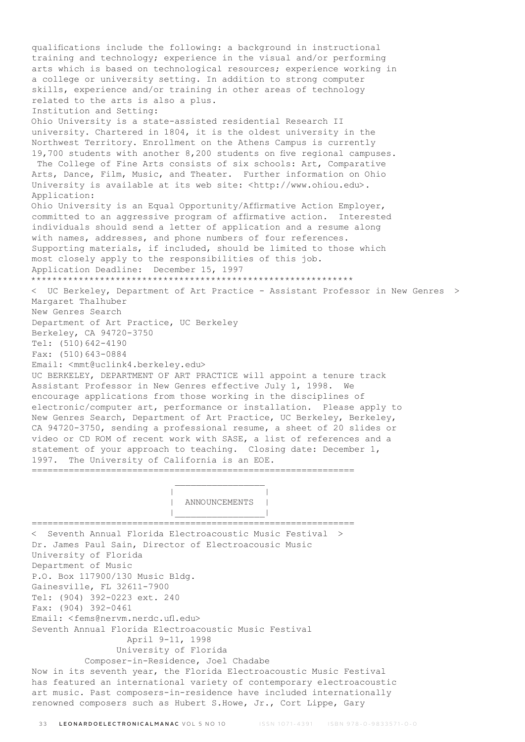qualifications include the following: a background in instructional training and technology; experience in the visual and/or performing arts which is based on technological resources; experience working in a college or university setting. In addition to strong computer skills, experience and/or training in other areas of technology related to the arts is also a plus.

Institution and Setting:

Ohio University is a state-assisted residential Research II university. Chartered in 1804, it is the oldest university in the Northwest Territory. Enrollment on the Athens Campus is currently 19,700 students with another 8,200 students on five regional campuses. The College of Fine Arts consists of six schools: Art, Comparative Arts, Dance, Film, Music, and Theater. Further information on Ohio University is available at its web site: <http://www.ohiou.edu>.

Application:

Ohio University is an Equal Opportunity/Affirmative Action Employer, committed to an aggressive program of affirmative action. Interested individuals should send a letter of application and a resume along with names, addresses, and phone numbers of four references. Supporting materials, if included, should be limited to those which most closely apply to the responsibilities of this job.

Application Deadline: December 15, 1997

*************************************************************

< UC Berkeley, Department of Art Practice - Assistant Professor in New Genres >

Margaret Thalhuber
New Genres Search
Department of Art Practice, UC Berkeley
Berkeley, CA 94720-3750
Tel: (510)642-4190
Fax: (510)643-0884
Email: <mmt@uclink4.berkeley.edu>

UC BERKELEY, DEPARTMENT OF ART PRACTICE will appoint a tenure track Assistant Professor in New Genres effective July 1, 1998. We encourage applications from those working in the disciplines of electronic/computer art, performance or installation. Please apply to New Genres Search, Department of Art Practice, UC Berkeley, Berkeley, CA 94720-3750, sending a professional resume, a sheet of 20 slides or video or CD ROM of recent work with SASE, a list of references and a statement of your approach to teaching. Closing date: December 1, 1997. The University of California is an EOE.

=============================================================

## ANNOUNCEMENTS

=============================================================

< Seventh Annual Florida Electroacoustic Music Festival >

Dr. James Paul Sain, Director of Electroacousic Music
University of Florida
Department of Music
P.O. Box 117900/130 Music Bldg.
Gainesville, FL 32611-7900
Tel: (904) 392-0223 ext. 240
Fax: (904) 392-0461
Email: <fems@nervm.nerdc.ufl.edu>

Seventh Annual Florida Electroacoustic Music Festival
April 9-11, 1998
University of Florida
Composer-in-Residence, Joel Chadabe

Now in its seventh year, the Florida Electroacoustic Music Festival has featured an international variety of contemporary electroacoustic art music. Past composers-in-residence have included internationally renowned composers such as Hubert S.Howe, Jr., Cort Lippe, Gary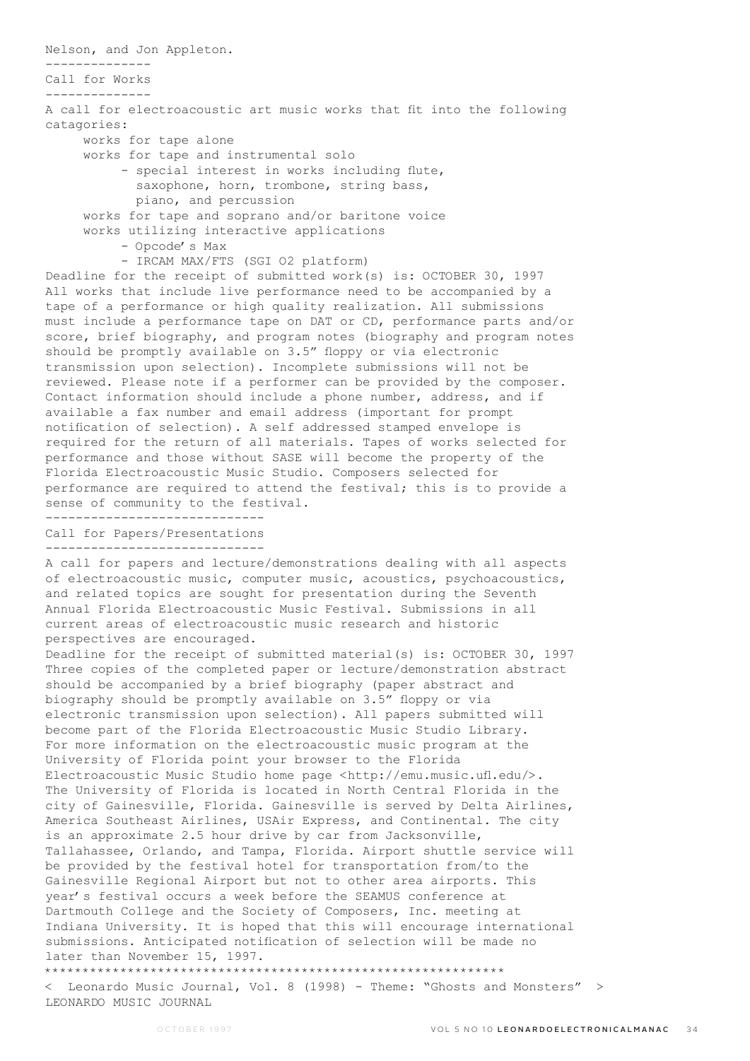Nelson, and Jon Appleton.

## Call for Works

A call for electroacoustic art music works that fit into the following catagories:

- works for tape alone
- works for tape and instrumental solo
  - special interest in works including flute, saxophone, horn, trombone, string bass, piano, and percussion
- works for tape and soprano and/or baritone voice
- works utilizing interactive applications
  - Opcode's Max
  - IRCAM MAX/FTS (SGI O2 platform)

Deadline for the receipt of submitted work(s) is: OCTOBER 30, 1997

All works that include live performance need to be accompanied by a tape of a performance or high quality realization. All submissions must include a performance tape on DAT or CD, performance parts and/or score, brief biography, and program notes (biography and program notes should be promptly available on 3.5" floppy or via electronic transmission upon selection). Incomplete submissions will not be reviewed. Please note if a performer can be provided by the composer. Contact information should include a phone number, address, and if available a fax number and email address (important for prompt notification of selection). A self addressed stamped envelope is required for the return of all materials. Tapes of works selected for performance and those without SASE will become the property of the Florida Electroacoustic Music Studio. Composers selected for performance are required to attend the festival; this is to provide a sense of community to the festival.

## Call for Papers/Presentations

A call for papers and lecture/demonstrations dealing with all aspects of electroacoustic music, computer music, acoustics, psychoacoustics, and related topics are sought for presentation during the Seventh Annual Florida Electroacoustic Music Festival. Submissions in all current areas of electroacoustic music research and historic perspectives are encouraged.

Deadline for the receipt of submitted material(s) is: OCTOBER 30, 1997

Three copies of the completed paper or lecture/demonstration abstract should be accompanied by a brief biography (paper abstract and biography should be promptly available on 3.5" floppy or via electronic transmission upon selection). All papers submitted will become part of the Florida Electroacoustic Music Studio Library.

For more information on the electroacoustic music program at the University of Florida point your browser to the Florida Electroacoustic Music Studio home page <http://emu.music.ufl.edu/>.

The University of Florida is located in North Central Florida in the city of Gainesville, Florida. Gainesville is served by Delta Airlines, America Southeast Airlines, USAir Express, and Continental. The city is an approximate 2.5 hour drive by car from Jacksonville, Tallahassee, Orlando, and Tampa, Florida. Airport shuttle service will be provided by the festival hotel for transportation from/to the Gainesville Regional Airport but not to other area airports. This year's festival occurs a week before the SEAMUS conference at Dartmouth College and the Society of Composers, Inc. meeting at Indiana University. It is hoped that this will encourage international submissions. Anticipated notification of selection will be made no later than November 15, 1997.

************************************************************

< Leonardo Music Journal, Vol. 8 (1998) - Theme: "Ghosts and Monsters" >

LEONARDO MUSIC JOURNAL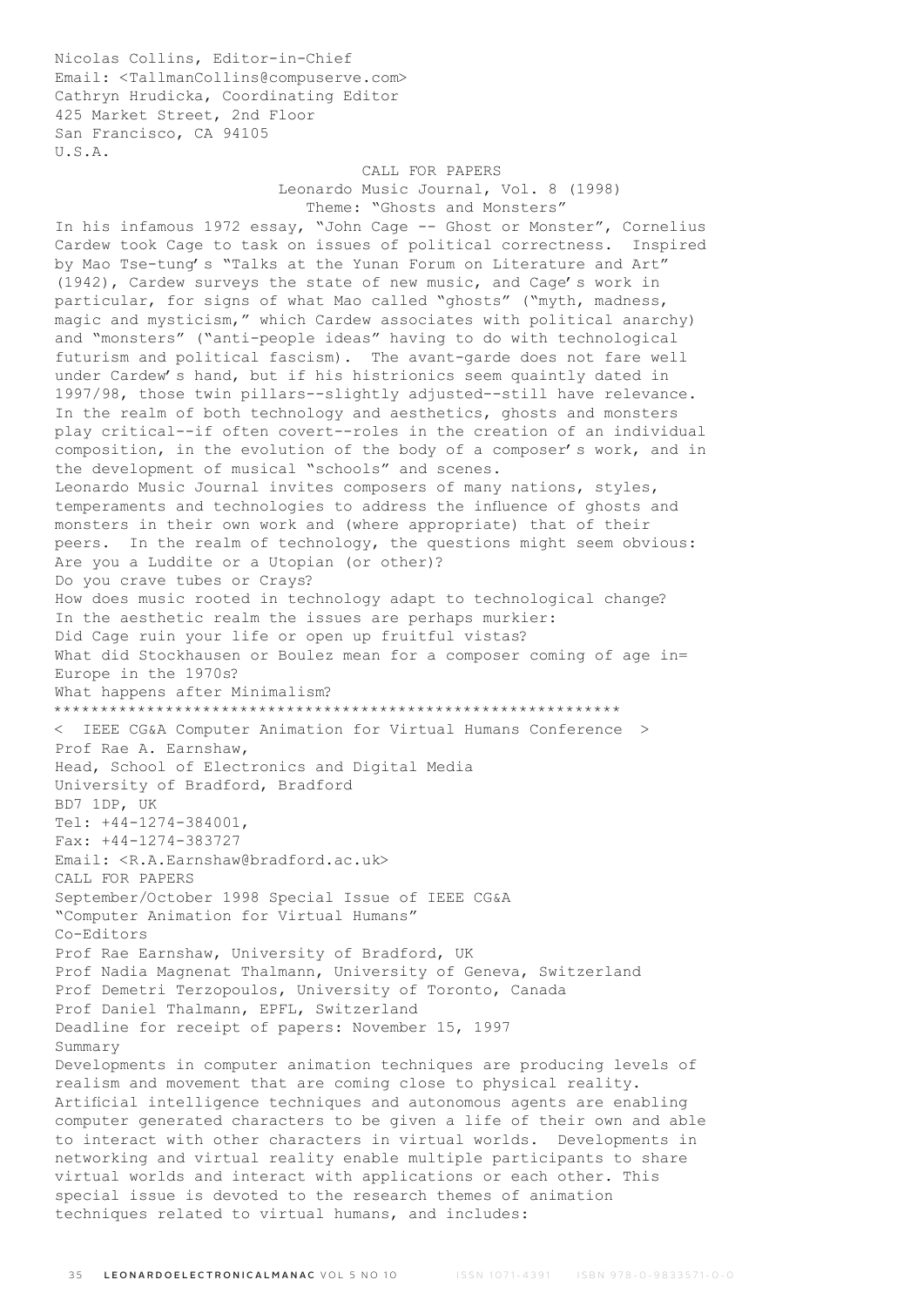Nicolas Collins, Editor-in-Chief
Email: <TallmanCollins@compuserve.com>
Cathryn Hrudicka, Coordinating Editor
425 Market Street, 2nd Floor
San Francisco, CA 94105
U.S.A.

CALL FOR PAPERS
Leonardo Music Journal, Vol. 8 (1998)
Theme: "Ghosts and Monsters"

In his infamous 1972 essay, "John Cage -- Ghost or Monster", Cornelius Cardew took Cage to task on issues of political correctness. Inspired by Mao Tse-tung's "Talks at the Yunan Forum on Literature and Art" (1942), Cardew surveys the state of new music, and Cage's work in particular, for signs of what Mao called "ghosts" ("myth, madness, magic and mysticism," which Cardew associates with political anarchy) and "monsters" ("anti-people ideas" having to do with technological futurism and political fascism). The avant-garde does not fare well under Cardew's hand, but if his histrionics seem quaintly dated in 1997/98, those twin pillars--slightly adjusted--still have relevance. In the realm of both technology and aesthetics, ghosts and monsters play critical--if often covert--roles in the creation of an individual composition, in the evolution of the body of a composer's work, and in the development of musical "schools" and scenes.

Leonardo Music Journal invites composers of many nations, styles, temperaments and technologies to address the influence of ghosts and monsters in their own work and (where appropriate) that of their peers. In the realm of technology, the questions might seem obvious:
Are you a Luddite or a Utopian (or other)?
Do you crave tubes or Crays?
How does music rooted in technology adapt to technological change?
In the aesthetic realm the issues are perhaps murkier:
Did Cage ruin your life or open up fruitful vistas?
What did Stockhausen or Boulez mean for a composer coming of age in= Europe in the 1970s?
What happens after Minimalism?

*************************************************************

< IEEE CG&A Computer Animation for Virtual Humans Conference >

Prof Rae A. Earnshaw,
Head, School of Electronics and Digital Media
University of Bradford, Bradford
BD7 1DP, UK
Tel: +44-1274-384001,
Fax: +44-1274-383727
Email: <R.A.Earnshaw@bradford.ac.uk>

CALL FOR PAPERS
September/October 1998 Special Issue of IEEE CG&A
"Computer Animation for Virtual Humans"

Co-Editors
Prof Rae Earnshaw, University of Bradford, UK
Prof Nadia Magnenat Thalmann, University of Geneva, Switzerland
Prof Demetri Terzopoulos, University of Toronto, Canada
Prof Daniel Thalmann, EPFL, Switzerland

Deadline for receipt of papers: November 15, 1997

Summary

Developments in computer animation techniques are producing levels of realism and movement that are coming close to physical reality. Artificial intelligence techniques and autonomous agents are enabling computer generated characters to be given a life of their own and able to interact with other characters in virtual worlds. Developments in networking and virtual reality enable multiple participants to share virtual worlds and interact with applications or each other. This special issue is devoted to the research themes of animation techniques related to virtual humans, and includes: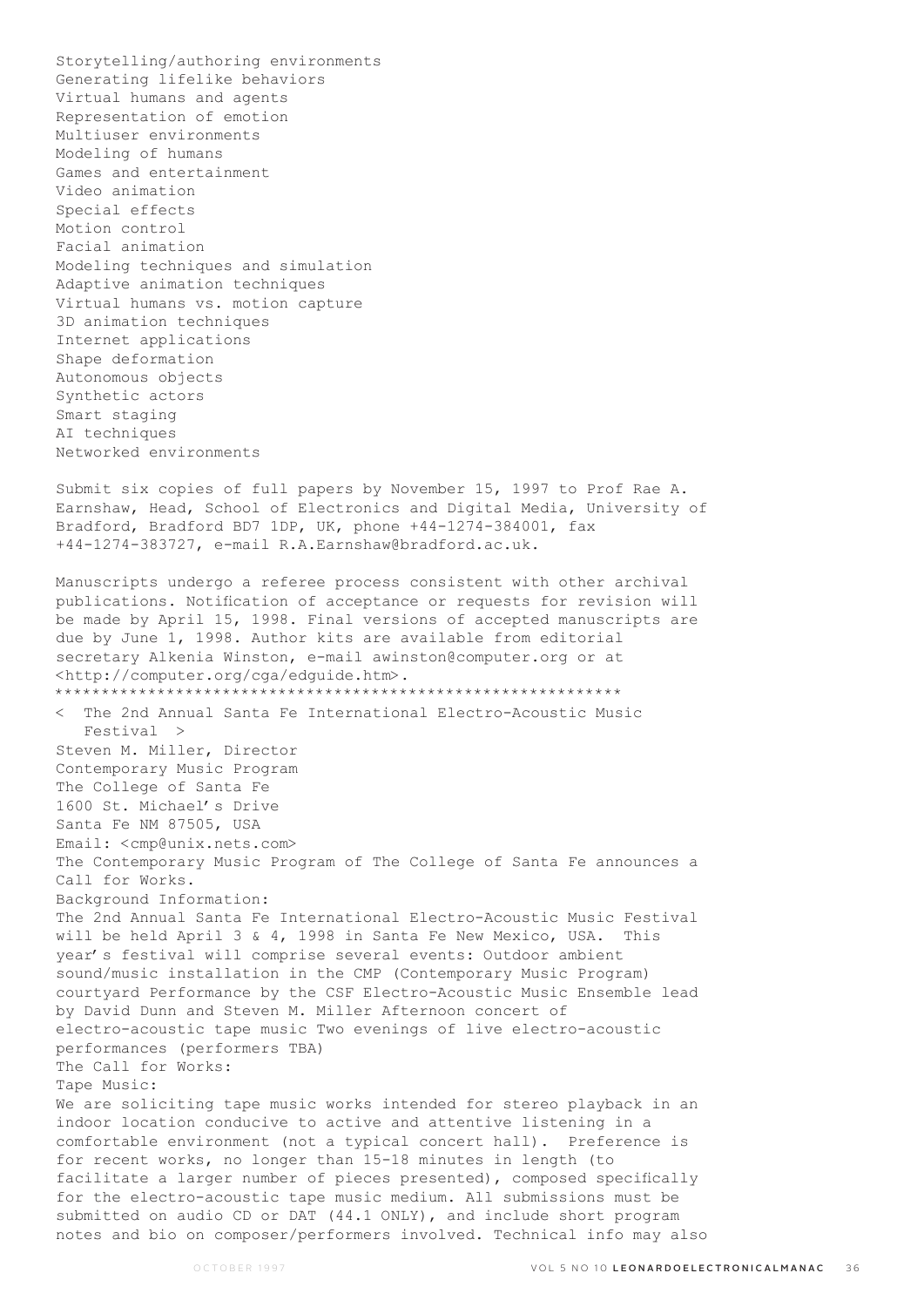Storytelling/authoring environments
Generating lifelike behaviors
Virtual humans and agents
Representation of emotion
Multiuser environments
Modeling of humans
Games and entertainment
Video animation
Special effects
Motion control
Facial animation
Modeling techniques and simulation
Adaptive animation techniques
Virtual humans vs. motion capture
3D animation techniques
Internet applications
Shape deformation
Autonomous objects
Synthetic actors
Smart staging
AI techniques
Networked environments

Submit six copies of full papers by November 15, 1997 to Prof Rae A. Earnshaw, Head, School of Electronics and Digital Media, University of Bradford, Bradford BD7 1DP, UK, phone +44-1274-384001, fax +44-1274-383727, e-mail R.A.Earnshaw@bradford.ac.uk.

Manuscripts undergo a referee process consistent with other archival publications. Notification of acceptance or requests for revision will be made by April 15, 1998. Final versions of accepted manuscripts are due by June 1, 1998. Author kits are available from editorial secretary Alkenia Winston, e-mail awinston@computer.org or at <http://computer.org/cga/edguide.htm>.

*************************************************************

< The 2nd Annual Santa Fe International Electro-Acoustic Music Festival >

Steven M. Miller, Director
Contemporary Music Program
The College of Santa Fe
1600 St. Michael's Drive
Santa Fe NM 87505, USA
Email: <cmp@unix.nets.com>

The Contemporary Music Program of The College of Santa Fe announces a Call for Works.

Background Information:

The 2nd Annual Santa Fe International Electro-Acoustic Music Festival will be held April 3 & 4, 1998 in Santa Fe New Mexico, USA. This year's festival will comprise several events: Outdoor ambient sound/music installation in the CMP (Contemporary Music Program) courtyard Performance by the CSF Electro-Acoustic Music Ensemble lead by David Dunn and Steven M. Miller Afternoon concert of electro-acoustic tape music Two evenings of live electro-acoustic performances (performers TBA)

The Call for Works:

Tape Music:

We are soliciting tape music works intended for stereo playback in an indoor location conducive to active and attentive listening in a comfortable environment (not a typical concert hall). Preference is for recent works, no longer than 15-18 minutes in length (to facilitate a larger number of pieces presented), composed specifically for the electro-acoustic tape music medium. All submissions must be submitted on audio CD or DAT (44.1 ONLY), and include short program notes and bio on composer/performers involved. Technical info may also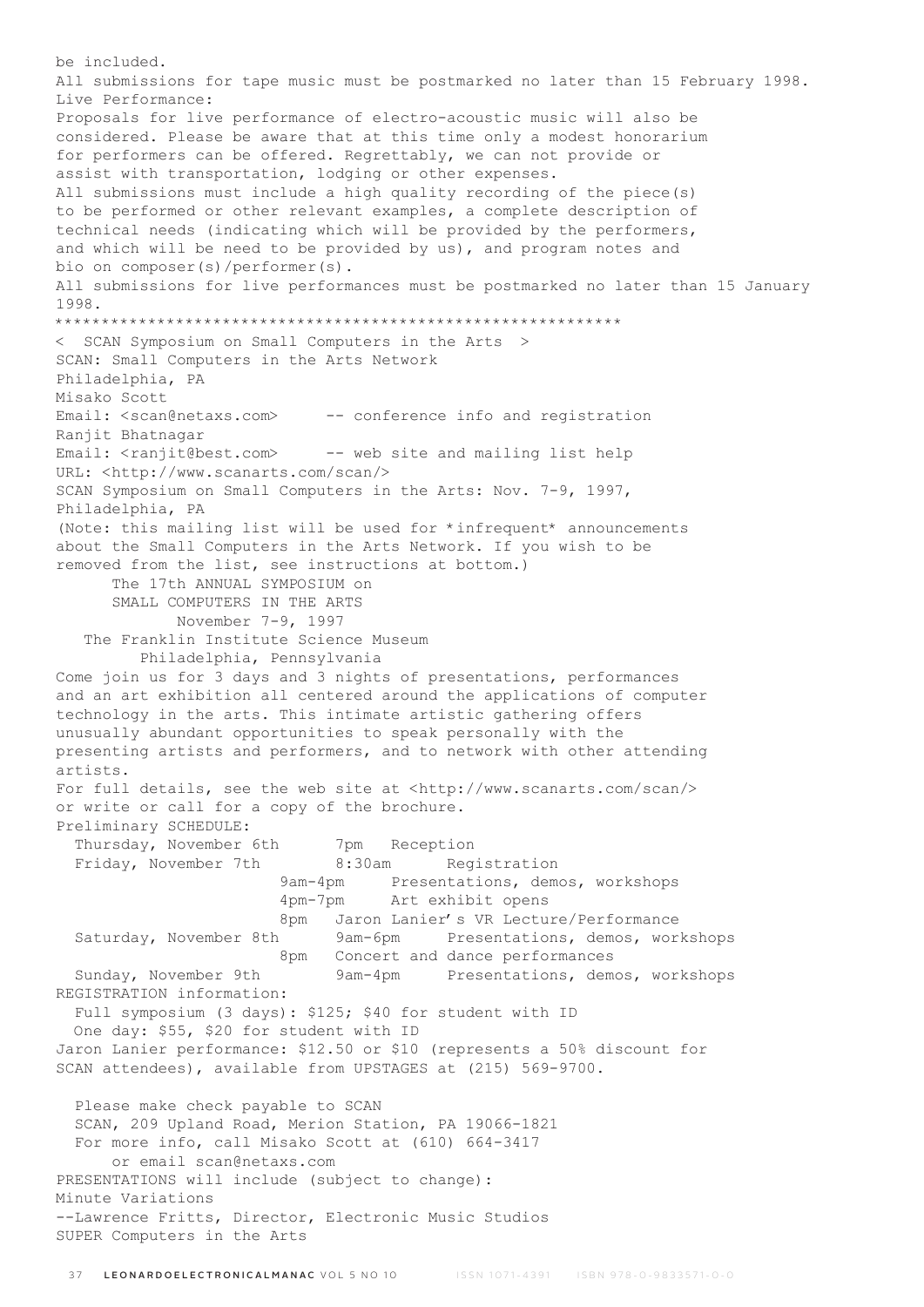be included.
All submissions for tape music must be postmarked no later than 15 February 1998.
Live Performance:
Proposals for live performance of electro-acoustic music will also be considered. Please be aware that at this time only a modest honorarium for performers can be offered. Regrettably, we can not provide or assist with transportation, lodging or other expenses.
All submissions must include a high quality recording of the piece(s) to be performed or other relevant examples, a complete description of technical needs (indicating which will be provided by the performers, and which will be need to be provided by us), and program notes and bio on composer(s)/performer(s).
All submissions for live performances must be postmarked no later than 15 January 1998.
*************************************************************
<  SCAN Symposium on Small Computers in the Arts  >
SCAN: Small Computers in the Arts Network
Philadelphia, PA
Misako Scott
Email: <scan@netaxs.com>     -- conference info and registration
Ranjit Bhatnagar
Email: <ranjit@best.com>     -- web site and mailing list help
URL: <http://www.scanarts.com/scan/>
SCAN Symposium on Small Computers in the Arts: Nov. 7-9, 1997, Philadelphia, PA
(Note: this mailing list will be used for *infrequent* announcements about the Small Computers in the Arts Network. If you wish to be removed from the list, see instructions at bottom.)

The 17th ANNUAL SYMPOSIUM on
SMALL COMPUTERS IN THE ARTS
November 7-9, 1997
The Franklin Institute Science Museum
Philadelphia, Pennsylvania

Come join us for 3 days and 3 nights of presentations, performances and an art exhibition all centered around the applications of computer technology in the arts. This intimate artistic gathering offers unusually abundant opportunities to speak personally with the presenting artists and performers, and to network with other attending artists.
For full details, see the web site at <http://www.scanarts.com/scan/> or write or call for a copy of the brochure.
Preliminary SCHEDULE:

```
  Thursday, November 6th      7pm   Reception
  Friday, November 7th        8:30am      Registration
                        9am-4pm     Presentations, demos, workshops
                        4pm-7pm     Art exhibit opens
                        8pm   Jaron Lanier's VR Lecture/Performance
  Saturday, November 8th      9am-6pm     Presentations, demos, workshops
                        8pm   Concert and dance performances
  Sunday, November 9th        9am-4pm     Presentations, demos, workshops
```

REGISTRATION information:
  Full symposium (3 days): $125; $40 for student with ID
  One day: $55, $20 for student with ID
Jaron Lanier performance: $12.50 or $10 (represents a 50% discount for SCAN attendees), available from UPSTAGES at (215) 569-9700.

  Please make check payable to SCAN
  SCAN, 209 Upland Road, Merion Station, PA 19066-1821
  For more info, call Misako Scott at (610) 664-3417
      or email scan@netaxs.com
PRESENTATIONS will include (subject to change):
Minute Variations
--Lawrence Fritts, Director, Electronic Music Studios
SUPER Computers in the Arts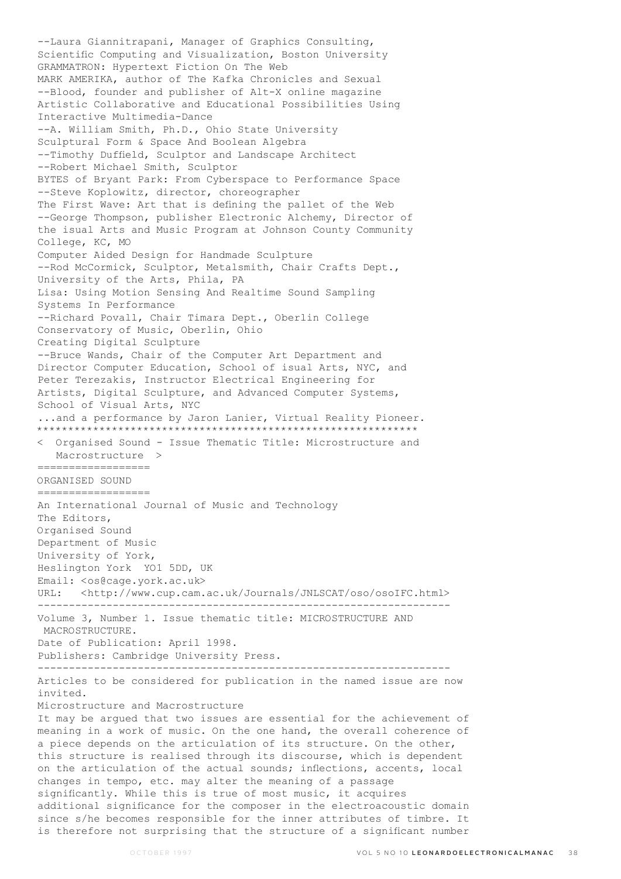--Laura Giannitrapani, Manager of Graphics Consulting, Scientific Computing and Visualization, Boston University

GRAMMATRON: Hypertext Fiction On The Web

MARK AMERIKA, author of The Kafka Chronicles and Sexual --Blood, founder and publisher of Alt-X online magazine

Artistic Collaborative and Educational Possibilities Using Interactive Multimedia-Dance

--A. William Smith, Ph.D., Ohio State University

Sculptural Form & Space And Boolean Algebra

--Timothy Duffield, Sculptor and Landscape Architect

--Robert Michael Smith, Sculptor

BYTES of Bryant Park: From Cyberspace to Performance Space

--Steve Koplowitz, director, choreographer

The First Wave: Art that is defining the pallet of the Web

--George Thompson, publisher Electronic Alchemy, Director of the isual Arts and Music Program at Johnson County Community College, KC, MO

Computer Aided Design for Handmade Sculpture

--Rod McCormick, Sculptor, Metalsmith, Chair Crafts Dept., University of the Arts, Phila, PA

Lisa: Using Motion Sensing And Realtime Sound Sampling Systems In Performance

--Richard Povall, Chair Timara Dept., Oberlin College Conservatory of Music, Oberlin, Ohio

Creating Digital Sculpture

--Bruce Wands, Chair of the Computer Art Department and Director Computer Education, School of isual Arts, NYC, and Peter Terezakis, Instructor Electrical Engineering for Artists, Digital Sculpture, and Advanced Computer Systems, School of Visual Arts, NYC

...and a performance by Jaron Lanier, Virtual Reality Pioneer.

************************************************************

< Organised Sound - Issue Thematic Title: Microstructure and Macrostructure >

==================

ORGANISED SOUND

==================

An International Journal of Music and Technology

The Editors,
Organised Sound
Department of Music
University of York,
Heslington York YO1 5DD, UK
Email: <os@cage.york.ac.uk>
URL: <http://www.cup.cam.ac.uk/Journals/JNLSCAT/oso/osoIFC.html>

-----------------------------------------------------------------

Volume 3, Number 1. Issue thematic title: MICROSTRUCTURE AND MACROSTRUCTURE.
Date of Publication: April 1998.
Publishers: Cambridge University Press.

-----------------------------------------------------------------

Articles to be considered for publication in the named issue are now invited.

Microstructure and Macrostructure

It may be argued that two issues are essential for the achievement of meaning in a work of music. On the one hand, the overall coherence of a piece depends on the articulation of its structure. On the other, this structure is realised through its discourse, which is dependent on the articulation of the actual sounds; inflections, accents, local changes in tempo, etc. may alter the meaning of a passage significantly. While this is true of most music, it acquires additional significance for the composer in the electroacoustic domain since s/he becomes responsible for the inner attributes of timbre. It is therefore not surprising that the structure of a significant number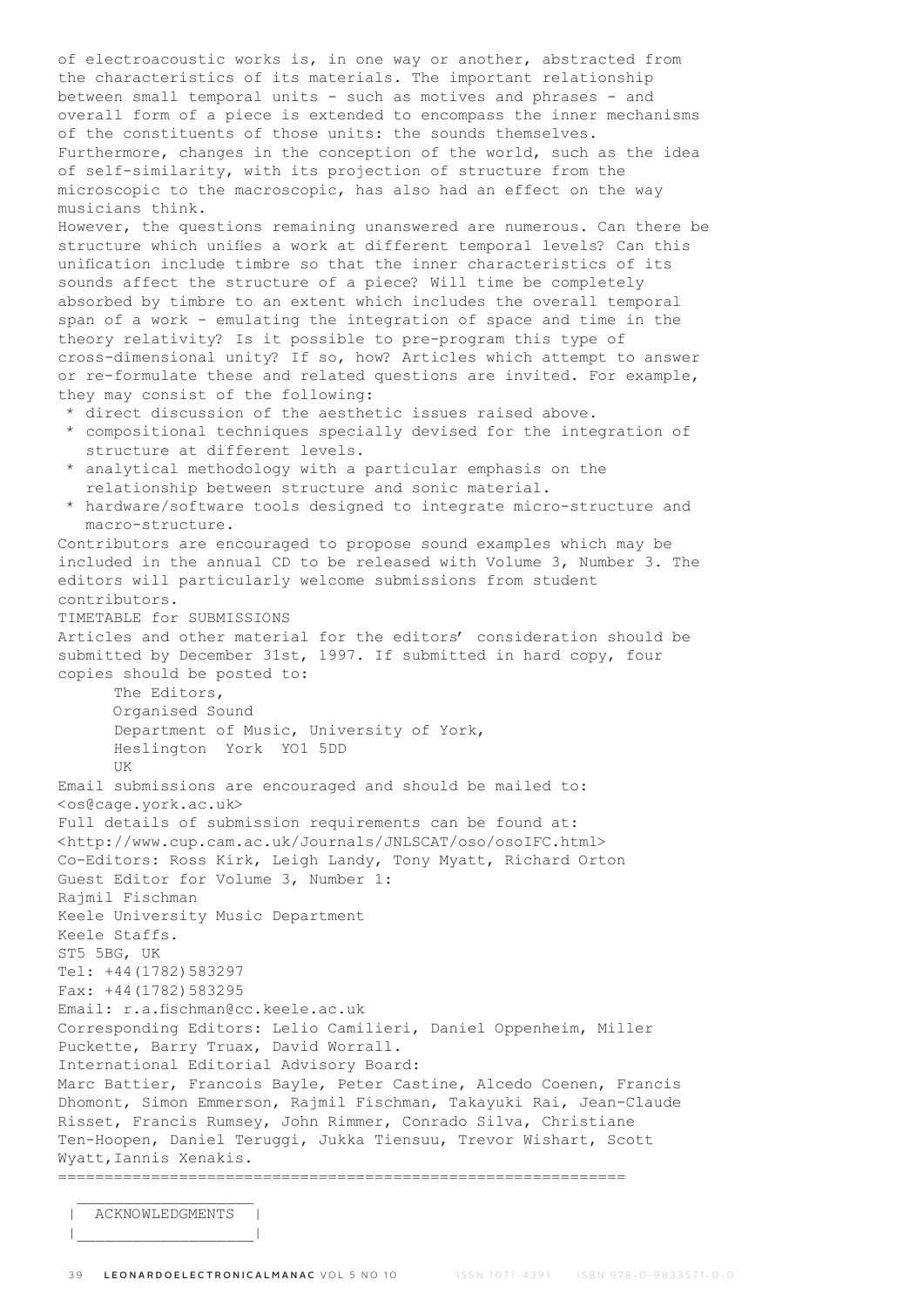of electroacoustic works is, in one way or another, abstracted from the characteristics of its materials. The important relationship between small temporal units - such as motives and phrases - and overall form of a piece is extended to encompass the inner mechanisms of the constituents of those units: the sounds themselves. Furthermore, changes in the conception of the world, such as the idea of self-similarity, with its projection of structure from the microscopic to the macroscopic, has also had an effect on the way musicians think.

However, the questions remaining unanswered are numerous. Can there be structure which unifies a work at different temporal levels? Can this unification include timbre so that the inner characteristics of its sounds affect the structure of a piece? Will time be completely absorbed by timbre to an extent which includes the overall temporal span of a work - emulating the integration of space and time in the theory relativity? Is it possible to pre-program this type of cross-dimensional unity? If so, how? Articles which attempt to answer or re-formulate these and related questions are invited. For example, they may consist of the following:

* direct discussion of the aesthetic issues raised above.
* compositional techniques specially devised for the integration of structure at different levels.
* analytical methodology with a particular emphasis on the relationship between structure and sonic material.
* hardware/software tools designed to integrate micro-structure and macro-structure.

Contributors are encouraged to propose sound examples which may be included in the annual CD to be released with Volume 3, Number 3. The editors will particularly welcome submissions from student contributors.

TIMETABLE for SUBMISSIONS

Articles and other material for the editors' consideration should be submitted by December 31st, 1997. If submitted in hard copy, four copies should be posted to:

The Editors,
Organised Sound
Department of Music, University of York,
Heslington York YO1 5DD
UK

Email submissions are encouraged and should be mailed to:
<os@cage.york.ac.uk>

Full details of submission requirements can be found at:
<http://www.cup.cam.ac.uk/Journals/JNLSCAT/oso/osoIFC.html>

Co-Editors: Ross Kirk, Leigh Landy, Tony Myatt, Richard Orton

Guest Editor for Volume 3, Number 1:
Rajmil Fischman
Keele University Music Department
Keele Staffs.
ST5 5BG, UK
Tel: +44(1782)583297
Fax: +44(1782)583295
Email: r.a.fischman@cc.keele.ac.uk

Corresponding Editors: Lelio Camilieri, Daniel Oppenheim, Miller Puckette, Barry Truax, David Worrall.

International Editorial Advisory Board:
Marc Battier, Francois Bayle, Peter Castine, Alcedo Coenen, Francis Dhomont, Simon Emmerson, Rajmil Fischman, Takayuki Rai, Jean-Claude Risset, Francis Rumsey, John Rimmer, Conrado Silva, Christiane Ten-Hoopen, Daniel Teruggi, Jukka Tiensuu, Trevor Wishart, Scott Wyatt, Iannis Xenakis.

---

## ACKNOWLEDGMENTS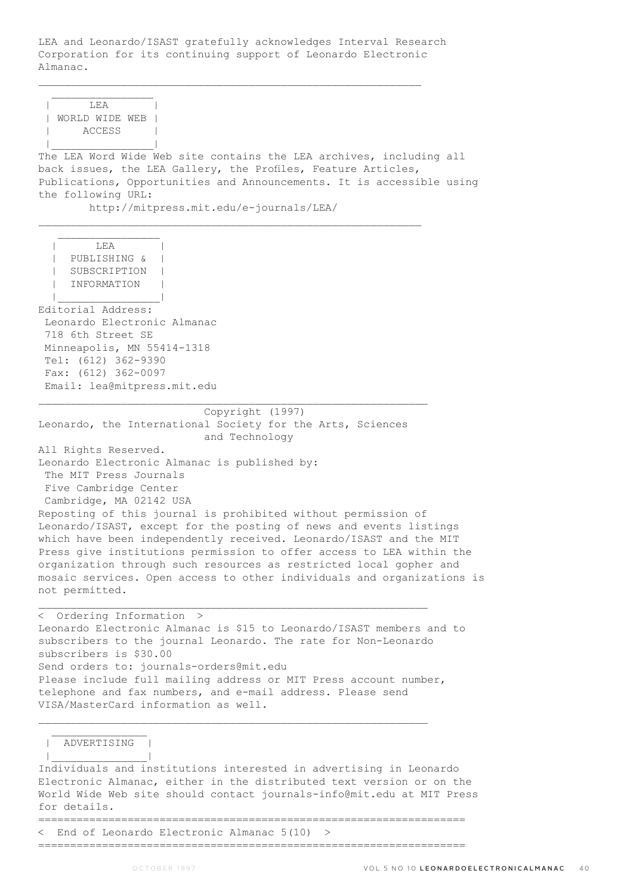LEA and Leonardo/ISAST gratefully acknowledges Interval Research Corporation for its continuing support of Leonardo Electronic Almanac.

---

## LEA WORLD WIDE WEB ACCESS

The LEA Word Wide Web site contains the LEA archives, including all back issues, the LEA Gallery, the Profiles, Feature Articles, Publications, Opportunities and Announcements. It is accessible using the following URL:

http://mitpress.mit.edu/e-journals/LEA/

---

## LEA PUBLISHING & SUBSCRIPTION INFORMATION

Editorial Address:
Leonardo Electronic Almanac
718 6th Street SE
Minneapolis, MN 55414-1318
Tel: (612) 362-9390
Fax: (612) 362-0097
Email: lea@mitpress.mit.edu

---

Copyright (1997)
Leonardo, the International Society for the Arts, Sciences and Technology
All Rights Reserved.

Leonardo Electronic Almanac is published by:
The MIT Press Journals
Five Cambridge Center
Cambridge, MA 02142 USA

Reposting of this journal is prohibited without permission of Leonardo/ISAST, except for the posting of news and events listings which have been independently received. Leonardo/ISAST and the MIT Press give institutions permission to offer access to LEA within the organization through such resources as restricted local gopher and mosaic services. Open access to other individuals and organizations is not permitted.

---

< Ordering Information >

Leonardo Electronic Almanac is $15 to Leonardo/ISAST members and to subscribers to the journal Leonardo. The rate for Non-Leonardo subscribers is $30.00

Send orders to: journals-orders@mit.edu

Please include full mailing address or MIT Press account number, telephone and fax numbers, and e-mail address. Please send VISA/MasterCard information as well.

---

## ADVERTISING

Individuals and institutions interested in advertising in Leonardo Electronic Almanac, either in the distributed text version or on the World Wide Web site should contact journals-info@mit.edu at MIT Press for details.

---

< End of Leonardo Electronic Almanac 5(10) >

---